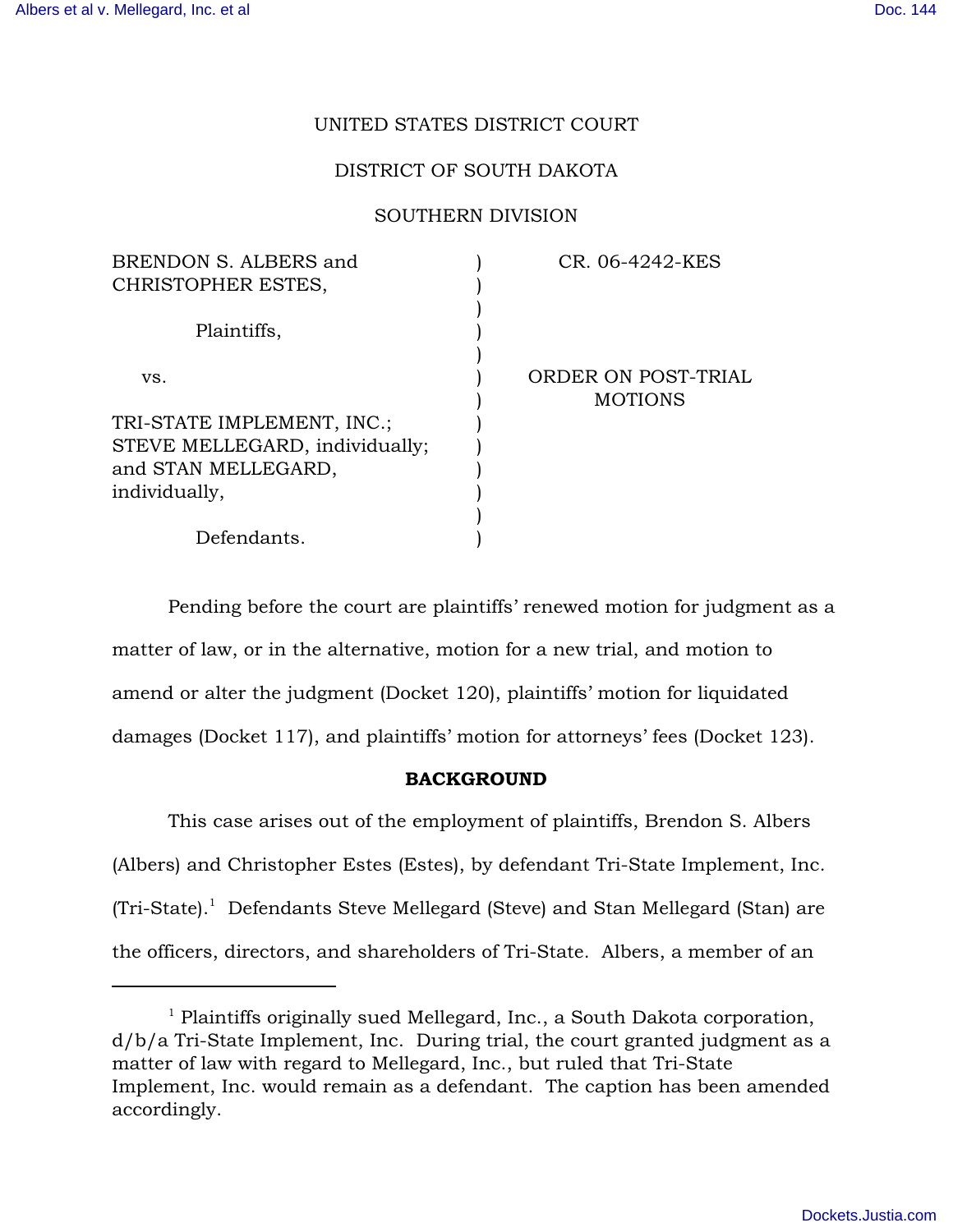UNITED STATES DISTRICT COURT

DISTRICT OF SOUTH DAKOTA

SOUTHERN DIVISION

| | | |
|---|---|---|
| BRENDON S. ALBERS and CHRISTOPHER ESTES, | ) | CR. 06-4242-KES |
| Plaintiffs, | ) | |
| vs. | ) | ORDER ON POST-TRIAL MOTIONS |
| TRI-STATE IMPLEMENT, INC.; STEVE MELLEGARD, individually; and STAN MELLEGARD, individually, | ) | |
| Defendants. | ) | |

Pending before the court are plaintiffs' renewed motion for judgment as a matter of law, or in the alternative, motion for a new trial, and motion to amend or alter the judgment (Docket 120), plaintiffs' motion for liquidated damages (Docket 117), and plaintiffs' motion for attorneys' fees (Docket 123).

**BACKGROUND**

This case arises out of the employment of plaintiffs, Brendon S. Albers (Albers) and Christopher Estes (Estes), by defendant Tri-State Implement, Inc. (Tri-State).[1] Defendants Steve Mellegard (Steve) and Stan Mellegard (Stan) are the officers, directors, and shareholders of Tri-State. Albers, a member of an

[1] Plaintiffs originally sued Mellegard, Inc., a South Dakota corporation, d/b/a Tri-State Implement, Inc. During trial, the court granted judgment as a matter of law with regard to Mellegard, Inc., but ruled that Tri-State Implement, Inc. would remain as a defendant. The caption has been amended accordingly.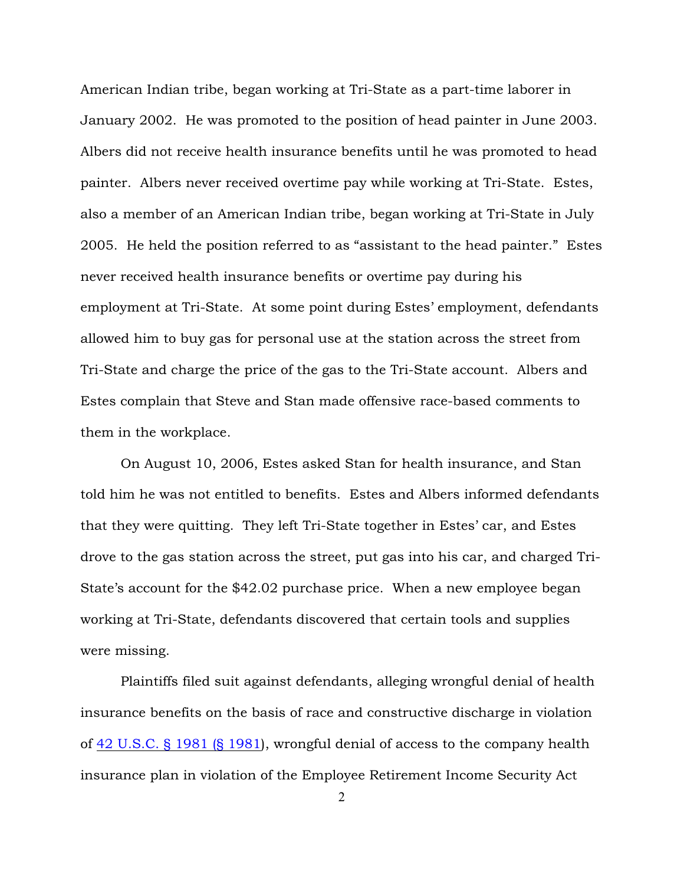American Indian tribe, began working at Tri-State as a part-time laborer in January 2002. He was promoted to the position of head painter in June 2003. Albers did not receive health insurance benefits until he was promoted to head painter. Albers never received overtime pay while working at Tri-State. Estes, also a member of an American Indian tribe, began working at Tri-State in July 2005. He held the position referred to as "assistant to the head painter." Estes never received health insurance benefits or overtime pay during his employment at Tri-State. At some point during Estes' employment, defendants allowed him to buy gas for personal use at the station across the street from Tri-State and charge the price of the gas to the Tri-State account. Albers and Estes complain that Steve and Stan made offensive race-based comments to them in the workplace.

On August 10, 2006, Estes asked Stan for health insurance, and Stan told him he was not entitled to benefits. Estes and Albers informed defendants that they were quitting. They left Tri-State together in Estes' car, and Estes drove to the gas station across the street, put gas into his car, and charged Tri-State's account for the $42.02 purchase price. When a new employee began working at Tri-State, defendants discovered that certain tools and supplies were missing.

Plaintiffs filed suit against defendants, alleging wrongful denial of health insurance benefits on the basis of race and constructive discharge in violation of 42 U.S.C. § 1981 (§ 1981), wrongful denial of access to the company health insurance plan in violation of the Employee Retirement Income Security Act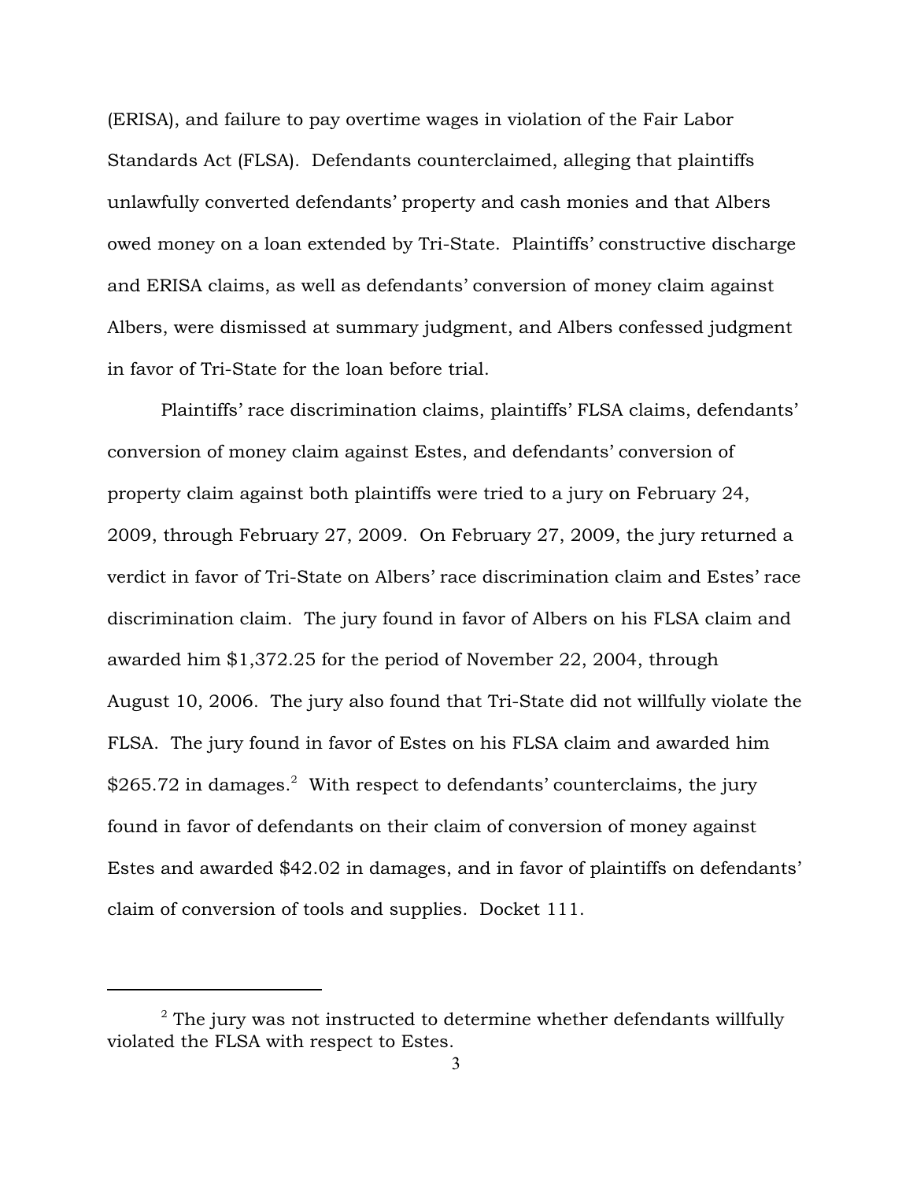(ERISA), and failure to pay overtime wages in violation of the Fair Labor Standards Act (FLSA). Defendants counterclaimed, alleging that plaintiffs unlawfully converted defendants' property and cash monies and that Albers owed money on a loan extended by Tri-State. Plaintiffs' constructive discharge and ERISA claims, as well as defendants' conversion of money claim against Albers, were dismissed at summary judgment, and Albers confessed judgment in favor of Tri-State for the loan before trial.

Plaintiffs' race discrimination claims, plaintiffs' FLSA claims, defendants' conversion of money claim against Estes, and defendants' conversion of property claim against both plaintiffs were tried to a jury on February 24, 2009, through February 27, 2009. On February 27, 2009, the jury returned a verdict in favor of Tri-State on Albers' race discrimination claim and Estes' race discrimination claim. The jury found in favor of Albers on his FLSA claim and awarded him $1,372.25 for the period of November 22, 2004, through August 10, 2006. The jury also found that Tri-State did not willfully violate the FLSA. The jury found in favor of Estes on his FLSA claim and awarded him $265.72 in damages.[2] With respect to defendants' counterclaims, the jury found in favor of defendants on their claim of conversion of money against Estes and awarded $42.02 in damages, and in favor of plaintiffs on defendants' claim of conversion of tools and supplies. Docket 111.

---

[2] The jury was not instructed to determine whether defendants willfully violated the FLSA with respect to Estes.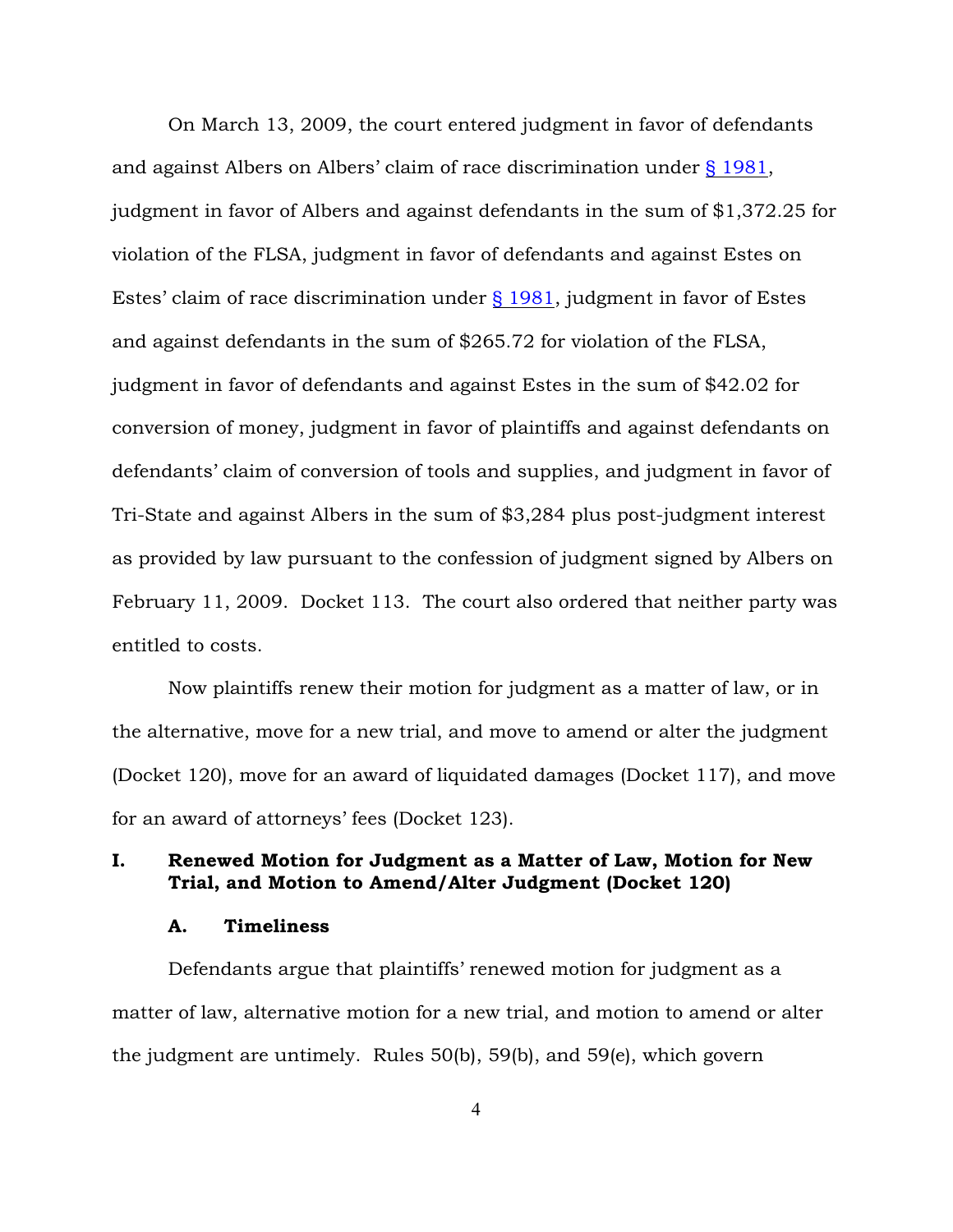On March 13, 2009, the court entered judgment in favor of defendants and against Albers on Albers' claim of race discrimination under § 1981, judgment in favor of Albers and against defendants in the sum of $1,372.25 for violation of the FLSA, judgment in favor of defendants and against Estes on Estes' claim of race discrimination under § 1981, judgment in favor of Estes and against defendants in the sum of $265.72 for violation of the FLSA, judgment in favor of defendants and against Estes in the sum of $42.02 for conversion of money, judgment in favor of plaintiffs and against defendants on defendants' claim of conversion of tools and supplies, and judgment in favor of Tri-State and against Albers in the sum of $3,284 plus post-judgment interest as provided by law pursuant to the confession of judgment signed by Albers on February 11, 2009. Docket 113. The court also ordered that neither party was entitled to costs.

Now plaintiffs renew their motion for judgment as a matter of law, or in the alternative, move for a new trial, and move to amend or alter the judgment (Docket 120), move for an award of liquidated damages (Docket 117), and move for an award of attorneys' fees (Docket 123).

## I. Renewed Motion for Judgment as a Matter of Law, Motion for New Trial, and Motion to Amend/Alter Judgment (Docket 120)

### A. Timeliness

Defendants argue that plaintiffs' renewed motion for judgment as a matter of law, alternative motion for a new trial, and motion to amend or alter the judgment are untimely. Rules 50(b), 59(b), and 59(e), which govern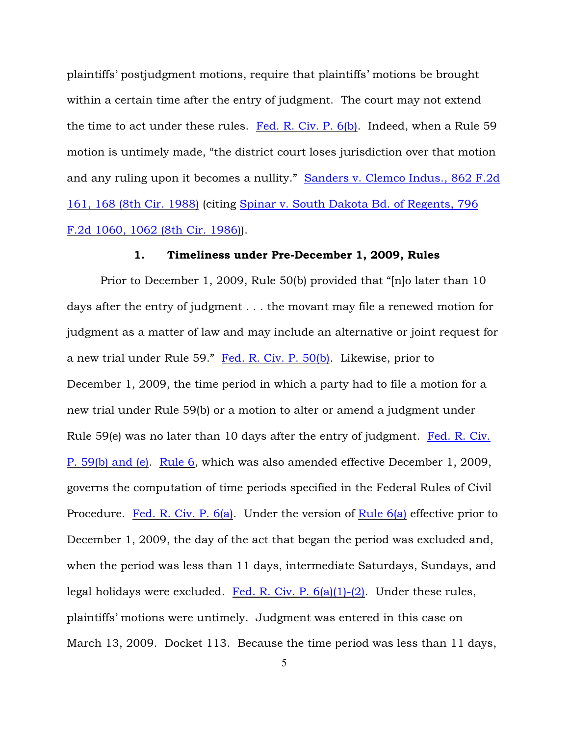plaintiffs' postjudgment motions, require that plaintiffs' motions be brought within a certain time after the entry of judgment. The court may not extend the time to act under these rules. Fed. R. Civ. P. 6(b). Indeed, when a Rule 59 motion is untimely made, "the district court loses jurisdiction over that motion and any ruling upon it becomes a nullity." Sanders v. Clemco Indus., 862 F.2d 161, 168 (8th Cir. 1988) (citing Spinar v. South Dakota Bd. of Regents, 796 F.2d 1060, 1062 (8th Cir. 1986)).

### 1. Timeliness under Pre-December 1, 2009, Rules

Prior to December 1, 2009, Rule 50(b) provided that "[n]o later than 10 days after the entry of judgment . . . the movant may file a renewed motion for judgment as a matter of law and may include an alternative or joint request for a new trial under Rule 59." Fed. R. Civ. P. 50(b). Likewise, prior to December 1, 2009, the time period in which a party had to file a motion for a new trial under Rule 59(b) or a motion to alter or amend a judgment under Rule 59(e) was no later than 10 days after the entry of judgment. Fed. R. Civ. P. 59(b) and (e). Rule 6, which was also amended effective December 1, 2009, governs the computation of time periods specified in the Federal Rules of Civil Procedure. Fed. R. Civ. P. 6(a). Under the version of Rule 6(a) effective prior to December 1, 2009, the day of the act that began the period was excluded and, when the period was less than 11 days, intermediate Saturdays, Sundays, and legal holidays were excluded. Fed. R. Civ. P. 6(a)(1)-(2). Under these rules, plaintiffs' motions were untimely. Judgment was entered in this case on March 13, 2009. Docket 113. Because the time period was less than 11 days,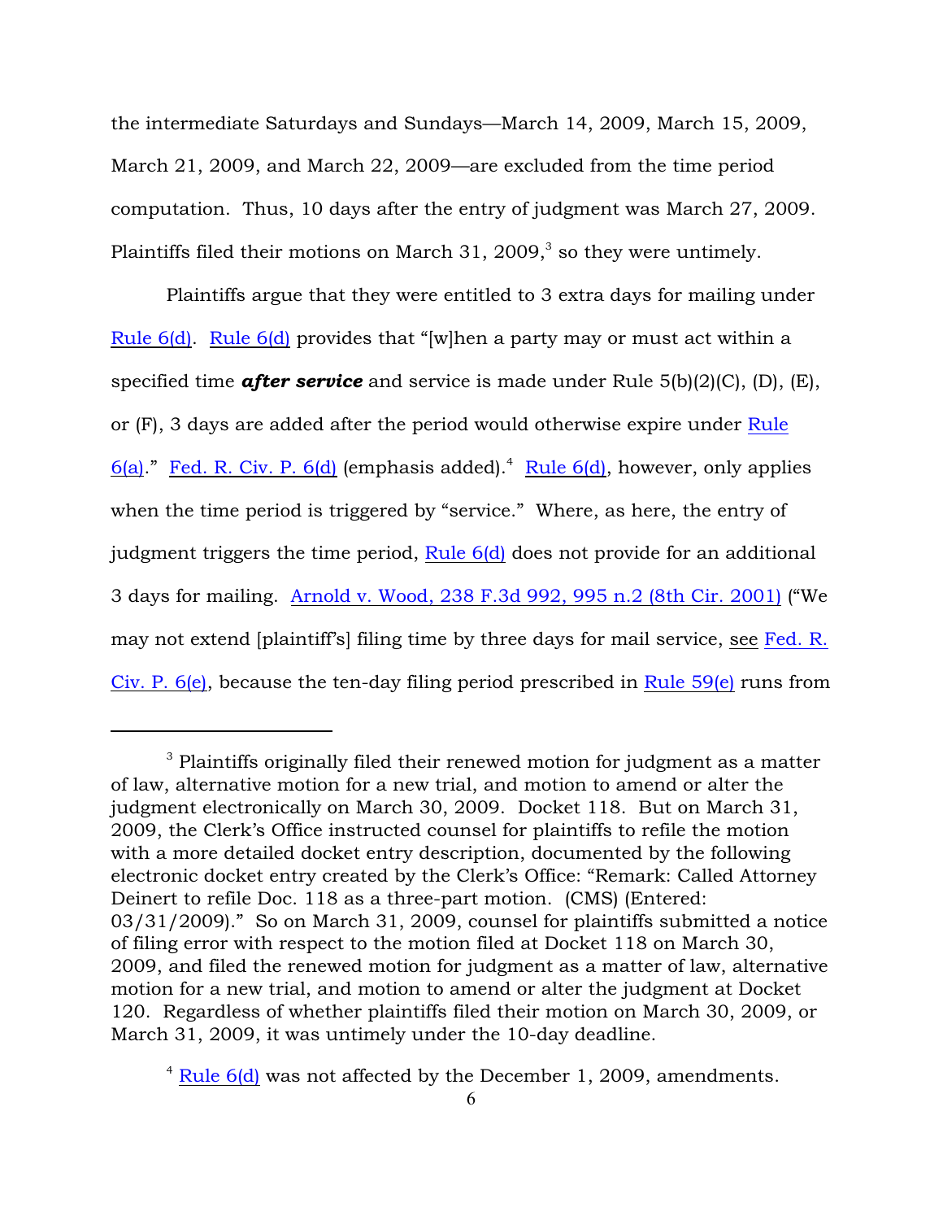the intermediate Saturdays and Sundays—March 14, 2009, March 15, 2009, March 21, 2009, and March 22, 2009—are excluded from the time period computation. Thus, 10 days after the entry of judgment was March 27, 2009. Plaintiffs filed their motions on March 31, 2009,[3] so they were untimely.

Plaintiffs argue that they were entitled to 3 extra days for mailing under Rule 6(d). Rule 6(d) provides that "[w]hen a party may or must act within a specified time ***after service*** and service is made under Rule 5(b)(2)(C), (D), (E), or (F), 3 days are added after the period would otherwise expire under Rule 6(a)." Fed. R. Civ. P. 6(d) (emphasis added).[4] Rule 6(d), however, only applies when the time period is triggered by "service." Where, as here, the entry of judgment triggers the time period, Rule 6(d) does not provide for an additional 3 days for mailing. Arnold v. Wood, 238 F.3d 992, 995 n.2 (8th Cir. 2001) ("We may not extend [plaintiff's] filing time by three days for mail service, see Fed. R. Civ. P. 6(e), because the ten-day filing period prescribed in Rule 59(e) runs from

---

[3] Plaintiffs originally filed their renewed motion for judgment as a matter of law, alternative motion for a new trial, and motion to amend or alter the judgment electronically on March 30, 2009. Docket 118. But on March 31, 2009, the Clerk's Office instructed counsel for plaintiffs to refile the motion with a more detailed docket entry description, documented by the following electronic docket entry created by the Clerk's Office: "Remark: Called Attorney Deinert to refile Doc. 118 as a three-part motion. (CMS) (Entered: 03/31/2009)." So on March 31, 2009, counsel for plaintiffs submitted a notice of filing error with respect to the motion filed at Docket 118 on March 30, 2009, and filed the renewed motion for judgment as a matter of law, alternative motion for a new trial, and motion to amend or alter the judgment at Docket 120. Regardless of whether plaintiffs filed their motion on March 30, 2009, or March 31, 2009, it was untimely under the 10-day deadline.

[4] Rule 6(d) was not affected by the December 1, 2009, amendments.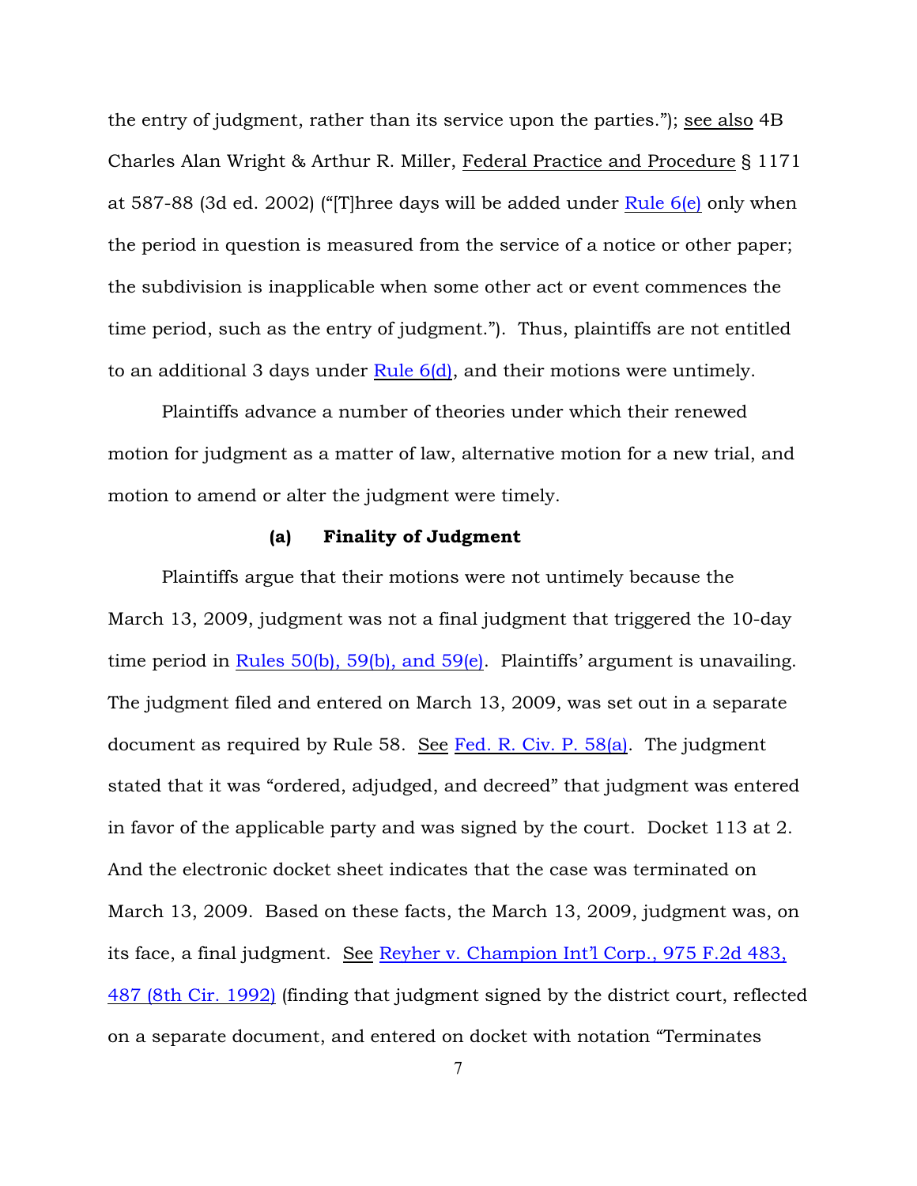the entry of judgment, rather than its service upon the parties."); see also 4B Charles Alan Wright & Arthur R. Miller, Federal Practice and Procedure § 1171 at 587-88 (3d ed. 2002) ("[T]hree days will be added under Rule 6(e) only when the period in question is measured from the service of a notice or other paper; the subdivision is inapplicable when some other act or event commences the time period, such as the entry of judgment."). Thus, plaintiffs are not entitled to an additional 3 days under Rule 6(d), and their motions were untimely.

Plaintiffs advance a number of theories under which their renewed motion for judgment as a matter of law, alternative motion for a new trial, and motion to amend or alter the judgment were timely.

**(a) Finality of Judgment**

Plaintiffs argue that their motions were not untimely because the March 13, 2009, judgment was not a final judgment that triggered the 10-day time period in Rules 50(b), 59(b), and 59(e). Plaintiffs' argument is unavailing. The judgment filed and entered on March 13, 2009, was set out in a separate document as required by Rule 58. See Fed. R. Civ. P. 58(a). The judgment stated that it was "ordered, adjudged, and decreed" that judgment was entered in favor of the applicable party and was signed by the court. Docket 113 at 2. And the electronic docket sheet indicates that the case was terminated on March 13, 2009. Based on these facts, the March 13, 2009, judgment was, on its face, a final judgment. See Reyher v. Champion Int'l Corp., 975 F.2d 483, 487 (8th Cir. 1992) (finding that judgment signed by the district court, reflected on a separate document, and entered on docket with notation "Terminates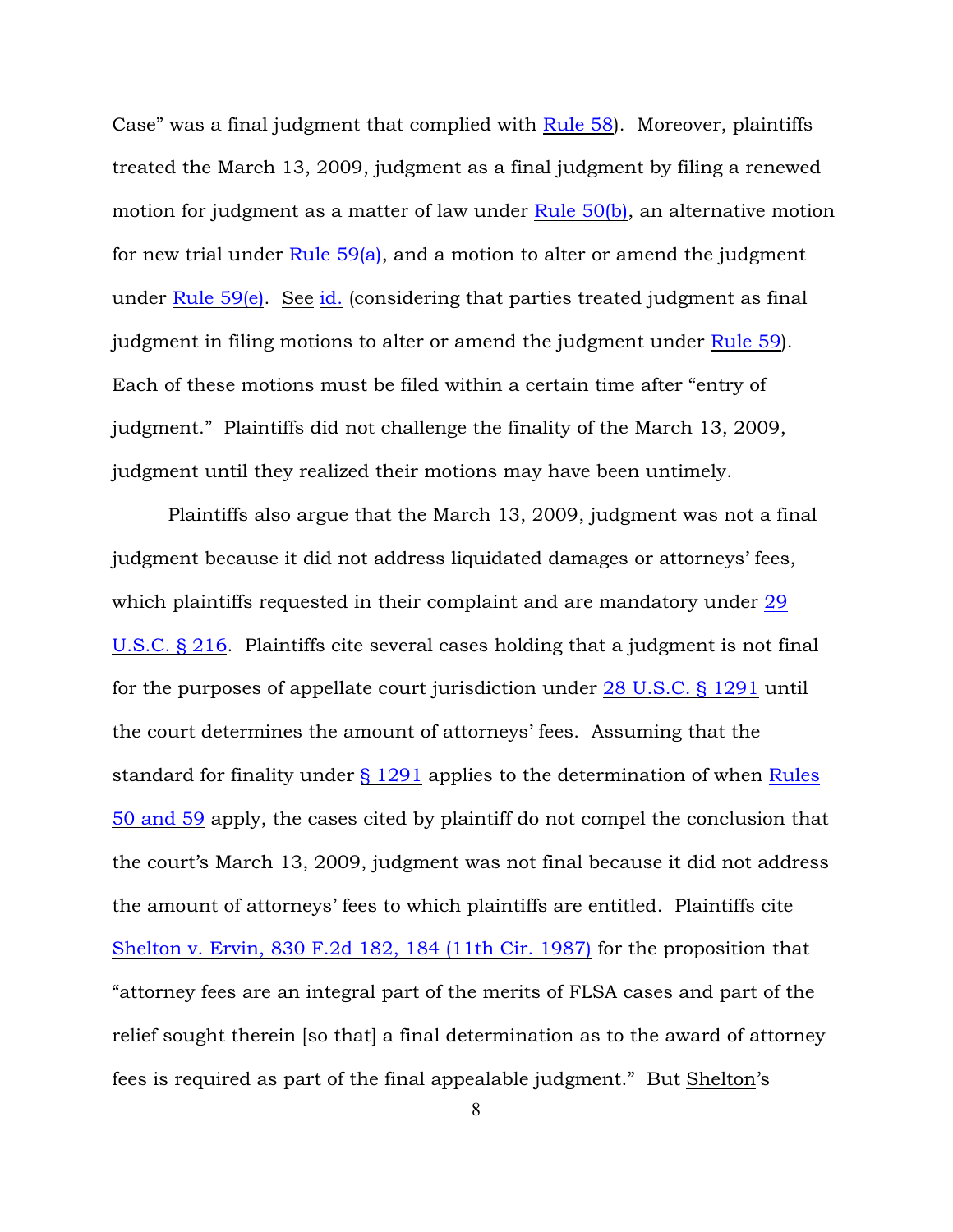Case" was a final judgment that complied with Rule 58). Moreover, plaintiffs treated the March 13, 2009, judgment as a final judgment by filing a renewed motion for judgment as a matter of law under Rule 50(b), an alternative motion for new trial under Rule 59(a), and a motion to alter or amend the judgment under Rule 59(e). See id. (considering that parties treated judgment as final judgment in filing motions to alter or amend the judgment under Rule 59). Each of these motions must be filed within a certain time after "entry of judgment." Plaintiffs did not challenge the finality of the March 13, 2009, judgment until they realized their motions may have been untimely.

Plaintiffs also argue that the March 13, 2009, judgment was not a final judgment because it did not address liquidated damages or attorneys' fees, which plaintiffs requested in their complaint and are mandatory under 29 U.S.C. § 216. Plaintiffs cite several cases holding that a judgment is not final for the purposes of appellate court jurisdiction under 28 U.S.C. § 1291 until the court determines the amount of attorneys' fees. Assuming that the standard for finality under § 1291 applies to the determination of when Rules 50 and 59 apply, the cases cited by plaintiff do not compel the conclusion that the court's March 13, 2009, judgment was not final because it did not address the amount of attorneys' fees to which plaintiffs are entitled. Plaintiffs cite Shelton v. Ervin, 830 F.2d 182, 184 (11th Cir. 1987) for the proposition that "attorney fees are an integral part of the merits of FLSA cases and part of the relief sought therein [so that] a final determination as to the award of attorney fees is required as part of the final appealable judgment." But Shelton's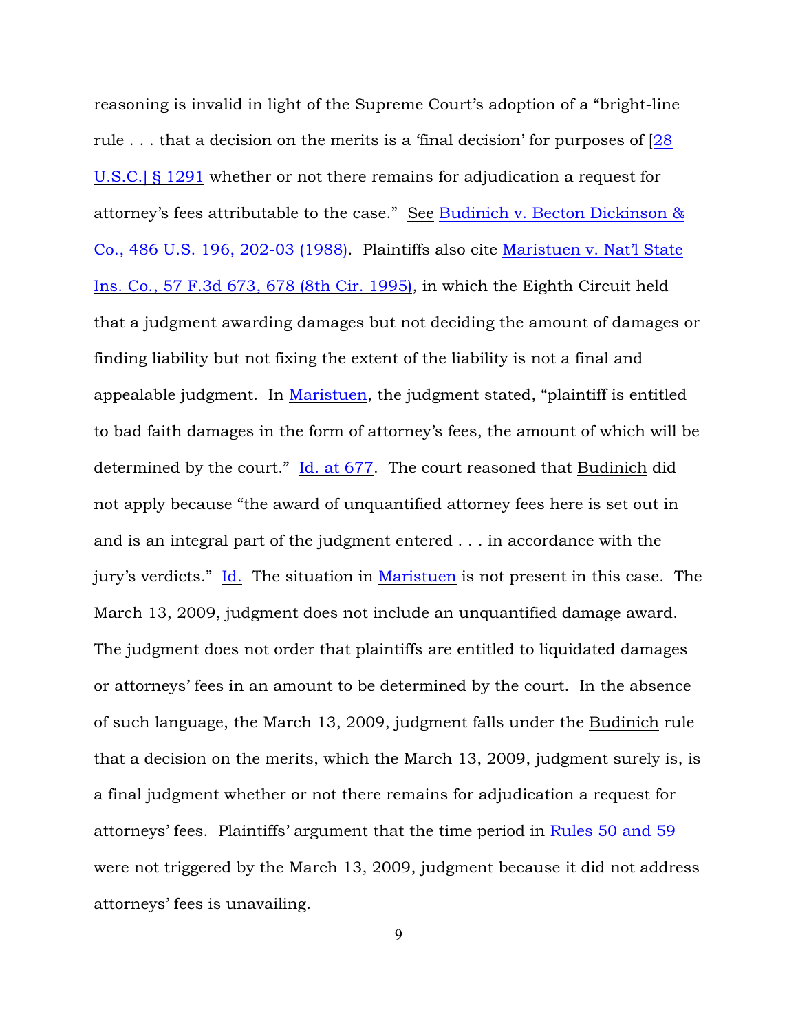reasoning is invalid in light of the Supreme Court's adoption of a "bright-line rule . . . that a decision on the merits is a 'final decision' for purposes of [28 U.S.C.] § 1291 whether or not there remains for adjudication a request for attorney's fees attributable to the case." See Budinich v. Becton Dickinson & Co., 486 U.S. 196, 202-03 (1988). Plaintiffs also cite Maristuen v. Nat'l State Ins. Co., 57 F.3d 673, 678 (8th Cir. 1995), in which the Eighth Circuit held that a judgment awarding damages but not deciding the amount of damages or finding liability but not fixing the extent of the liability is not a final and appealable judgment. In Maristuen, the judgment stated, "plaintiff is entitled to bad faith damages in the form of attorney's fees, the amount of which will be determined by the court." Id. at 677. The court reasoned that Budinich did not apply because "the award of unquantified attorney fees here is set out in and is an integral part of the judgment entered . . . in accordance with the jury's verdicts." Id. The situation in Maristuen is not present in this case. The March 13, 2009, judgment does not include an unquantified damage award. The judgment does not order that plaintiffs are entitled to liquidated damages or attorneys' fees in an amount to be determined by the court. In the absence of such language, the March 13, 2009, judgment falls under the Budinich rule that a decision on the merits, which the March 13, 2009, judgment surely is, is a final judgment whether or not there remains for adjudication a request for attorneys' fees. Plaintiffs' argument that the time period in Rules 50 and 59 were not triggered by the March 13, 2009, judgment because it did not address attorneys' fees is unavailing.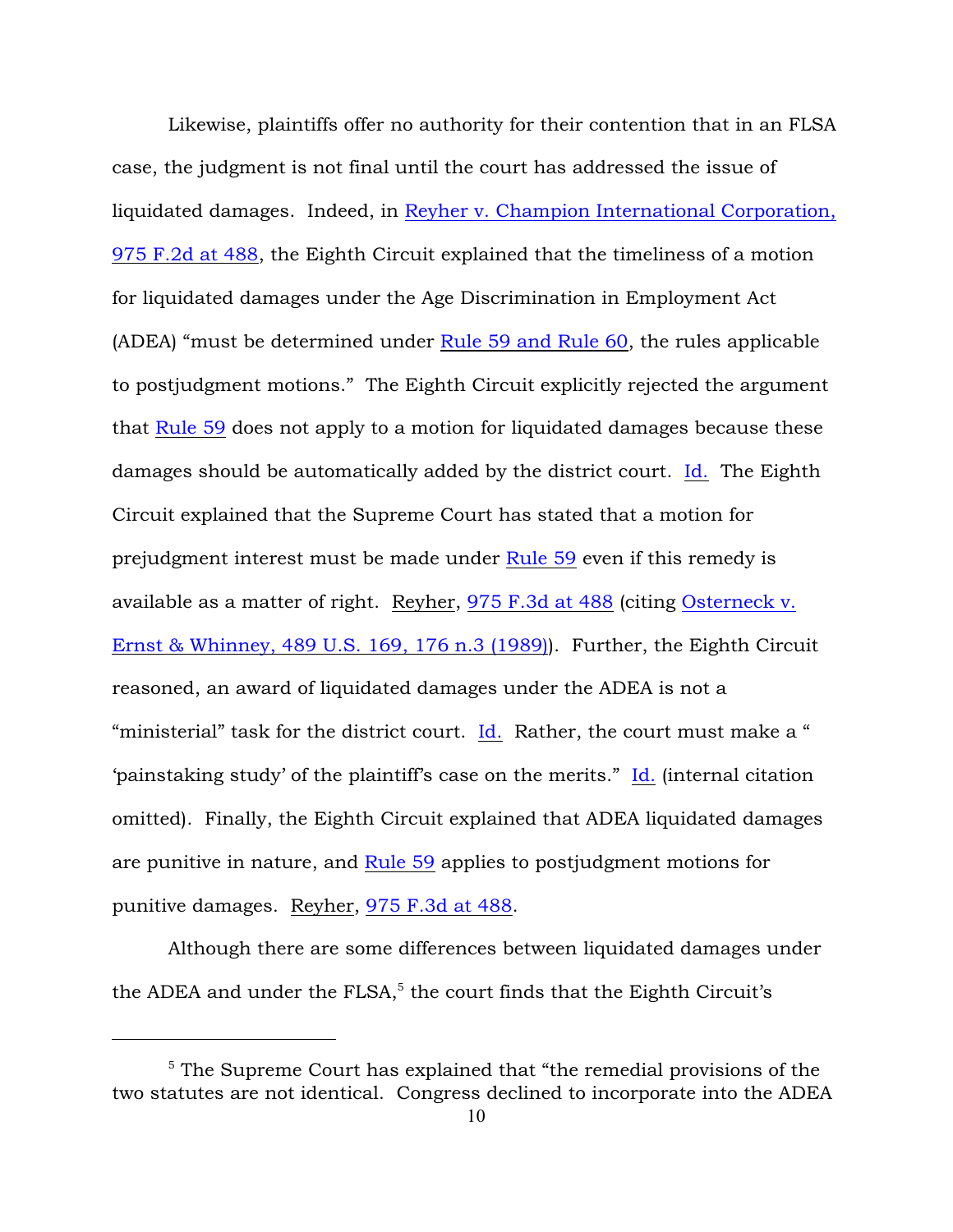Likewise, plaintiffs offer no authority for their contention that in an FLSA case, the judgment is not final until the court has addressed the issue of liquidated damages. Indeed, in Reyher v. Champion International Corporation, 975 F.2d at 488, the Eighth Circuit explained that the timeliness of a motion for liquidated damages under the Age Discrimination in Employment Act (ADEA) "must be determined under Rule 59 and Rule 60, the rules applicable to postjudgment motions." The Eighth Circuit explicitly rejected the argument that Rule 59 does not apply to a motion for liquidated damages because these damages should be automatically added by the district court. Id. The Eighth Circuit explained that the Supreme Court has stated that a motion for prejudgment interest must be made under Rule 59 even if this remedy is available as a matter of right. Reyher, 975 F.3d at 488 (citing Osterneck v. Ernst & Whinney, 489 U.S. 169, 176 n.3 (1989)). Further, the Eighth Circuit reasoned, an award of liquidated damages under the ADEA is not a "ministerial" task for the district court. Id. Rather, the court must make a " 'painstaking study' of the plaintiff's case on the merits." Id. (internal citation omitted). Finally, the Eighth Circuit explained that ADEA liquidated damages are punitive in nature, and Rule 59 applies to postjudgment motions for punitive damages. Reyher, 975 F.3d at 488.

Although there are some differences between liquidated damages under the ADEA and under the FLSA,[5] the court finds that the Eighth Circuit's

---

[5] The Supreme Court has explained that "the remedial provisions of the two statutes are not identical. Congress declined to incorporate into the ADEA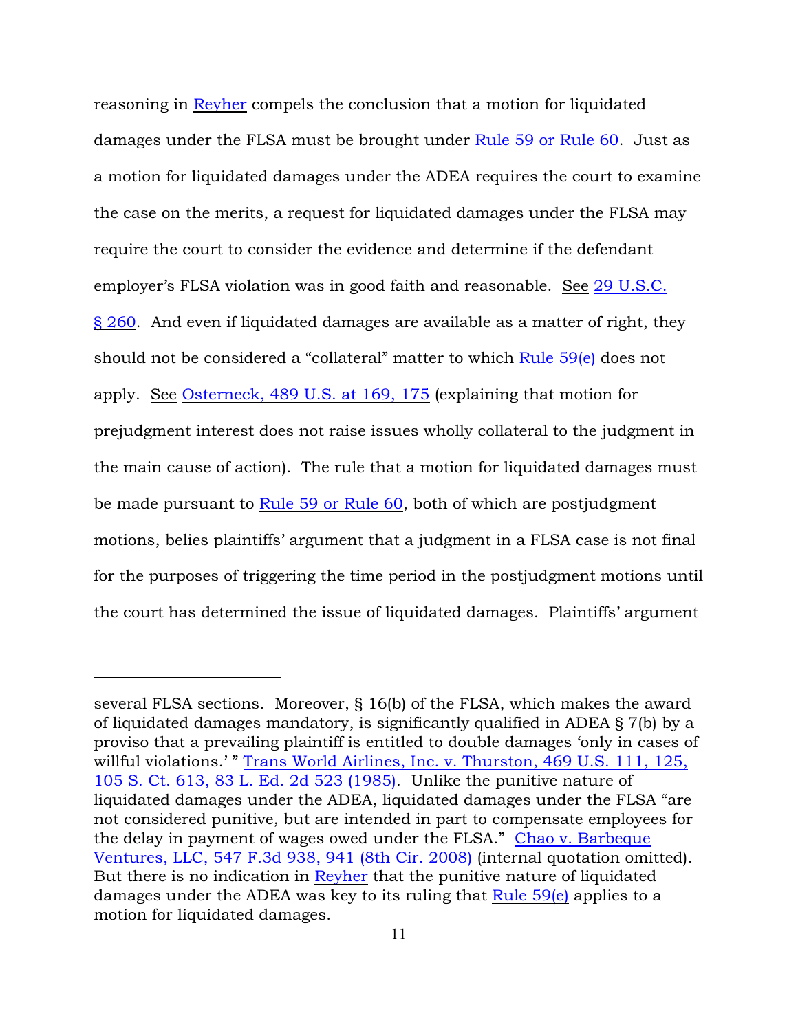reasoning in Reyher compels the conclusion that a motion for liquidated damages under the FLSA must be brought under Rule 59 or Rule 60. Just as a motion for liquidated damages under the ADEA requires the court to examine the case on the merits, a request for liquidated damages under the FLSA may require the court to consider the evidence and determine if the defendant employer's FLSA violation was in good faith and reasonable. See 29 U.S.C. § 260. And even if liquidated damages are available as a matter of right, they should not be considered a "collateral" matter to which Rule 59(e) does not apply. See Osterneck, 489 U.S. at 169, 175 (explaining that motion for prejudgment interest does not raise issues wholly collateral to the judgment in the main cause of action). The rule that a motion for liquidated damages must be made pursuant to Rule 59 or Rule 60, both of which are postjudgment motions, belies plaintiffs' argument that a judgment in a FLSA case is not final for the purposes of triggering the time period in the postjudgment motions until the court has determined the issue of liquidated damages. Plaintiffs' argument

---

several FLSA sections. Moreover, § 16(b) of the FLSA, which makes the award of liquidated damages mandatory, is significantly qualified in ADEA § 7(b) by a proviso that a prevailing plaintiff is entitled to double damages 'only in cases of willful violations.' " Trans World Airlines, Inc. v. Thurston, 469 U.S. 111, 125, 105 S. Ct. 613, 83 L. Ed. 2d 523 (1985). Unlike the punitive nature of liquidated damages under the ADEA, liquidated damages under the FLSA "are not considered punitive, but are intended in part to compensate employees for the delay in payment of wages owed under the FLSA." Chao v. Barbeque Ventures, LLC, 547 F.3d 938, 941 (8th Cir. 2008) (internal quotation omitted). But there is no indication in Reyher that the punitive nature of liquidated damages under the ADEA was key to its ruling that Rule 59(e) applies to a motion for liquidated damages.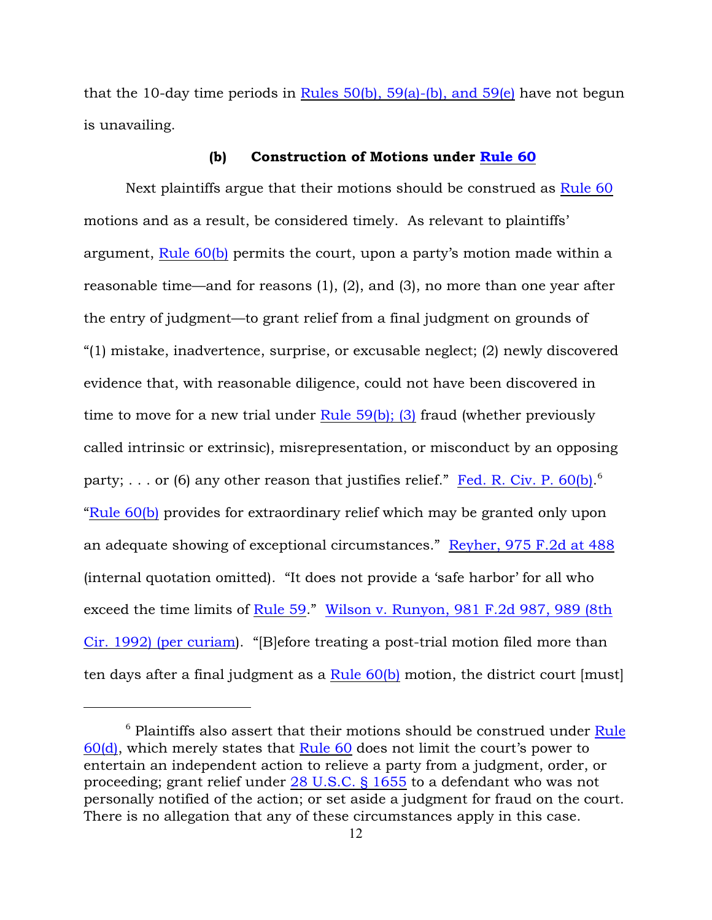that the 10-day time periods in Rules 50(b), 59(a)-(b), and 59(e) have not begun is unavailing.

#### (b) Construction of Motions under Rule 60

Next plaintiffs argue that their motions should be construed as Rule 60 motions and as a result, be considered timely. As relevant to plaintiffs' argument, Rule 60(b) permits the court, upon a party's motion made within a reasonable time—and for reasons (1), (2), and (3), no more than one year after the entry of judgment—to grant relief from a final judgment on grounds of "(1) mistake, inadvertence, surprise, or excusable neglect; (2) newly discovered evidence that, with reasonable diligence, could not have been discovered in time to move for a new trial under Rule 59(b); (3) fraud (whether previously called intrinsic or extrinsic), misrepresentation, or misconduct by an opposing party; . . . or (6) any other reason that justifies relief." Fed. R. Civ. P. 60(b).[6] "Rule 60(b) provides for extraordinary relief which may be granted only upon an adequate showing of exceptional circumstances." Reyher, 975 F.2d at 488 (internal quotation omitted). "It does not provide a 'safe harbor' for all who exceed the time limits of Rule 59." Wilson v. Runyon, 981 F.2d 987, 989 (8th Cir. 1992) (per curiam). "[B]efore treating a post-trial motion filed more than ten days after a final judgment as a Rule 60(b) motion, the district court [must]

---

[6] Plaintiffs also assert that their motions should be construed under Rule 60(d), which merely states that Rule 60 does not limit the court's power to entertain an independent action to relieve a party from a judgment, order, or proceeding; grant relief under 28 U.S.C. § 1655 to a defendant who was not personally notified of the action; or set aside a judgment for fraud on the court. There is no allegation that any of these circumstances apply in this case.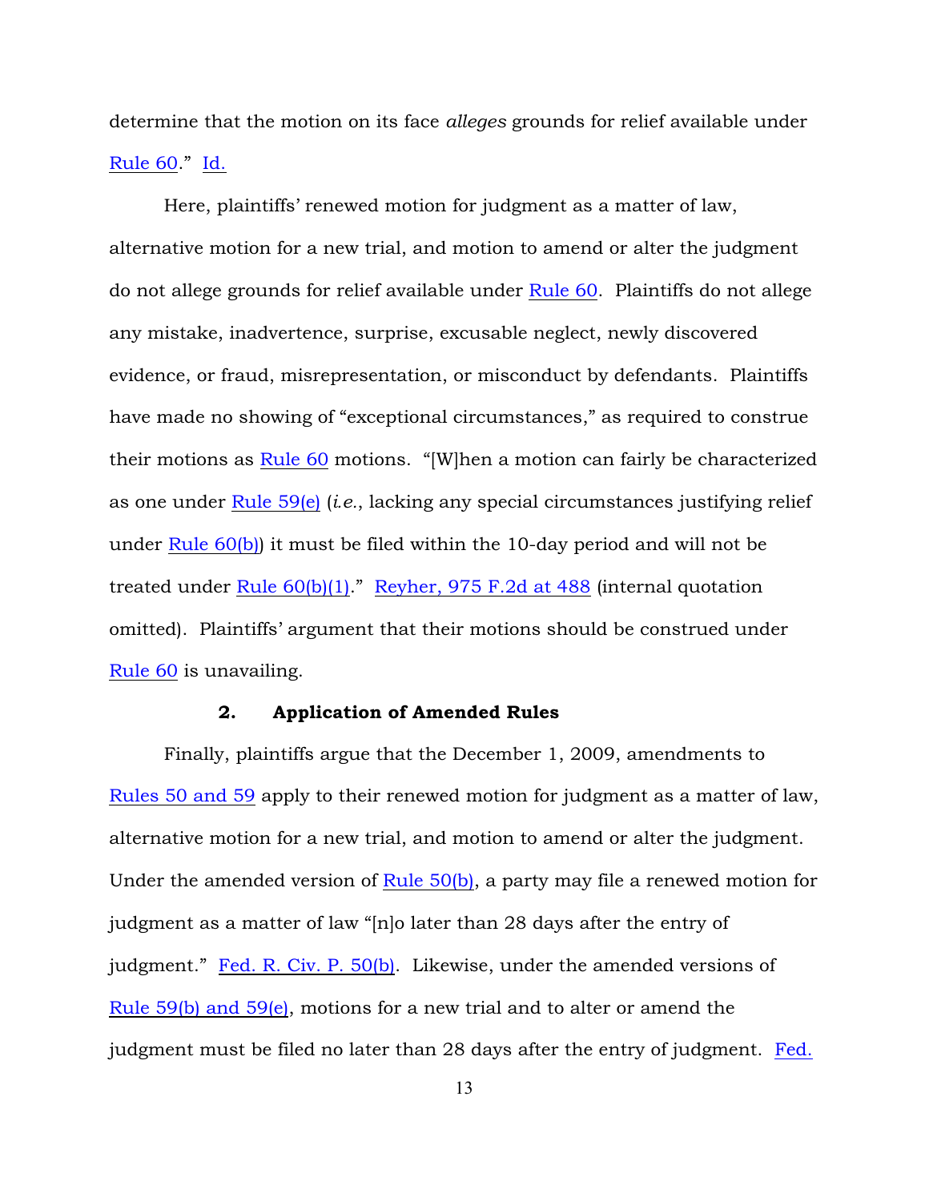determine that the motion on its face *alleges* grounds for relief available under Rule 60." Id.

Here, plaintiffs' renewed motion for judgment as a matter of law, alternative motion for a new trial, and motion to amend or alter the judgment do not allege grounds for relief available under Rule 60. Plaintiffs do not allege any mistake, inadvertence, surprise, excusable neglect, newly discovered evidence, or fraud, misrepresentation, or misconduct by defendants. Plaintiffs have made no showing of "exceptional circumstances," as required to construe their motions as Rule 60 motions. "[W]hen a motion can fairly be characterized as one under Rule 59(e) (*i.e.*, lacking any special circumstances justifying relief under Rule 60(b)) it must be filed within the 10-day period and will not be treated under Rule 60(b)(1)." Reyher, 975 F.2d at 488 (internal quotation omitted). Plaintiffs' argument that their motions should be construed under Rule 60 is unavailing.

### 2. Application of Amended Rules

Finally, plaintiffs argue that the December 1, 2009, amendments to Rules 50 and 59 apply to their renewed motion for judgment as a matter of law, alternative motion for a new trial, and motion to amend or alter the judgment. Under the amended version of Rule 50(b), a party may file a renewed motion for judgment as a matter of law "[n]o later than 28 days after the entry of judgment." Fed. R. Civ. P. 50(b). Likewise, under the amended versions of Rule 59(b) and 59(e), motions for a new trial and to alter or amend the judgment must be filed no later than 28 days after the entry of judgment. Fed.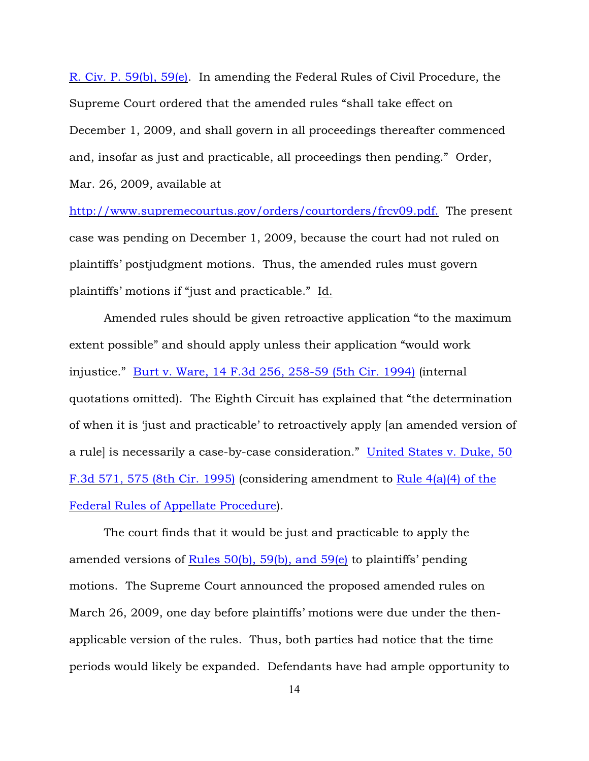R. Civ. P. 59(b), 59(e). In amending the Federal Rules of Civil Procedure, the Supreme Court ordered that the amended rules "shall take effect on December 1, 2009, and shall govern in all proceedings thereafter commenced and, insofar as just and practicable, all proceedings then pending." Order, Mar. 26, 2009, available at http://www.supremecourtus.gov/orders/courtorders/frcv09.pdf. The present case was pending on December 1, 2009, because the court had not ruled on plaintiffs' postjudgment motions. Thus, the amended rules must govern plaintiffs' motions if "just and practicable." Id.

Amended rules should be given retroactive application "to the maximum extent possible" and should apply unless their application "would work injustice." Burt v. Ware, 14 F.3d 256, 258-59 (5th Cir. 1994) (internal quotations omitted). The Eighth Circuit has explained that "the determination of when it is 'just and practicable' to retroactively apply [an amended version of a rule] is necessarily a case-by-case consideration." United States v. Duke, 50 F.3d 571, 575 (8th Cir. 1995) (considering amendment to Rule 4(a)(4) of the Federal Rules of Appellate Procedure).

The court finds that it would be just and practicable to apply the amended versions of Rules 50(b), 59(b), and 59(e) to plaintiffs' pending motions. The Supreme Court announced the proposed amended rules on March 26, 2009, one day before plaintiffs' motions were due under the then-applicable version of the rules. Thus, both parties had notice that the time periods would likely be expanded. Defendants have had ample opportunity to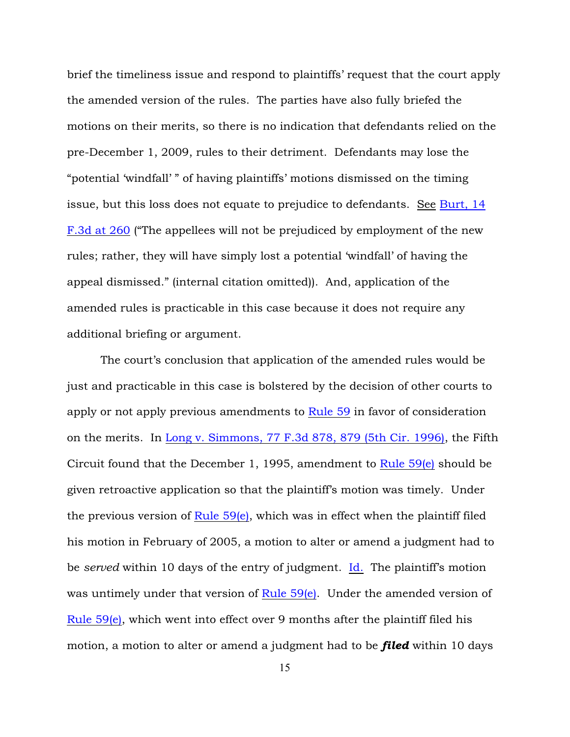brief the timeliness issue and respond to plaintiffs' request that the court apply the amended version of the rules. The parties have also fully briefed the motions on their merits, so there is no indication that defendants relied on the pre-December 1, 2009, rules to their detriment. Defendants may lose the "potential 'windfall' " of having plaintiffs' motions dismissed on the timing issue, but this loss does not equate to prejudice to defendants. See Burt, 14 F.3d at 260 ("The appellees will not be prejudiced by employment of the new rules; rather, they will have simply lost a potential 'windfall' of having the appeal dismissed." (internal citation omitted)). And, application of the amended rules is practicable in this case because it does not require any additional briefing or argument.

The court's conclusion that application of the amended rules would be just and practicable in this case is bolstered by the decision of other courts to apply or not apply previous amendments to Rule 59 in favor of consideration on the merits. In Long v. Simmons, 77 F.3d 878, 879 (5th Cir. 1996), the Fifth Circuit found that the December 1, 1995, amendment to Rule 59(e) should be given retroactive application so that the plaintiff's motion was timely. Under the previous version of Rule 59(e), which was in effect when the plaintiff filed his motion in February of 2005, a motion to alter or amend a judgment had to be *served* within 10 days of the entry of judgment. Id. The plaintiff's motion was untimely under that version of Rule 59(e). Under the amended version of Rule 59(e), which went into effect over 9 months after the plaintiff filed his motion, a motion to alter or amend a judgment had to be ***filed*** within 10 days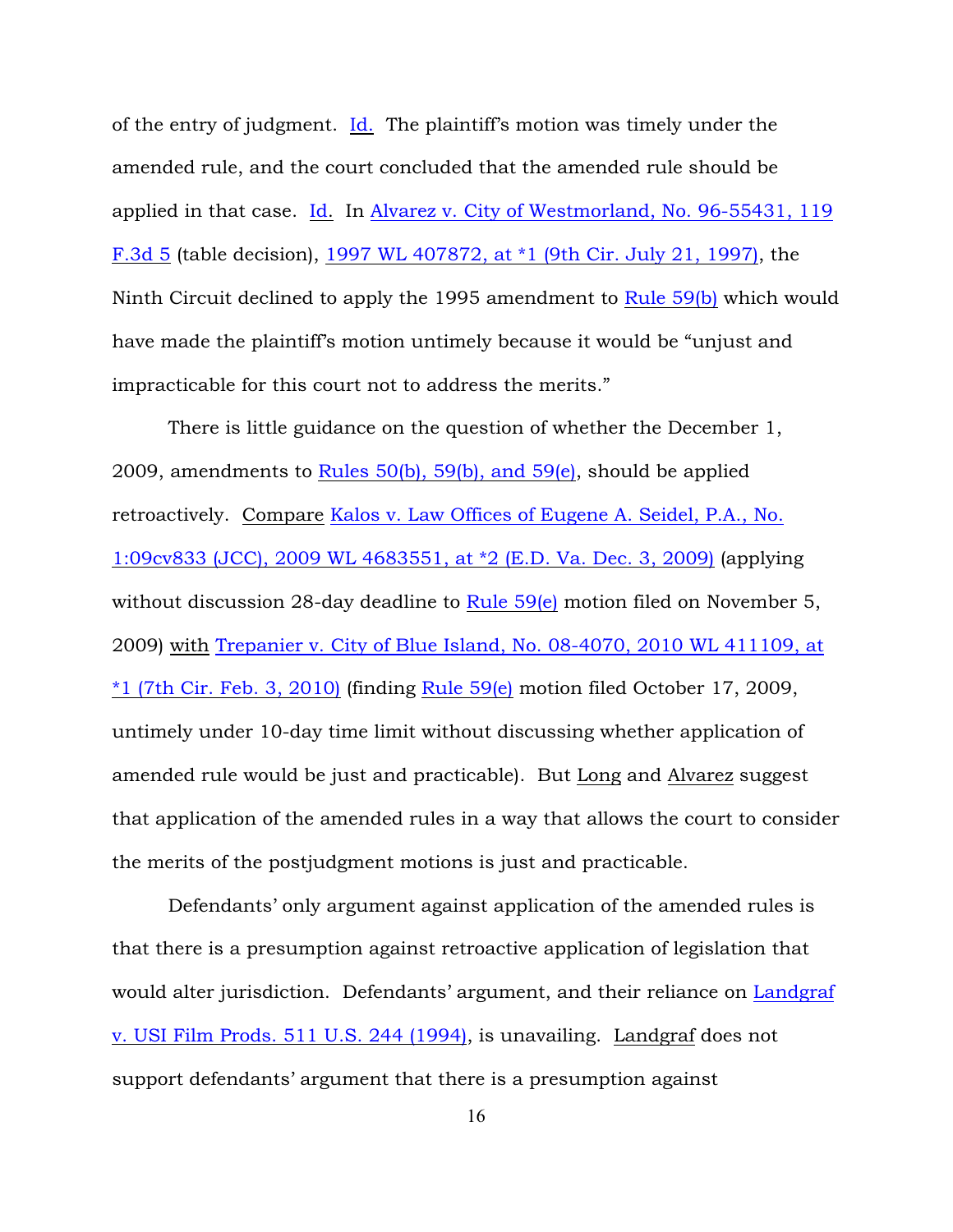of the entry of judgment. Id. The plaintiff's motion was timely under the amended rule, and the court concluded that the amended rule should be applied in that case. Id. In Alvarez v. City of Westmorland, No. 96-55431, 119 F.3d 5 (table decision), 1997 WL 407872, at *1 (9th Cir. July 21, 1997), the Ninth Circuit declined to apply the 1995 amendment to Rule 59(b) which would have made the plaintiff's motion untimely because it would be "unjust and impracticable for this court not to address the merits."

There is little guidance on the question of whether the December 1, 2009, amendments to Rules 50(b), 59(b), and 59(e), should be applied retroactively. Compare Kalos v. Law Offices of Eugene A. Seidel, P.A., No. 1:09cv833 (JCC), 2009 WL 4683551, at *2 (E.D. Va. Dec. 3, 2009) (applying without discussion 28-day deadline to Rule 59(e) motion filed on November 5, 2009) with Trepanier v. City of Blue Island, No. 08-4070, 2010 WL 411109, at *1 (7th Cir. Feb. 3, 2010) (finding Rule 59(e) motion filed October 17, 2009, untimely under 10-day time limit without discussing whether application of amended rule would be just and practicable). But Long and Alvarez suggest that application of the amended rules in a way that allows the court to consider the merits of the postjudgment motions is just and practicable.

Defendants' only argument against application of the amended rules is that there is a presumption against retroactive application of legislation that would alter jurisdiction. Defendants' argument, and their reliance on Landgraf v. USI Film Prods. 511 U.S. 244 (1994), is unavailing. Landgraf does not support defendants' argument that there is a presumption against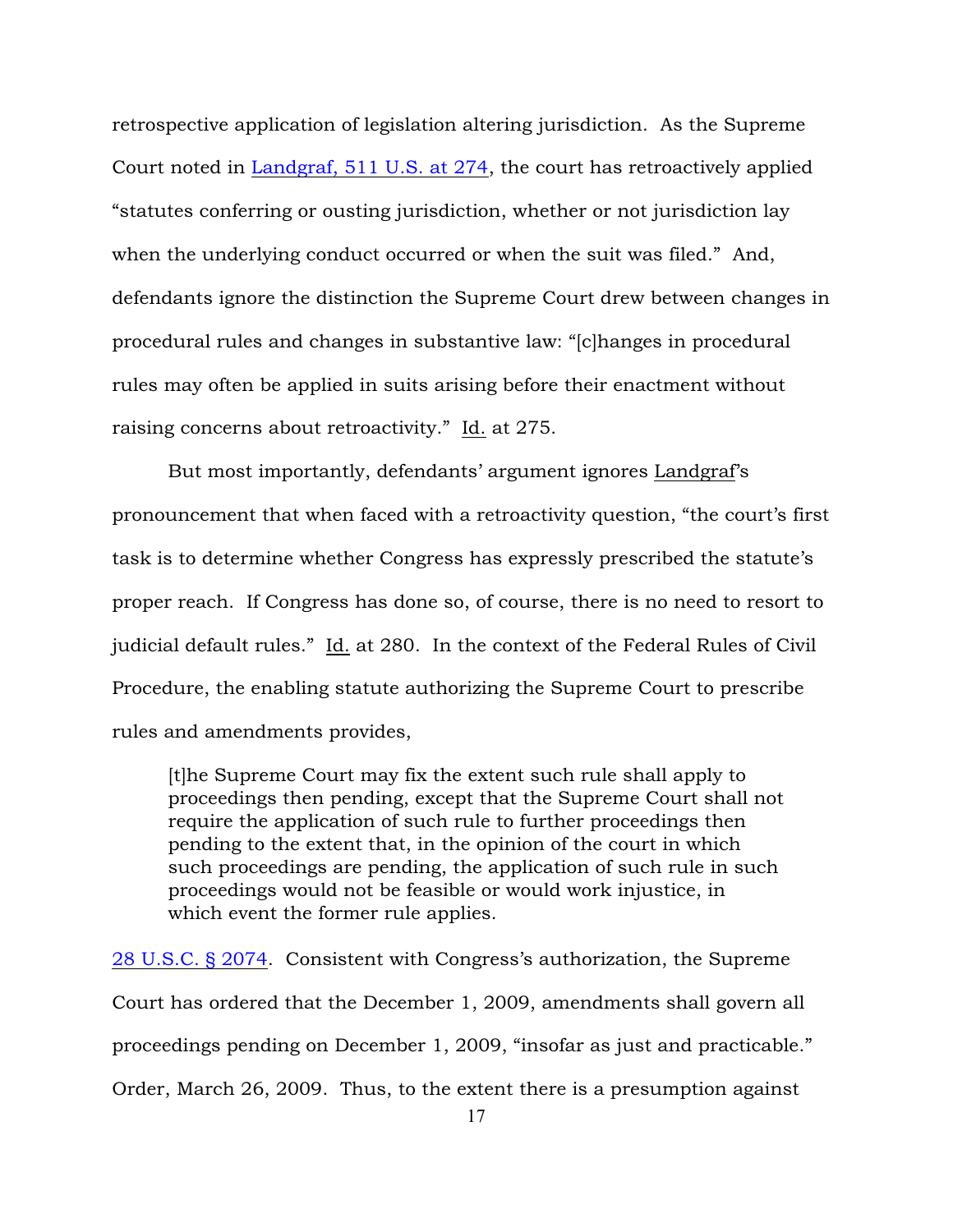retrospective application of legislation altering jurisdiction. As the Supreme Court noted in Landgraf, 511 U.S. at 274, the court has retroactively applied "statutes conferring or ousting jurisdiction, whether or not jurisdiction lay when the underlying conduct occurred or when the suit was filed." And, defendants ignore the distinction the Supreme Court drew between changes in procedural rules and changes in substantive law: "[c]hanges in procedural rules may often be applied in suits arising before their enactment without raising concerns about retroactivity." Id. at 275.

But most importantly, defendants' argument ignores Landgraf's pronouncement that when faced with a retroactivity question, "the court's first task is to determine whether Congress has expressly prescribed the statute's proper reach. If Congress has done so, of course, there is no need to resort to judicial default rules." Id. at 280. In the context of the Federal Rules of Civil Procedure, the enabling statute authorizing the Supreme Court to prescribe rules and amendments provides,

> [t]he Supreme Court may fix the extent such rule shall apply to proceedings then pending, except that the Supreme Court shall not require the application of such rule to further proceedings then pending to the extent that, in the opinion of the court in which such proceedings are pending, the application of such rule in such proceedings would not be feasible or would work injustice, in which event the former rule applies.

28 U.S.C. § 2074. Consistent with Congress's authorization, the Supreme Court has ordered that the December 1, 2009, amendments shall govern all proceedings pending on December 1, 2009, "insofar as just and practicable." Order, March 26, 2009. Thus, to the extent there is a presumption against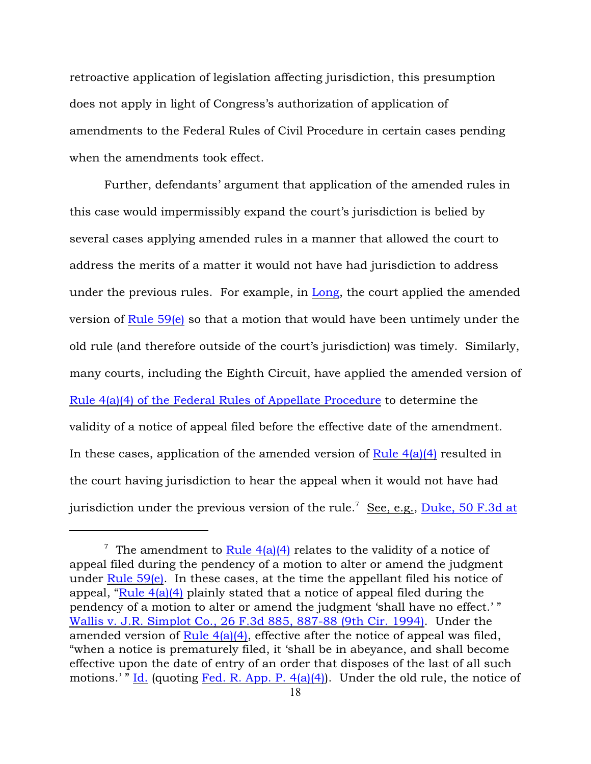retroactive application of legislation affecting jurisdiction, this presumption does not apply in light of Congress's authorization of application of amendments to the Federal Rules of Civil Procedure in certain cases pending when the amendments took effect.

Further, defendants' argument that application of the amended rules in this case would impermissibly expand the court's jurisdiction is belied by several cases applying amended rules in a manner that allowed the court to address the merits of a matter it would not have had jurisdiction to address under the previous rules. For example, in Long, the court applied the amended version of Rule 59(e) so that a motion that would have been untimely under the old rule (and therefore outside of the court's jurisdiction) was timely. Similarly, many courts, including the Eighth Circuit, have applied the amended version of Rule 4(a)(4) of the Federal Rules of Appellate Procedure to determine the validity of a notice of appeal filed before the effective date of the amendment. In these cases, application of the amended version of Rule 4(a)(4) resulted in the court having jurisdiction to hear the appeal when it would not have had jurisdiction under the previous version of the rule.[7] See, e.g., Duke, 50 F.3d at

---

[7] The amendment to Rule 4(a)(4) relates to the validity of a notice of appeal filed during the pendency of a motion to alter or amend the judgment under Rule 59(e). In these cases, at the time the appellant filed his notice of appeal, "Rule 4(a)(4) plainly stated that a notice of appeal filed during the pendency of a motion to alter or amend the judgment 'shall have no effect.' " Wallis v. J.R. Simplot Co., 26 F.3d 885, 887-88 (9th Cir. 1994). Under the amended version of Rule 4(a)(4), effective after the notice of appeal was filed, "when a notice is prematurely filed, it 'shall be in abeyance, and shall become effective upon the date of entry of an order that disposes of the last of all such motions.' " Id. (quoting Fed. R. App. P. 4(a)(4)). Under the old rule, the notice of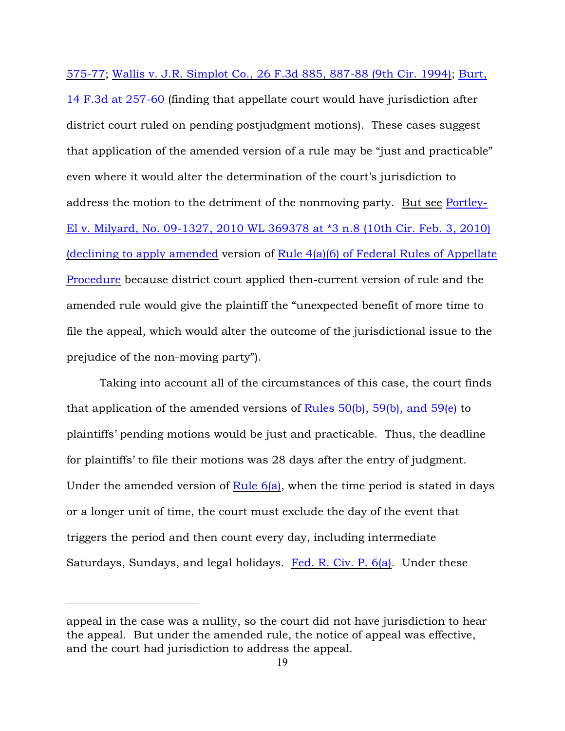575-77; Wallis v. J.R. Simplot Co., 26 F.3d 885, 887-88 (9th Cir. 1994); Burt, 14 F.3d at 257-60 (finding that appellate court would have jurisdiction after district court ruled on pending postjudgment motions). These cases suggest that application of the amended version of a rule may be "just and practicable" even where it would alter the determination of the court's jurisdiction to address the motion to the detriment of the nonmoving party. But see Portley-El v. Milyard, No. 09-1327, 2010 WL 369378 at *3 n.8 (10th Cir. Feb. 3, 2010) (declining to apply amended version of Rule 4(a)(6) of Federal Rules of Appellate Procedure because district court applied then-current version of rule and the amended rule would give the plaintiff the "unexpected benefit of more time to file the appeal, which would alter the outcome of the jurisdictional issue to the prejudice of the non-moving party").

Taking into account all of the circumstances of this case, the court finds that application of the amended versions of Rules 50(b), 59(b), and 59(e) to plaintiffs' pending motions would be just and practicable. Thus, the deadline for plaintiffs' to file their motions was 28 days after the entry of judgment. Under the amended version of Rule 6(a), when the time period is stated in days or a longer unit of time, the court must exclude the day of the event that triggers the period and then count every day, including intermediate Saturdays, Sundays, and legal holidays. Fed. R. Civ. P. 6(a). Under these

---

appeal in the case was a nullity, so the court did not have jurisdiction to hear the appeal. But under the amended rule, the notice of appeal was effective, and the court had jurisdiction to address the appeal.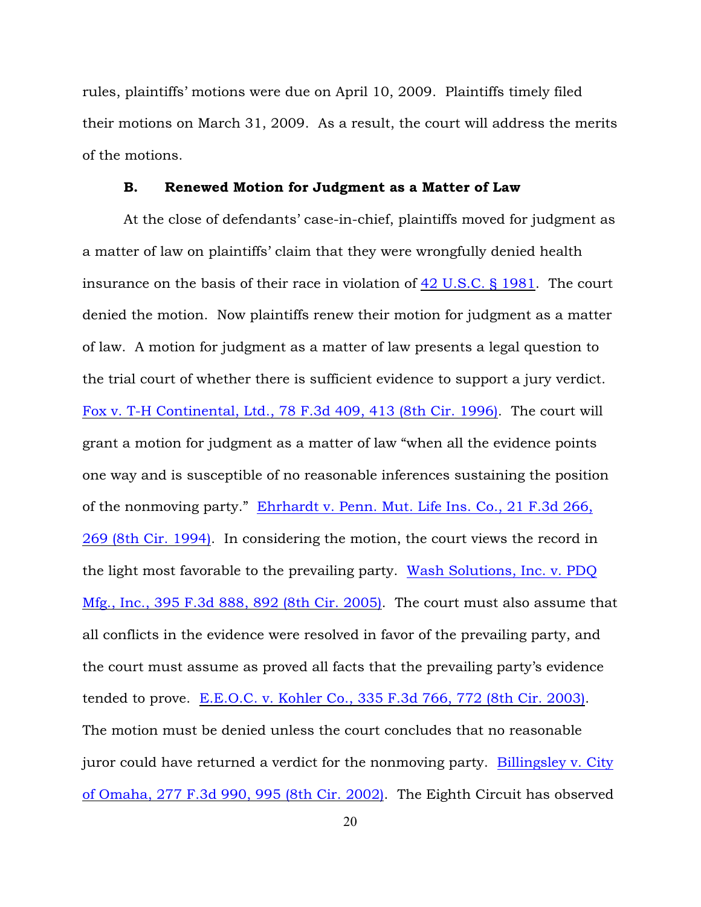rules, plaintiffs' motions were due on April 10, 2009. Plaintiffs timely filed their motions on March 31, 2009. As a result, the court will address the merits of the motions.

### B. Renewed Motion for Judgment as a Matter of Law

At the close of defendants' case-in-chief, plaintiffs moved for judgment as a matter of law on plaintiffs' claim that they were wrongfully denied health insurance on the basis of their race in violation of 42 U.S.C. § 1981. The court denied the motion. Now plaintiffs renew their motion for judgment as a matter of law. A motion for judgment as a matter of law presents a legal question to the trial court of whether there is sufficient evidence to support a jury verdict. Fox v. T-H Continental, Ltd., 78 F.3d 409, 413 (8th Cir. 1996). The court will grant a motion for judgment as a matter of law "when all the evidence points one way and is susceptible of no reasonable inferences sustaining the position of the nonmoving party." Ehrhardt v. Penn. Mut. Life Ins. Co., 21 F.3d 266, 269 (8th Cir. 1994). In considering the motion, the court views the record in the light most favorable to the prevailing party. Wash Solutions, Inc. v. PDQ Mfg., Inc., 395 F.3d 888, 892 (8th Cir. 2005). The court must also assume that all conflicts in the evidence were resolved in favor of the prevailing party, and the court must assume as proved all facts that the prevailing party's evidence tended to prove. E.E.O.C. v. Kohler Co., 335 F.3d 766, 772 (8th Cir. 2003). The motion must be denied unless the court concludes that no reasonable juror could have returned a verdict for the nonmoving party. Billingsley v. City of Omaha, 277 F.3d 990, 995 (8th Cir. 2002). The Eighth Circuit has observed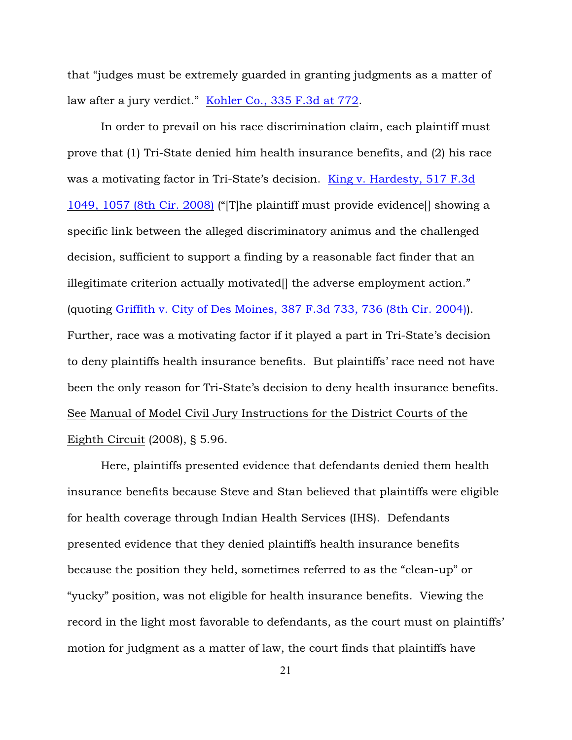that "judges must be extremely guarded in granting judgments as a matter of law after a jury verdict." Kohler Co., 335 F.3d at 772.

In order to prevail on his race discrimination claim, each plaintiff must prove that (1) Tri-State denied him health insurance benefits, and (2) his race was a motivating factor in Tri-State's decision. King v. Hardesty, 517 F.3d 1049, 1057 (8th Cir. 2008) ("[T]he plaintiff must provide evidence[] showing a specific link between the alleged discriminatory animus and the challenged decision, sufficient to support a finding by a reasonable fact finder that an illegitimate criterion actually motivated[] the adverse employment action." (quoting Griffith v. City of Des Moines, 387 F.3d 733, 736 (8th Cir. 2004)). Further, race was a motivating factor if it played a part in Tri-State's decision to deny plaintiffs health insurance benefits. But plaintiffs' race need not have been the only reason for Tri-State's decision to deny health insurance benefits. See Manual of Model Civil Jury Instructions for the District Courts of the Eighth Circuit (2008), § 5.96.

Here, plaintiffs presented evidence that defendants denied them health insurance benefits because Steve and Stan believed that plaintiffs were eligible for health coverage through Indian Health Services (IHS). Defendants presented evidence that they denied plaintiffs health insurance benefits because the position they held, sometimes referred to as the "clean-up" or "yucky" position, was not eligible for health insurance benefits. Viewing the record in the light most favorable to defendants, as the court must on plaintiffs' motion for judgment as a matter of law, the court finds that plaintiffs have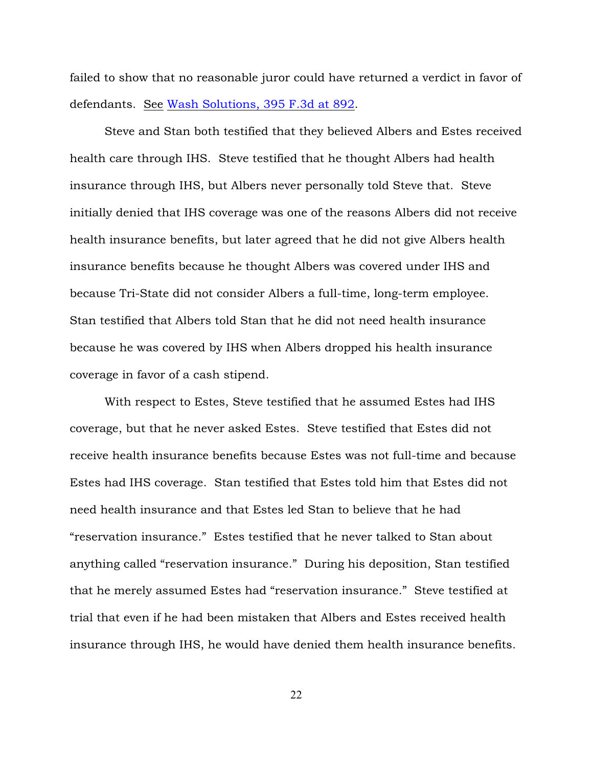failed to show that no reasonable juror could have returned a verdict in favor of defendants. See Wash Solutions, 395 F.3d at 892.

Steve and Stan both testified that they believed Albers and Estes received health care through IHS. Steve testified that he thought Albers had health insurance through IHS, but Albers never personally told Steve that. Steve initially denied that IHS coverage was one of the reasons Albers did not receive health insurance benefits, but later agreed that he did not give Albers health insurance benefits because he thought Albers was covered under IHS and because Tri-State did not consider Albers a full-time, long-term employee. Stan testified that Albers told Stan that he did not need health insurance because he was covered by IHS when Albers dropped his health insurance coverage in favor of a cash stipend.

With respect to Estes, Steve testified that he assumed Estes had IHS coverage, but that he never asked Estes. Steve testified that Estes did not receive health insurance benefits because Estes was not full-time and because Estes had IHS coverage. Stan testified that Estes told him that Estes did not need health insurance and that Estes led Stan to believe that he had "reservation insurance." Estes testified that he never talked to Stan about anything called "reservation insurance." During his deposition, Stan testified that he merely assumed Estes had "reservation insurance." Steve testified at trial that even if he had been mistaken that Albers and Estes received health insurance through IHS, he would have denied them health insurance benefits.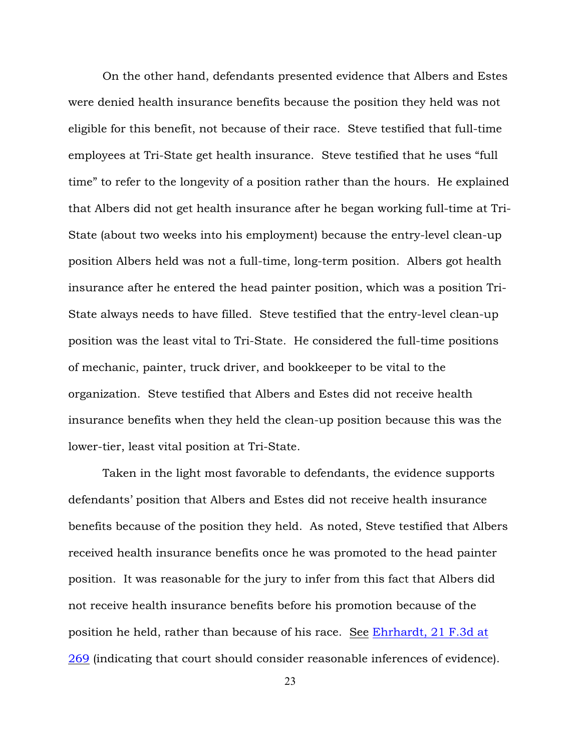On the other hand, defendants presented evidence that Albers and Estes were denied health insurance benefits because the position they held was not eligible for this benefit, not because of their race. Steve testified that full-time employees at Tri-State get health insurance. Steve testified that he uses "full time" to refer to the longevity of a position rather than the hours. He explained that Albers did not get health insurance after he began working full-time at Tri-State (about two weeks into his employment) because the entry-level clean-up position Albers held was not a full-time, long-term position. Albers got health insurance after he entered the head painter position, which was a position Tri-State always needs to have filled. Steve testified that the entry-level clean-up position was the least vital to Tri-State. He considered the full-time positions of mechanic, painter, truck driver, and bookkeeper to be vital to the organization. Steve testified that Albers and Estes did not receive health insurance benefits when they held the clean-up position because this was the lower-tier, least vital position at Tri-State.

Taken in the light most favorable to defendants, the evidence supports defendants' position that Albers and Estes did not receive health insurance benefits because of the position they held. As noted, Steve testified that Albers received health insurance benefits once he was promoted to the head painter position. It was reasonable for the jury to infer from this fact that Albers did not receive health insurance benefits before his promotion because of the position he held, rather than because of his race. See Ehrhardt, 21 F.3d at 269 (indicating that court should consider reasonable inferences of evidence).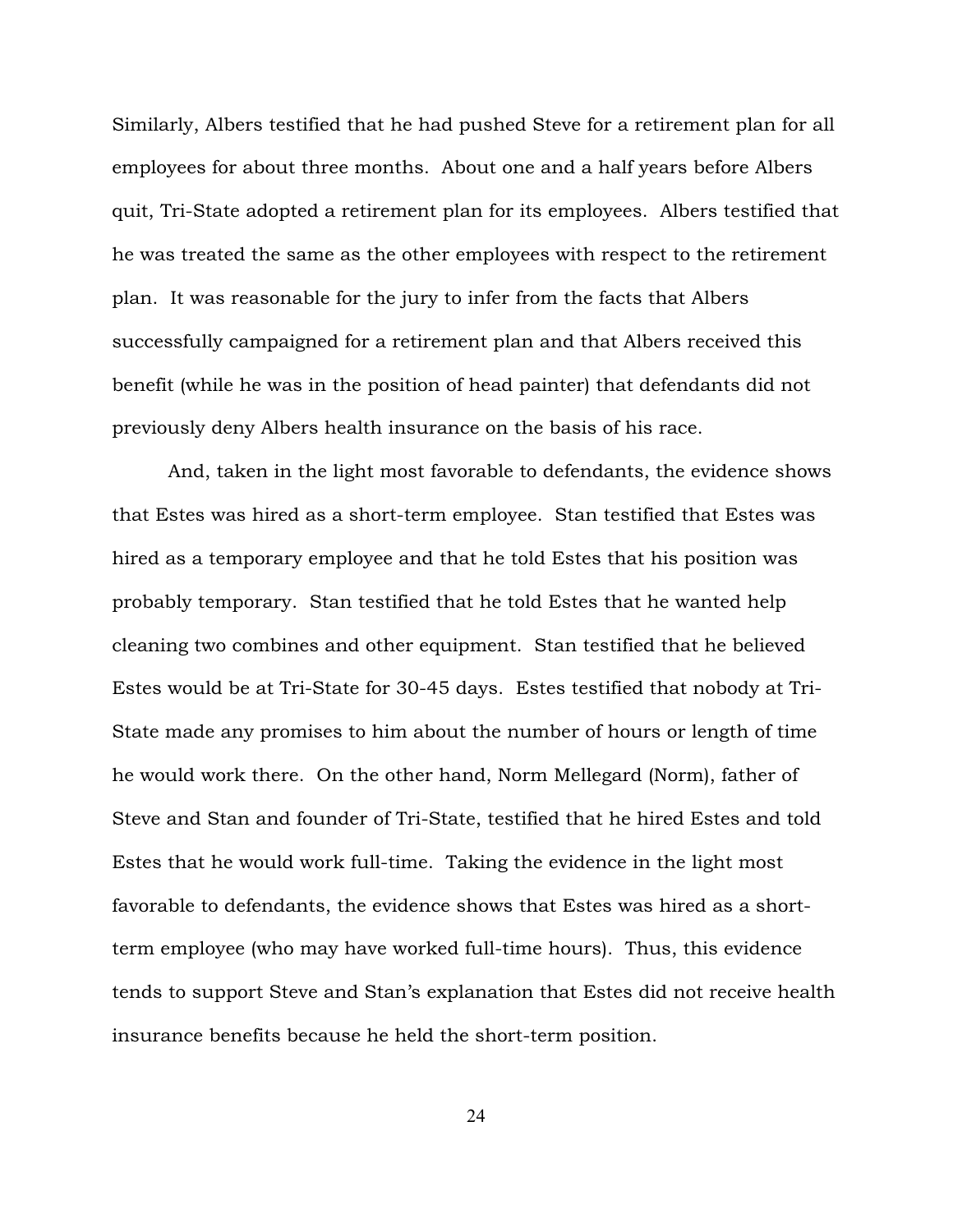Similarly, Albers testified that he had pushed Steve for a retirement plan for all employees for about three months. About one and a half years before Albers quit, Tri-State adopted a retirement plan for its employees. Albers testified that he was treated the same as the other employees with respect to the retirement plan. It was reasonable for the jury to infer from the facts that Albers successfully campaigned for a retirement plan and that Albers received this benefit (while he was in the position of head painter) that defendants did not previously deny Albers health insurance on the basis of his race.

And, taken in the light most favorable to defendants, the evidence shows that Estes was hired as a short-term employee. Stan testified that Estes was hired as a temporary employee and that he told Estes that his position was probably temporary. Stan testified that he told Estes that he wanted help cleaning two combines and other equipment. Stan testified that he believed Estes would be at Tri-State for 30-45 days. Estes testified that nobody at Tri-State made any promises to him about the number of hours or length of time he would work there. On the other hand, Norm Mellegard (Norm), father of Steve and Stan and founder of Tri-State, testified that he hired Estes and told Estes that he would work full-time. Taking the evidence in the light most favorable to defendants, the evidence shows that Estes was hired as a short-term employee (who may have worked full-time hours). Thus, this evidence tends to support Steve and Stan's explanation that Estes did not receive health insurance benefits because he held the short-term position.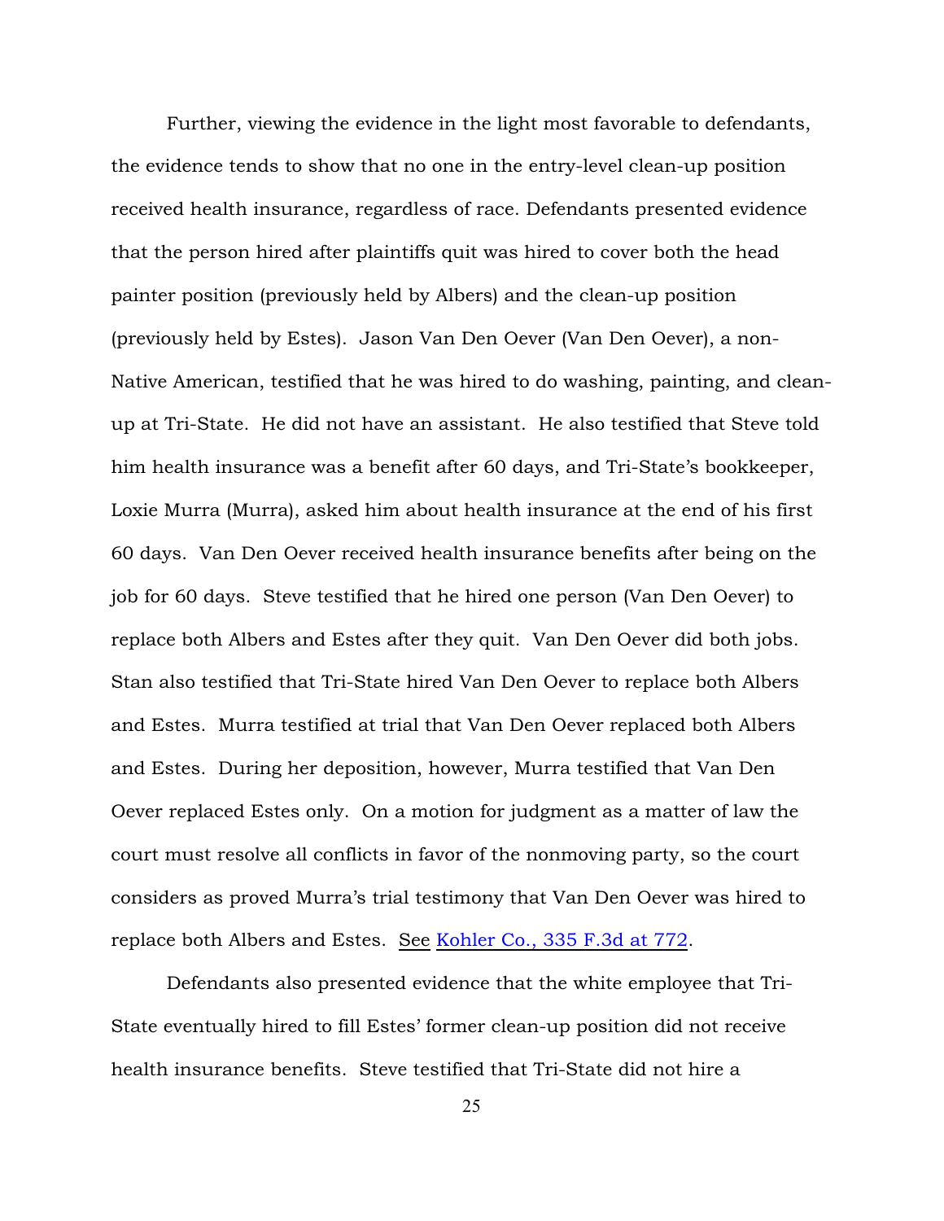Further, viewing the evidence in the light most favorable to defendants, the evidence tends to show that no one in the entry-level clean-up position received health insurance, regardless of race. Defendants presented evidence that the person hired after plaintiffs quit was hired to cover both the head painter position (previously held by Albers) and the clean-up position (previously held by Estes). Jason Van Den Oever (Van Den Oever), a non-Native American, testified that he was hired to do washing, painting, and clean-up at Tri-State. He did not have an assistant. He also testified that Steve told him health insurance was a benefit after 60 days, and Tri-State's bookkeeper, Loxie Murra (Murra), asked him about health insurance at the end of his first 60 days. Van Den Oever received health insurance benefits after being on the job for 60 days. Steve testified that he hired one person (Van Den Oever) to replace both Albers and Estes after they quit. Van Den Oever did both jobs. Stan also testified that Tri-State hired Van Den Oever to replace both Albers and Estes. Murra testified at trial that Van Den Oever replaced both Albers and Estes. During her deposition, however, Murra testified that Van Den Oever replaced Estes only. On a motion for judgment as a matter of law the court must resolve all conflicts in favor of the nonmoving party, so the court considers as proved Murra's trial testimony that Van Den Oever was hired to replace both Albers and Estes. See Kohler Co., 335 F.3d at 772.

Defendants also presented evidence that the white employee that Tri-State eventually hired to fill Estes' former clean-up position did not receive health insurance benefits. Steve testified that Tri-State did not hire a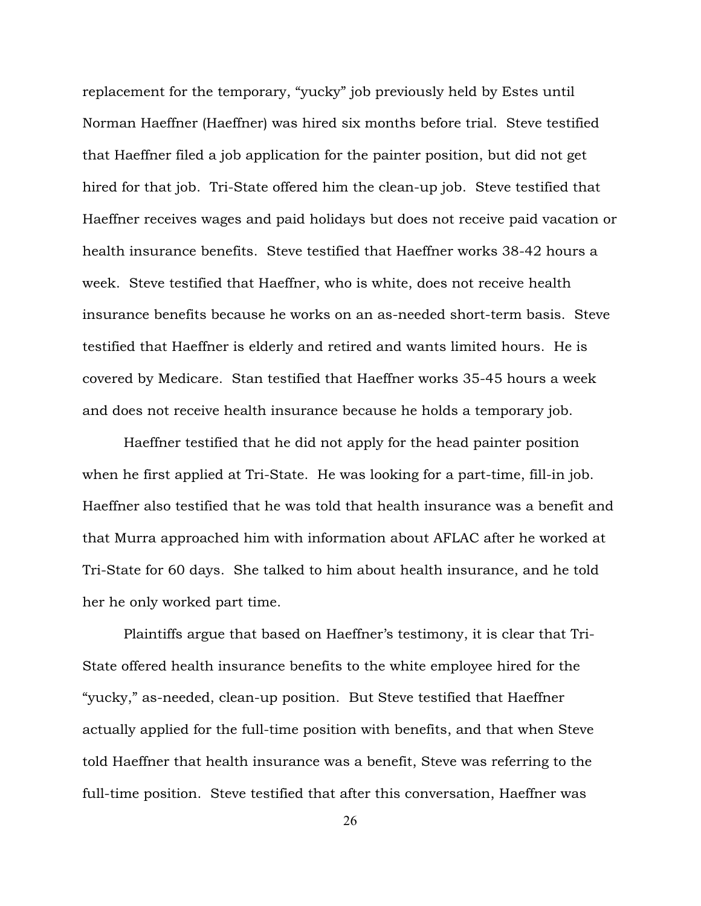replacement for the temporary, "yucky" job previously held by Estes until Norman Haeffner (Haeffner) was hired six months before trial. Steve testified that Haeffner filed a job application for the painter position, but did not get hired for that job. Tri-State offered him the clean-up job. Steve testified that Haeffner receives wages and paid holidays but does not receive paid vacation or health insurance benefits. Steve testified that Haeffner works 38-42 hours a week. Steve testified that Haeffner, who is white, does not receive health insurance benefits because he works on an as-needed short-term basis. Steve testified that Haeffner is elderly and retired and wants limited hours. He is covered by Medicare. Stan testified that Haeffner works 35-45 hours a week and does not receive health insurance because he holds a temporary job.

Haeffner testified that he did not apply for the head painter position when he first applied at Tri-State. He was looking for a part-time, fill-in job. Haeffner also testified that he was told that health insurance was a benefit and that Murra approached him with information about AFLAC after he worked at Tri-State for 60 days. She talked to him about health insurance, and he told her he only worked part time.

Plaintiffs argue that based on Haeffner's testimony, it is clear that Tri-State offered health insurance benefits to the white employee hired for the "yucky," as-needed, clean-up position. But Steve testified that Haeffner actually applied for the full-time position with benefits, and that when Steve told Haeffner that health insurance was a benefit, Steve was referring to the full-time position. Steve testified that after this conversation, Haeffner was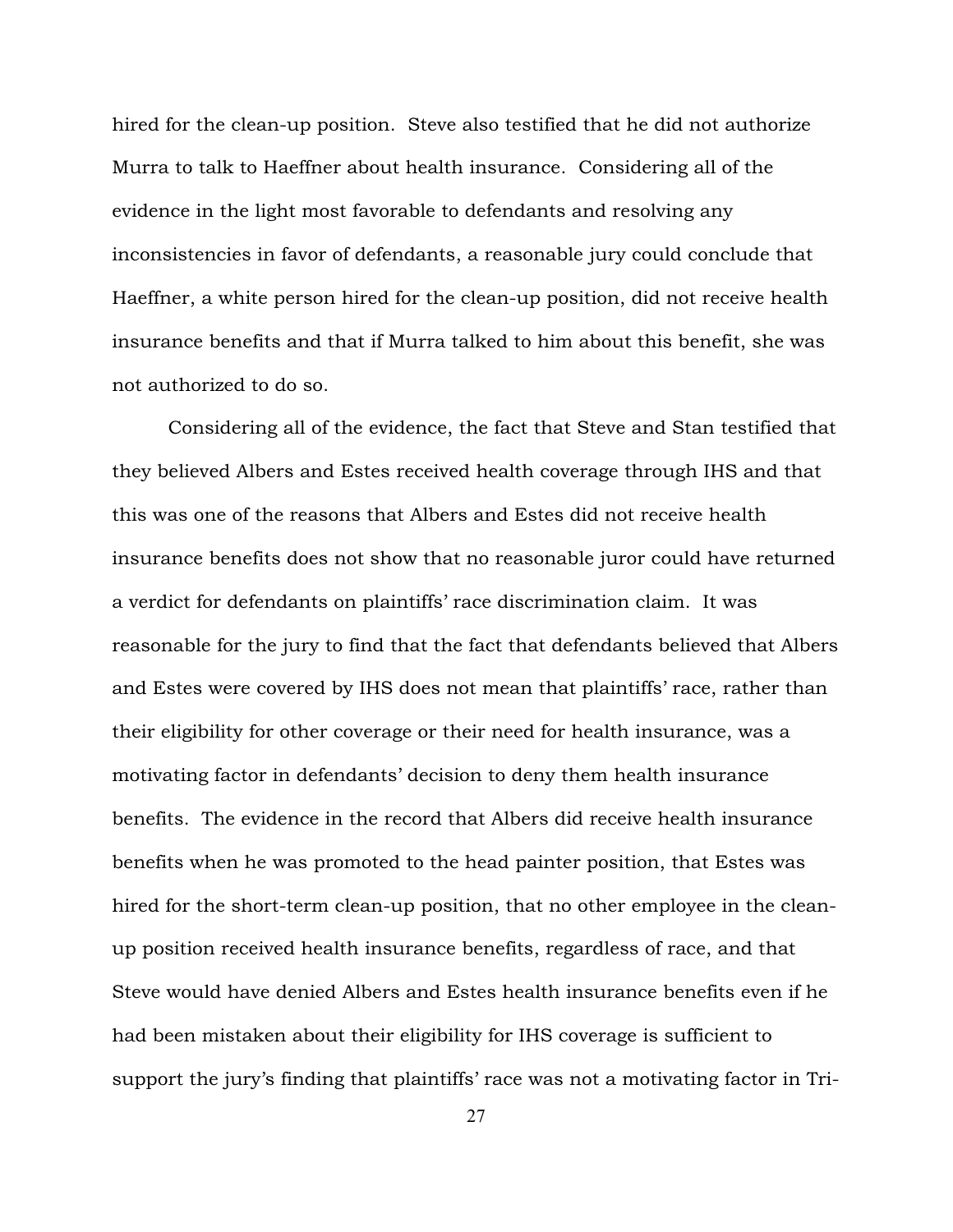hired for the clean-up position. Steve also testified that he did not authorize Murra to talk to Haeffner about health insurance. Considering all of the evidence in the light most favorable to defendants and resolving any inconsistencies in favor of defendants, a reasonable jury could conclude that Haeffner, a white person hired for the clean-up position, did not receive health insurance benefits and that if Murra talked to him about this benefit, she was not authorized to do so.

Considering all of the evidence, the fact that Steve and Stan testified that they believed Albers and Estes received health coverage through IHS and that this was one of the reasons that Albers and Estes did not receive health insurance benefits does not show that no reasonable juror could have returned a verdict for defendants on plaintiffs' race discrimination claim. It was reasonable for the jury to find that the fact that defendants believed that Albers and Estes were covered by IHS does not mean that plaintiffs' race, rather than their eligibility for other coverage or their need for health insurance, was a motivating factor in defendants' decision to deny them health insurance benefits. The evidence in the record that Albers did receive health insurance benefits when he was promoted to the head painter position, that Estes was hired for the short-term clean-up position, that no other employee in the clean-up position received health insurance benefits, regardless of race, and that Steve would have denied Albers and Estes health insurance benefits even if he had been mistaken about their eligibility for IHS coverage is sufficient to support the jury's finding that plaintiffs' race was not a motivating factor in Tri-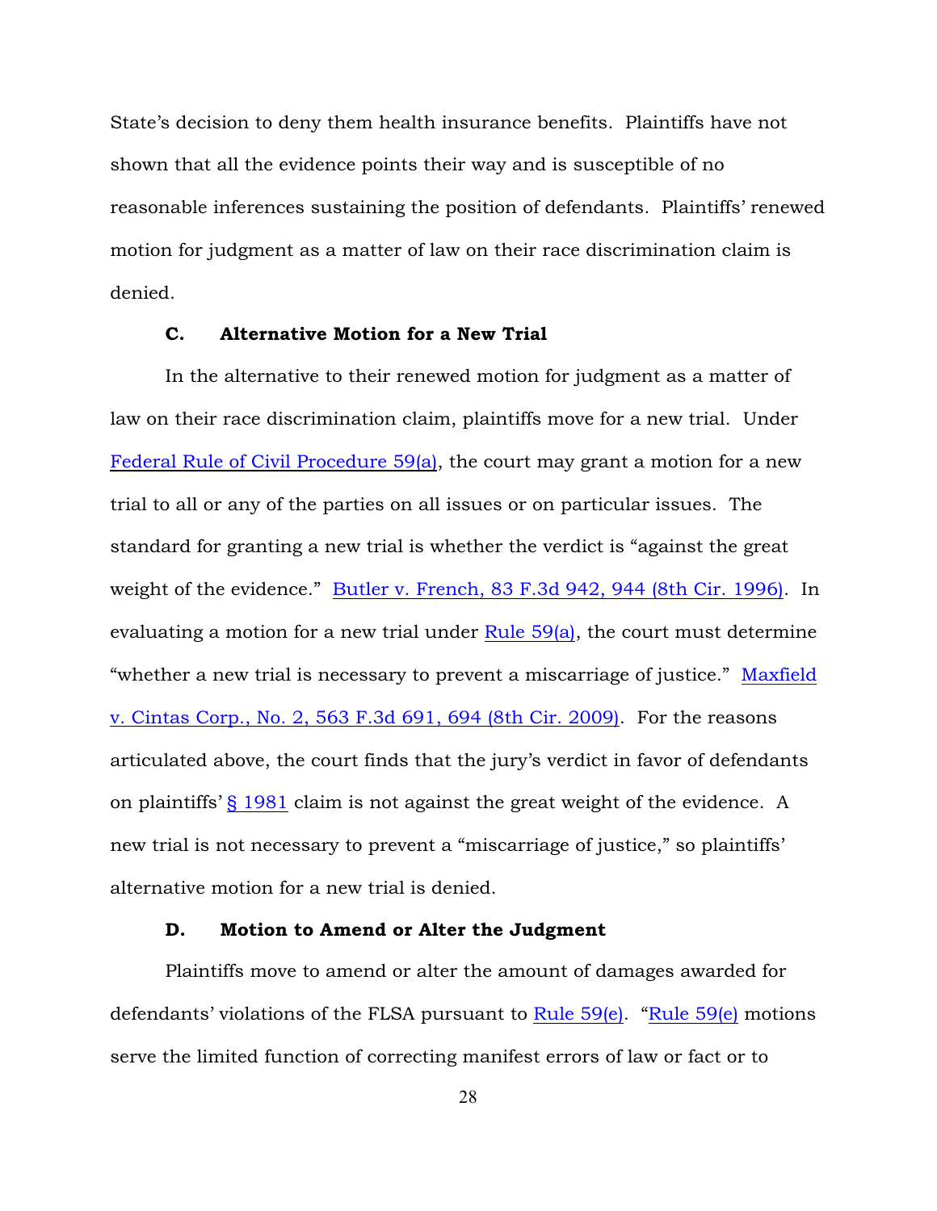State's decision to deny them health insurance benefits. Plaintiffs have not shown that all the evidence points their way and is susceptible of no reasonable inferences sustaining the position of defendants. Plaintiffs' renewed motion for judgment as a matter of law on their race discrimination claim is denied.

### C. Alternative Motion for a New Trial

In the alternative to their renewed motion for judgment as a matter of law on their race discrimination claim, plaintiffs move for a new trial. Under Federal Rule of Civil Procedure 59(a), the court may grant a motion for a new trial to all or any of the parties on all issues or on particular issues. The standard for granting a new trial is whether the verdict is "against the great weight of the evidence." Butler v. French, 83 F.3d 942, 944 (8th Cir. 1996). In evaluating a motion for a new trial under Rule 59(a), the court must determine "whether a new trial is necessary to prevent a miscarriage of justice." Maxfield v. Cintas Corp., No. 2, 563 F.3d 691, 694 (8th Cir. 2009). For the reasons articulated above, the court finds that the jury's verdict in favor of defendants on plaintiffs' § 1981 claim is not against the great weight of the evidence. A new trial is not necessary to prevent a "miscarriage of justice," so plaintiffs' alternative motion for a new trial is denied.

### D. Motion to Amend or Alter the Judgment

Plaintiffs move to amend or alter the amount of damages awarded for defendants' violations of the FLSA pursuant to Rule 59(e). "Rule 59(e) motions serve the limited function of correcting manifest errors of law or fact or to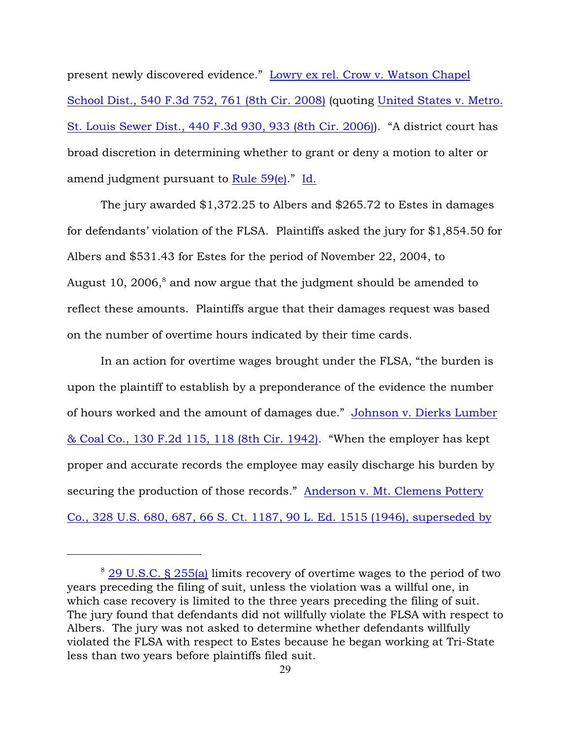present newly discovered evidence." Lowry ex rel. Crow v. Watson Chapel School Dist., 540 F.3d 752, 761 (8th Cir. 2008) (quoting United States v. Metro. St. Louis Sewer Dist., 440 F.3d 930, 933 (8th Cir. 2006)). "A district court has broad discretion in determining whether to grant or deny a motion to alter or amend judgment pursuant to Rule 59(e)." Id.

The jury awarded $1,372.25 to Albers and $265.72 to Estes in damages for defendants' violation of the FLSA. Plaintiffs asked the jury for $1,854.50 for Albers and $531.43 for Estes for the period of November 22, 2004, to August 10, 2006,[8] and now argue that the judgment should be amended to reflect these amounts. Plaintiffs argue that their damages request was based on the number of overtime hours indicated by their time cards.

In an action for overtime wages brought under the FLSA, "the burden is upon the plaintiff to establish by a preponderance of the evidence the number of hours worked and the amount of damages due." Johnson v. Dierks Lumber & Coal Co., 130 F.2d 115, 118 (8th Cir. 1942). "When the employer has kept proper and accurate records the employee may easily discharge his burden by securing the production of those records." Anderson v. Mt. Clemens Pottery Co., 328 U.S. 680, 687, 66 S. Ct. 1187, 90 L. Ed. 1515 (1946), superseded by

---

[8] 29 U.S.C. § 255(a) limits recovery of overtime wages to the period of two years preceding the filing of suit, unless the violation was a willful one, in which case recovery is limited to the three years preceding the filing of suit. The jury found that defendants did not willfully violate the FLSA with respect to Albers. The jury was not asked to determine whether defendants willfully violated the FLSA with respect to Estes because he began working at Tri-State less than two years before plaintiffs filed suit.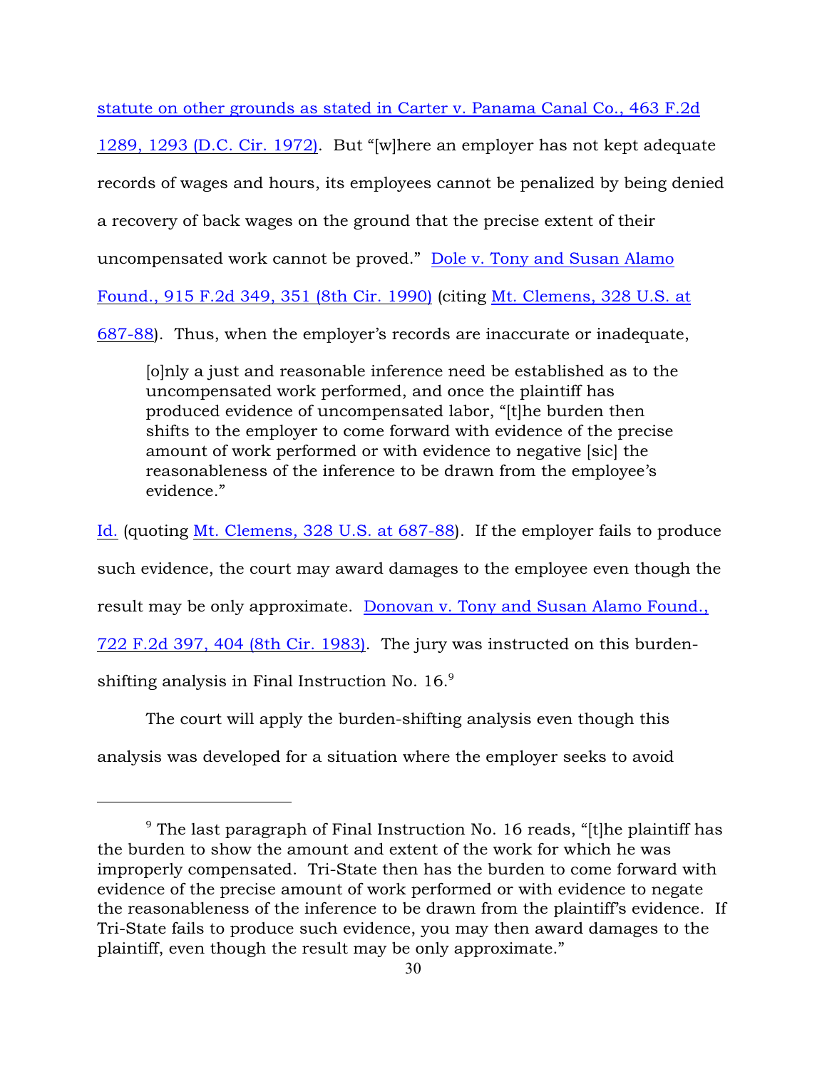statute on other grounds as stated in Carter v. Panama Canal Co., 463 F.2d 1289, 1293 (D.C. Cir. 1972). But "[w]here an employer has not kept adequate records of wages and hours, its employees cannot be penalized by being denied a recovery of back wages on the ground that the precise extent of their uncompensated work cannot be proved." Dole v. Tony and Susan Alamo Found., 915 F.2d 349, 351 (8th Cir. 1990) (citing Mt. Clemens, 328 U.S. at 687-88). Thus, when the employer's records are inaccurate or inadequate,

> [o]nly a just and reasonable inference need be established as to the uncompensated work performed, and once the plaintiff has produced evidence of uncompensated labor, "[t]he burden then shifts to the employer to come forward with evidence of the precise amount of work performed or with evidence to negative [sic] the reasonableness of the inference to be drawn from the employee's evidence."

Id. (quoting Mt. Clemens, 328 U.S. at 687-88). If the employer fails to produce such evidence, the court may award damages to the employee even though the result may be only approximate. Donovan v. Tony and Susan Alamo Found., 722 F.2d 397, 404 (8th Cir. 1983). The jury was instructed on this burden-shifting analysis in Final Instruction No. 16.[9]

The court will apply the burden-shifting analysis even though this analysis was developed for a situation where the employer seeks to avoid

---

[9] The last paragraph of Final Instruction No. 16 reads, "[t]he plaintiff has the burden to show the amount and extent of the work for which he was improperly compensated. Tri-State then has the burden to come forward with evidence of the precise amount of work performed or with evidence to negate the reasonableness of the inference to be drawn from the plaintiff's evidence. If Tri-State fails to produce such evidence, you may then award damages to the plaintiff, even though the result may be only approximate."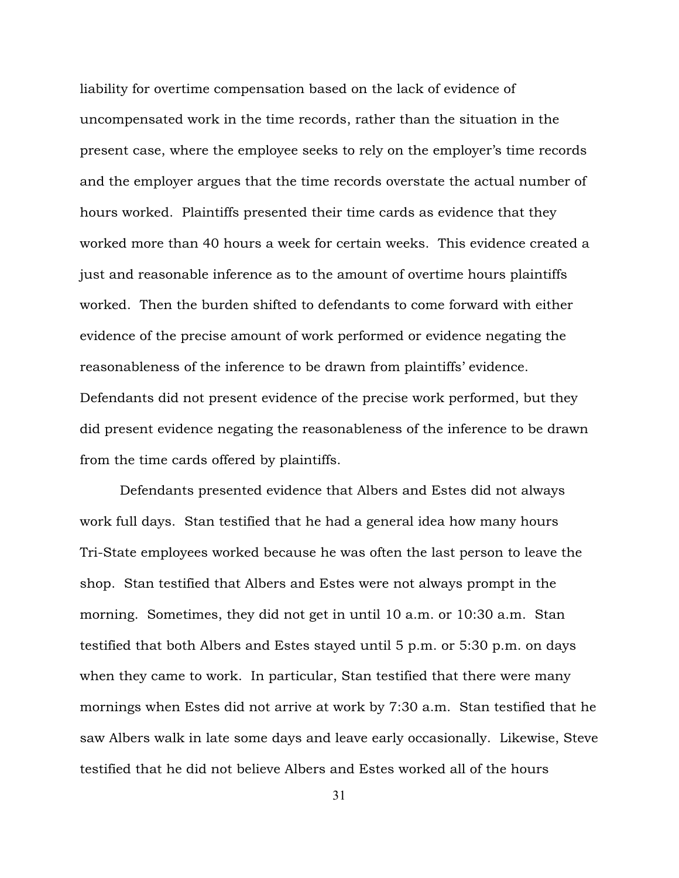liability for overtime compensation based on the lack of evidence of uncompensated work in the time records, rather than the situation in the present case, where the employee seeks to rely on the employer's time records and the employer argues that the time records overstate the actual number of hours worked. Plaintiffs presented their time cards as evidence that they worked more than 40 hours a week for certain weeks. This evidence created a just and reasonable inference as to the amount of overtime hours plaintiffs worked. Then the burden shifted to defendants to come forward with either evidence of the precise amount of work performed or evidence negating the reasonableness of the inference to be drawn from plaintiffs' evidence. Defendants did not present evidence of the precise work performed, but they did present evidence negating the reasonableness of the inference to be drawn from the time cards offered by plaintiffs.

Defendants presented evidence that Albers and Estes did not always work full days. Stan testified that he had a general idea how many hours Tri-State employees worked because he was often the last person to leave the shop. Stan testified that Albers and Estes were not always prompt in the morning. Sometimes, they did not get in until 10 a.m. or 10:30 a.m. Stan testified that both Albers and Estes stayed until 5 p.m. or 5:30 p.m. on days when they came to work. In particular, Stan testified that there were many mornings when Estes did not arrive at work by 7:30 a.m. Stan testified that he saw Albers walk in late some days and leave early occasionally. Likewise, Steve testified that he did not believe Albers and Estes worked all of the hours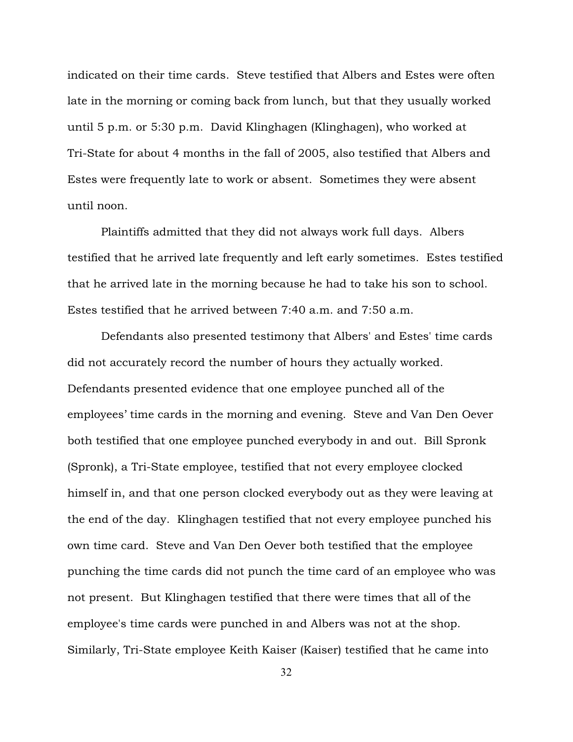indicated on their time cards. Steve testified that Albers and Estes were often late in the morning or coming back from lunch, but that they usually worked until 5 p.m. or 5:30 p.m. David Klinghagen (Klinghagen), who worked at Tri-State for about 4 months in the fall of 2005, also testified that Albers and Estes were frequently late to work or absent. Sometimes they were absent until noon.

Plaintiffs admitted that they did not always work full days. Albers testified that he arrived late frequently and left early sometimes. Estes testified that he arrived late in the morning because he had to take his son to school. Estes testified that he arrived between 7:40 a.m. and 7:50 a.m.

Defendants also presented testimony that Albers' and Estes' time cards did not accurately record the number of hours they actually worked. Defendants presented evidence that one employee punched all of the employees' time cards in the morning and evening. Steve and Van Den Oever both testified that one employee punched everybody in and out. Bill Spronk (Spronk), a Tri-State employee, testified that not every employee clocked himself in, and that one person clocked everybody out as they were leaving at the end of the day. Klinghagen testified that not every employee punched his own time card. Steve and Van Den Oever both testified that the employee punching the time cards did not punch the time card of an employee who was not present. But Klinghagen testified that there were times that all of the employee's time cards were punched in and Albers was not at the shop. Similarly, Tri-State employee Keith Kaiser (Kaiser) testified that he came into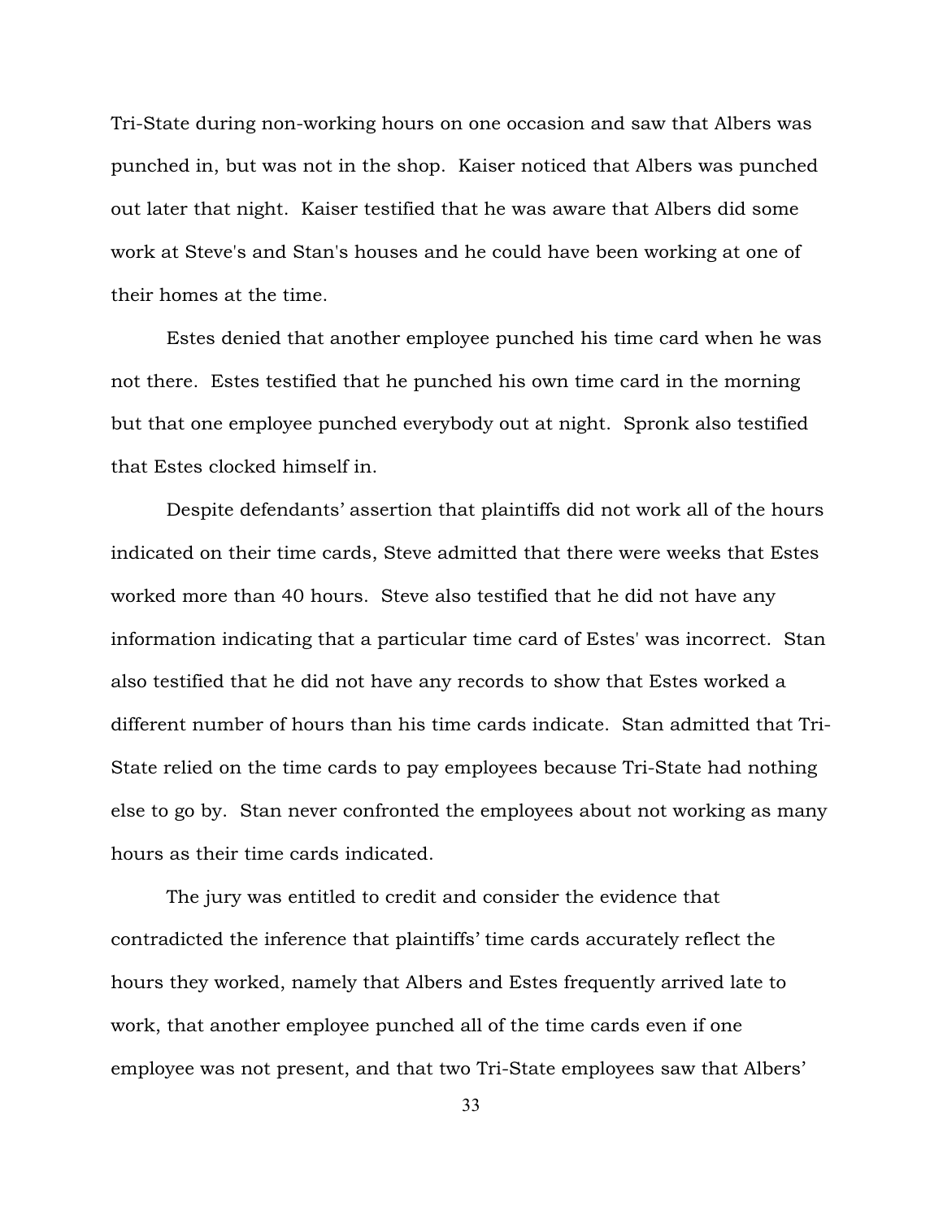Tri-State during non-working hours on one occasion and saw that Albers was punched in, but was not in the shop. Kaiser noticed that Albers was punched out later that night. Kaiser testified that he was aware that Albers did some work at Steve's and Stan's houses and he could have been working at one of their homes at the time.

Estes denied that another employee punched his time card when he was not there. Estes testified that he punched his own time card in the morning but that one employee punched everybody out at night. Spronk also testified that Estes clocked himself in.

Despite defendants' assertion that plaintiffs did not work all of the hours indicated on their time cards, Steve admitted that there were weeks that Estes worked more than 40 hours. Steve also testified that he did not have any information indicating that a particular time card of Estes' was incorrect. Stan also testified that he did not have any records to show that Estes worked a different number of hours than his time cards indicate. Stan admitted that Tri-State relied on the time cards to pay employees because Tri-State had nothing else to go by. Stan never confronted the employees about not working as many hours as their time cards indicated.

The jury was entitled to credit and consider the evidence that contradicted the inference that plaintiffs' time cards accurately reflect the hours they worked, namely that Albers and Estes frequently arrived late to work, that another employee punched all of the time cards even if one employee was not present, and that two Tri-State employees saw that Albers'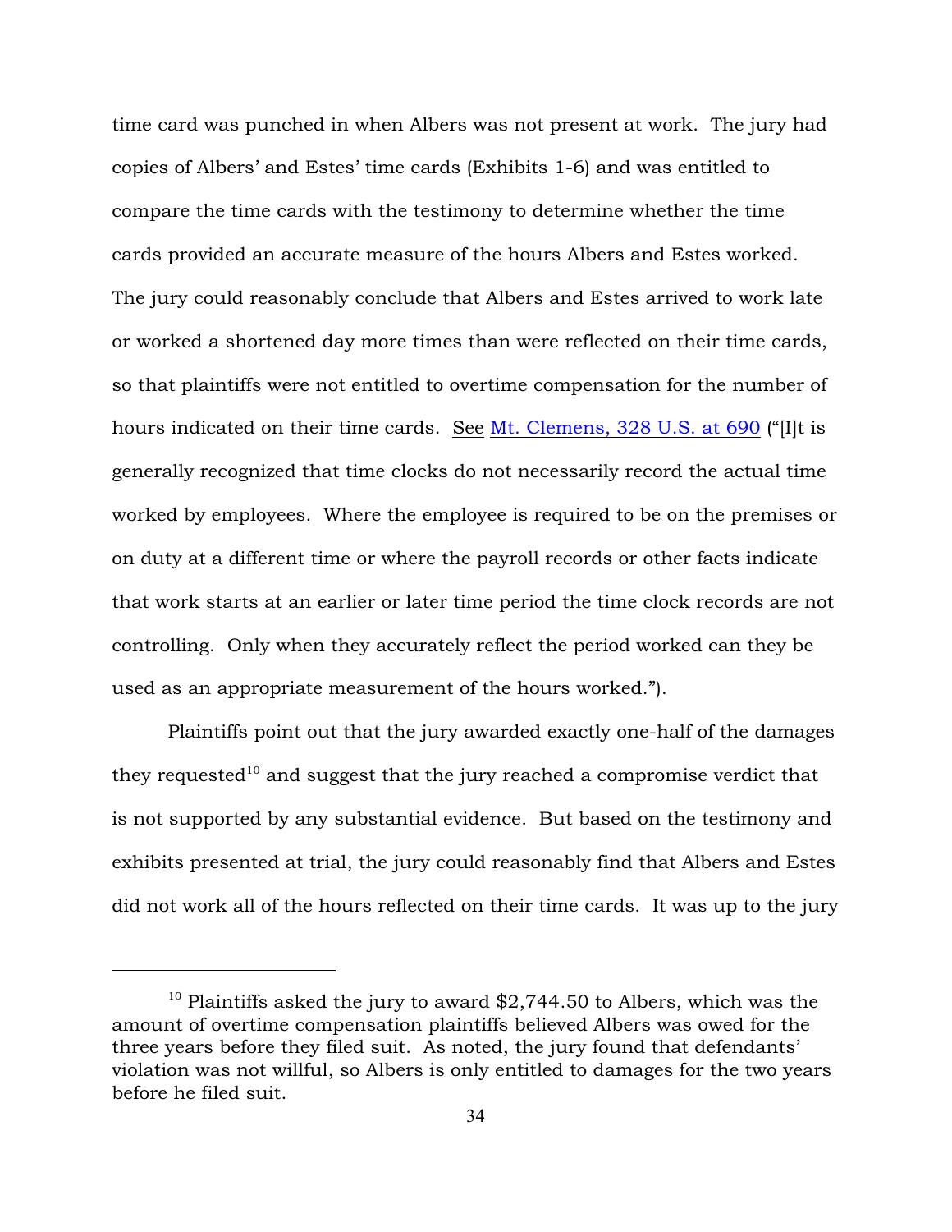time card was punched in when Albers was not present at work. The jury had copies of Albers' and Estes' time cards (Exhibits 1-6) and was entitled to compare the time cards with the testimony to determine whether the time cards provided an accurate measure of the hours Albers and Estes worked. The jury could reasonably conclude that Albers and Estes arrived to work late or worked a shortened day more times than were reflected on their time cards, so that plaintiffs were not entitled to overtime compensation for the number of hours indicated on their time cards. See Mt. Clemens, 328 U.S. at 690 ("[I]t is generally recognized that time clocks do not necessarily record the actual time worked by employees. Where the employee is required to be on the premises or on duty at a different time or where the payroll records or other facts indicate that work starts at an earlier or later time period the time clock records are not controlling. Only when they accurately reflect the period worked can they be used as an appropriate measurement of the hours worked.").

Plaintiffs point out that the jury awarded exactly one-half of the damages they requested[10] and suggest that the jury reached a compromise verdict that is not supported by any substantial evidence. But based on the testimony and exhibits presented at trial, the jury could reasonably find that Albers and Estes did not work all of the hours reflected on their time cards. It was up to the jury

---

[10] Plaintiffs asked the jury to award $2,744.50 to Albers, which was the amount of overtime compensation plaintiffs believed Albers was owed for the three years before they filed suit. As noted, the jury found that defendants' violation was not willful, so Albers is only entitled to damages for the two years before he filed suit.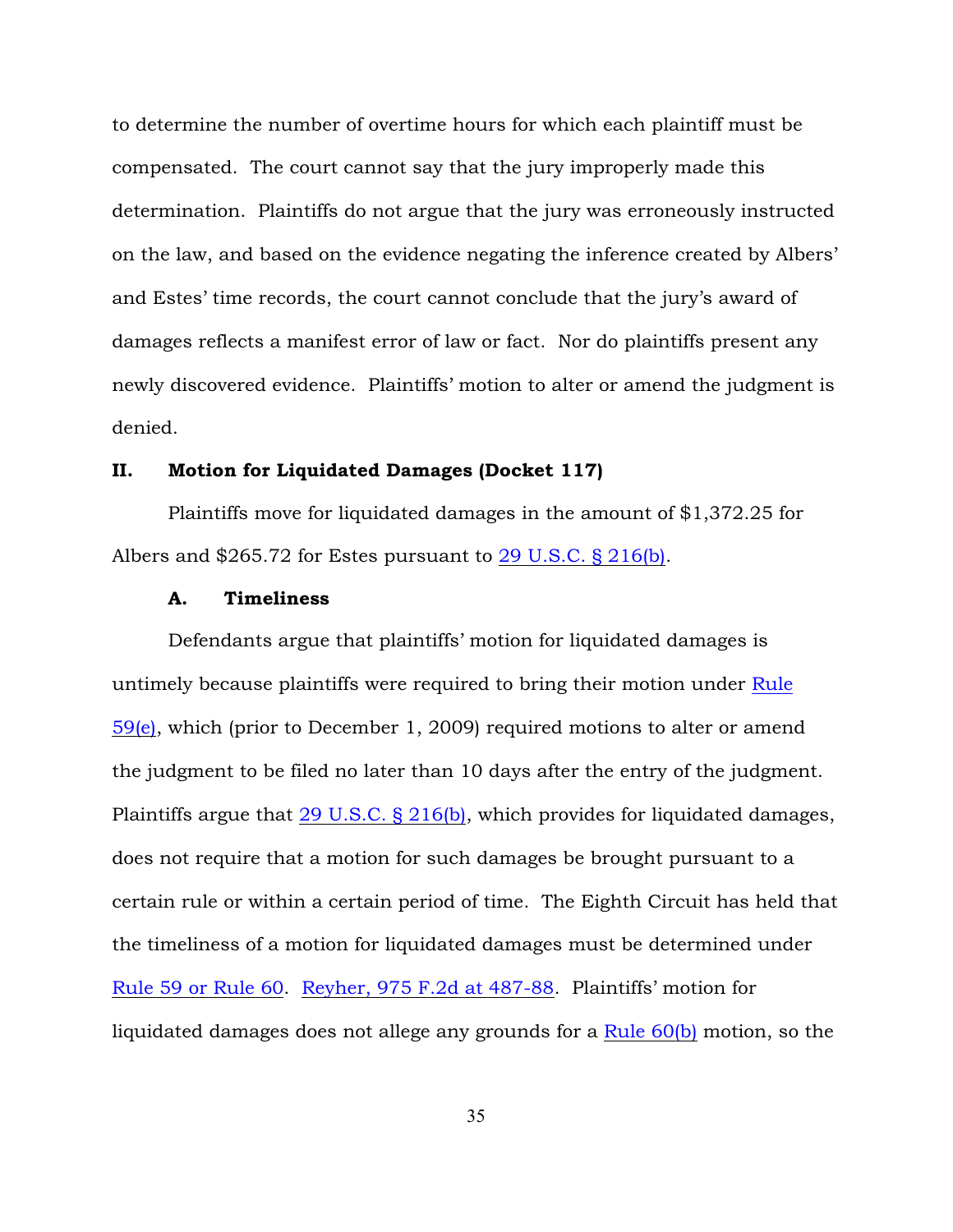to determine the number of overtime hours for which each plaintiff must be compensated. The court cannot say that the jury improperly made this determination. Plaintiffs do not argue that the jury was erroneously instructed on the law, and based on the evidence negating the inference created by Albers' and Estes' time records, the court cannot conclude that the jury's award of damages reflects a manifest error of law or fact. Nor do plaintiffs present any newly discovered evidence. Plaintiffs' motion to alter or amend the judgment is denied.

## II. Motion for Liquidated Damages (Docket 117)

Plaintiffs move for liquidated damages in the amount of $1,372.25 for Albers and $265.72 for Estes pursuant to 29 U.S.C. § 216(b).

### A. Timeliness

Defendants argue that plaintiffs' motion for liquidated damages is untimely because plaintiffs were required to bring their motion under Rule 59(e), which (prior to December 1, 2009) required motions to alter or amend the judgment to be filed no later than 10 days after the entry of the judgment. Plaintiffs argue that 29 U.S.C. § 216(b), which provides for liquidated damages, does not require that a motion for such damages be brought pursuant to a certain rule or within a certain period of time. The Eighth Circuit has held that the timeliness of a motion for liquidated damages must be determined under Rule 59 or Rule 60. Reyher, 975 F.2d at 487-88. Plaintiffs' motion for liquidated damages does not allege any grounds for a Rule 60(b) motion, so the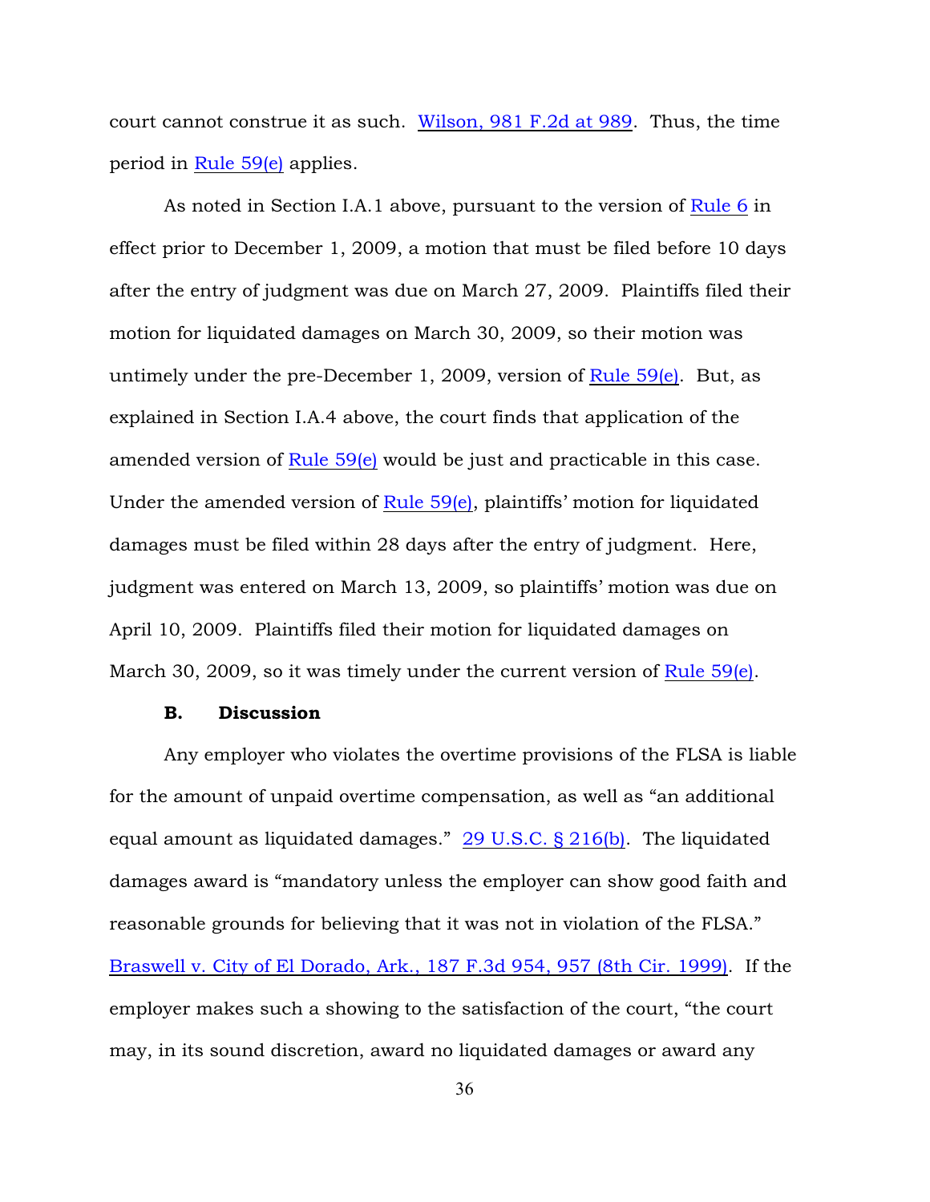court cannot construe it as such. Wilson, 981 F.2d at 989. Thus, the time period in Rule 59(e) applies.

As noted in Section I.A.1 above, pursuant to the version of Rule 6 in effect prior to December 1, 2009, a motion that must be filed before 10 days after the entry of judgment was due on March 27, 2009. Plaintiffs filed their motion for liquidated damages on March 30, 2009, so their motion was untimely under the pre-December 1, 2009, version of Rule 59(e). But, as explained in Section I.A.4 above, the court finds that application of the amended version of Rule 59(e) would be just and practicable in this case. Under the amended version of Rule 59(e), plaintiffs' motion for liquidated damages must be filed within 28 days after the entry of judgment. Here, judgment was entered on March 13, 2009, so plaintiffs' motion was due on April 10, 2009. Plaintiffs filed their motion for liquidated damages on March 30, 2009, so it was timely under the current version of Rule 59(e).

### B. Discussion

Any employer who violates the overtime provisions of the FLSA is liable for the amount of unpaid overtime compensation, as well as "an additional equal amount as liquidated damages." 29 U.S.C. § 216(b). The liquidated damages award is "mandatory unless the employer can show good faith and reasonable grounds for believing that it was not in violation of the FLSA." Braswell v. City of El Dorado, Ark., 187 F.3d 954, 957 (8th Cir. 1999). If the employer makes such a showing to the satisfaction of the court, "the court may, in its sound discretion, award no liquidated damages or award any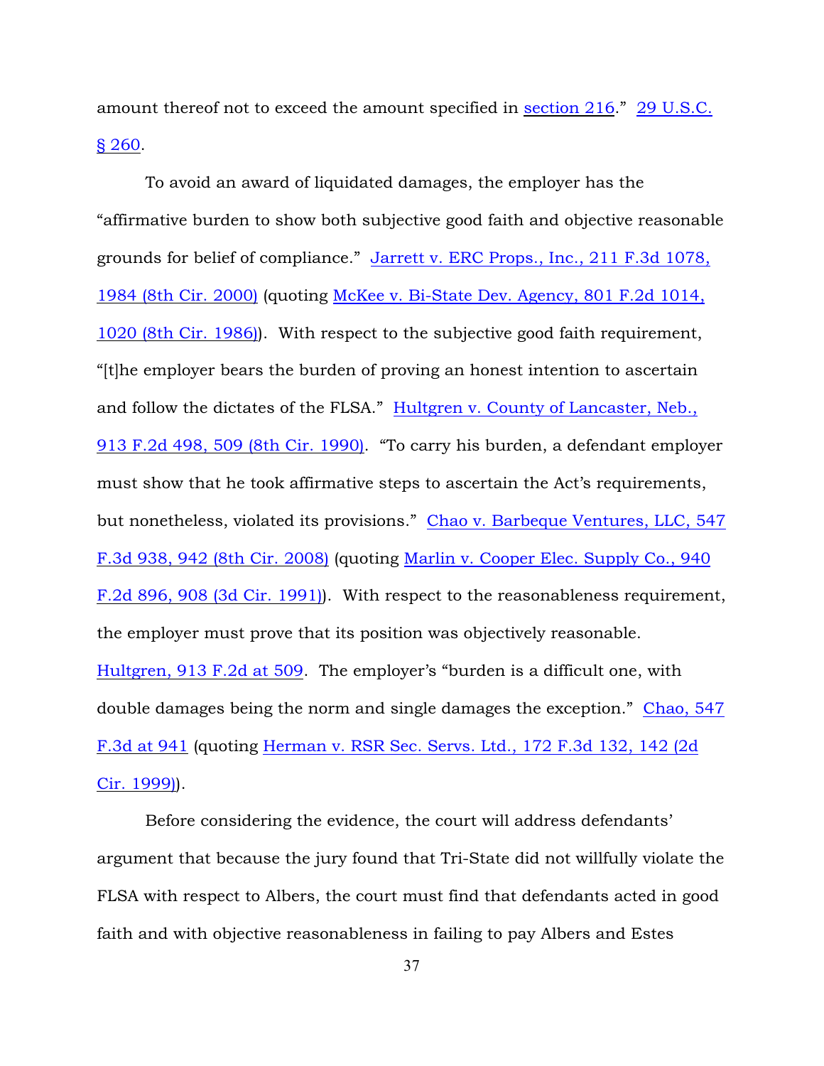amount thereof not to exceed the amount specified in section 216." 29 U.S.C. § 260.

To avoid an award of liquidated damages, the employer has the "affirmative burden to show both subjective good faith and objective reasonable grounds for belief of compliance." Jarrett v. ERC Props., Inc., 211 F.3d 1078, 1984 (8th Cir. 2000) (quoting McKee v. Bi-State Dev. Agency, 801 F.2d 1014, 1020 (8th Cir. 1986)). With respect to the subjective good faith requirement, "[t]he employer bears the burden of proving an honest intention to ascertain and follow the dictates of the FLSA." Hultgren v. County of Lancaster, Neb., 913 F.2d 498, 509 (8th Cir. 1990). "To carry his burden, a defendant employer must show that he took affirmative steps to ascertain the Act's requirements, but nonetheless, violated its provisions." Chao v. Barbeque Ventures, LLC, 547 F.3d 938, 942 (8th Cir. 2008) (quoting Marlin v. Cooper Elec. Supply Co., 940 F.2d 896, 908 (3d Cir. 1991)). With respect to the reasonableness requirement, the employer must prove that its position was objectively reasonable. Hultgren, 913 F.2d at 509. The employer's "burden is a difficult one, with double damages being the norm and single damages the exception." Chao, 547 F.3d at 941 (quoting Herman v. RSR Sec. Servs. Ltd., 172 F.3d 132, 142 (2d Cir. 1999)).

Before considering the evidence, the court will address defendants' argument that because the jury found that Tri-State did not willfully violate the FLSA with respect to Albers, the court must find that defendants acted in good faith and with objective reasonableness in failing to pay Albers and Estes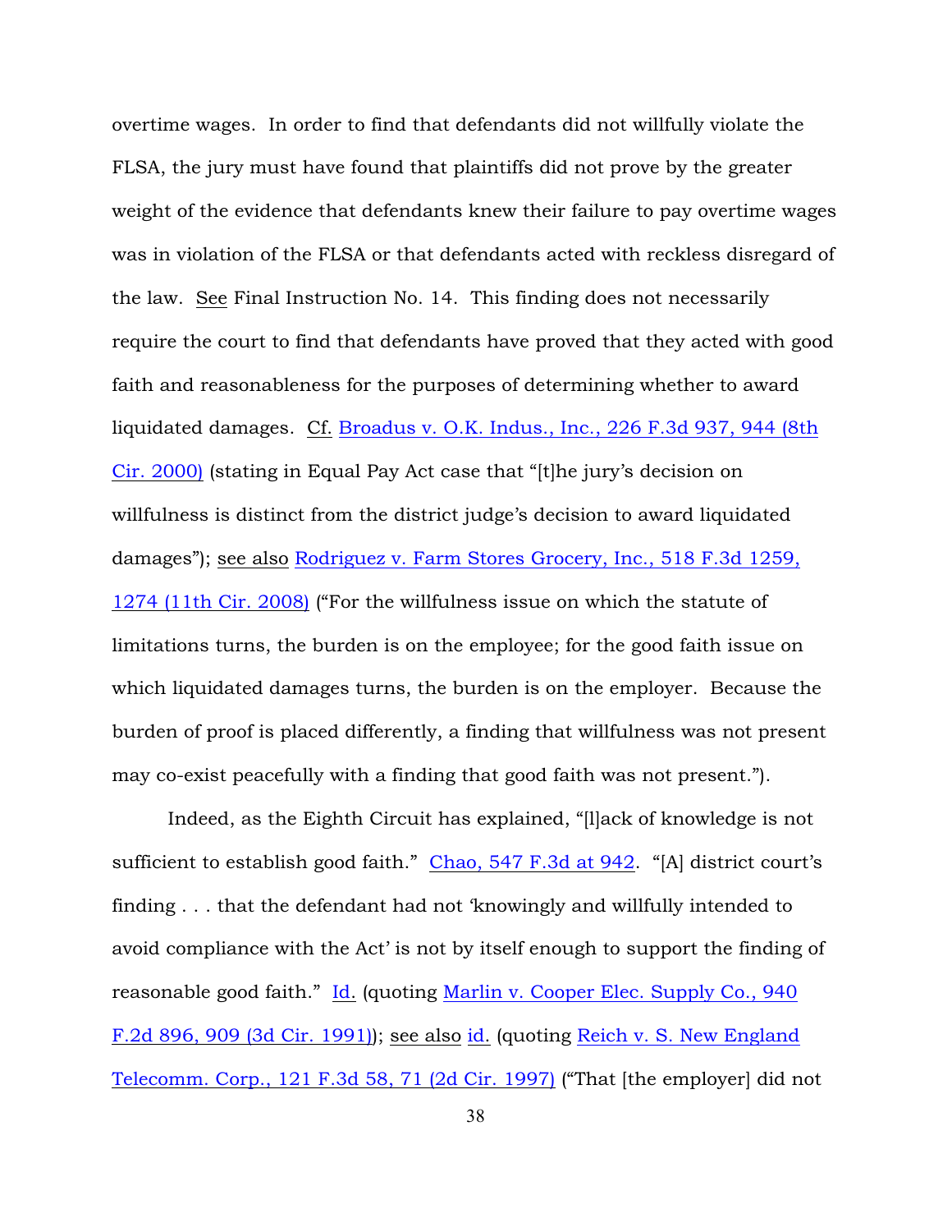overtime wages. In order to find that defendants did not willfully violate the FLSA, the jury must have found that plaintiffs did not prove by the greater weight of the evidence that defendants knew their failure to pay overtime wages was in violation of the FLSA or that defendants acted with reckless disregard of the law. See Final Instruction No. 14. This finding does not necessarily require the court to find that defendants have proved that they acted with good faith and reasonableness for the purposes of determining whether to award liquidated damages. Cf. Broadus v. O.K. Indus., Inc., 226 F.3d 937, 944 (8th Cir. 2000) (stating in Equal Pay Act case that "[t]he jury's decision on willfulness is distinct from the district judge's decision to award liquidated damages"); see also Rodriguez v. Farm Stores Grocery, Inc., 518 F.3d 1259, 1274 (11th Cir. 2008) ("For the willfulness issue on which the statute of limitations turns, the burden is on the employee; for the good faith issue on which liquidated damages turns, the burden is on the employer. Because the burden of proof is placed differently, a finding that willfulness was not present may co-exist peacefully with a finding that good faith was not present.").

Indeed, as the Eighth Circuit has explained, "[l]ack of knowledge is not sufficient to establish good faith." Chao, 547 F.3d at 942. "[A] district court's finding . . . that the defendant had not 'knowingly and willfully intended to avoid compliance with the Act' is not by itself enough to support the finding of reasonable good faith." Id. (quoting Marlin v. Cooper Elec. Supply Co., 940 F.2d 896, 909 (3d Cir. 1991)); see also id. (quoting Reich v. S. New England Telecomm. Corp., 121 F.3d 58, 71 (2d Cir. 1997) ("That [the employer] did not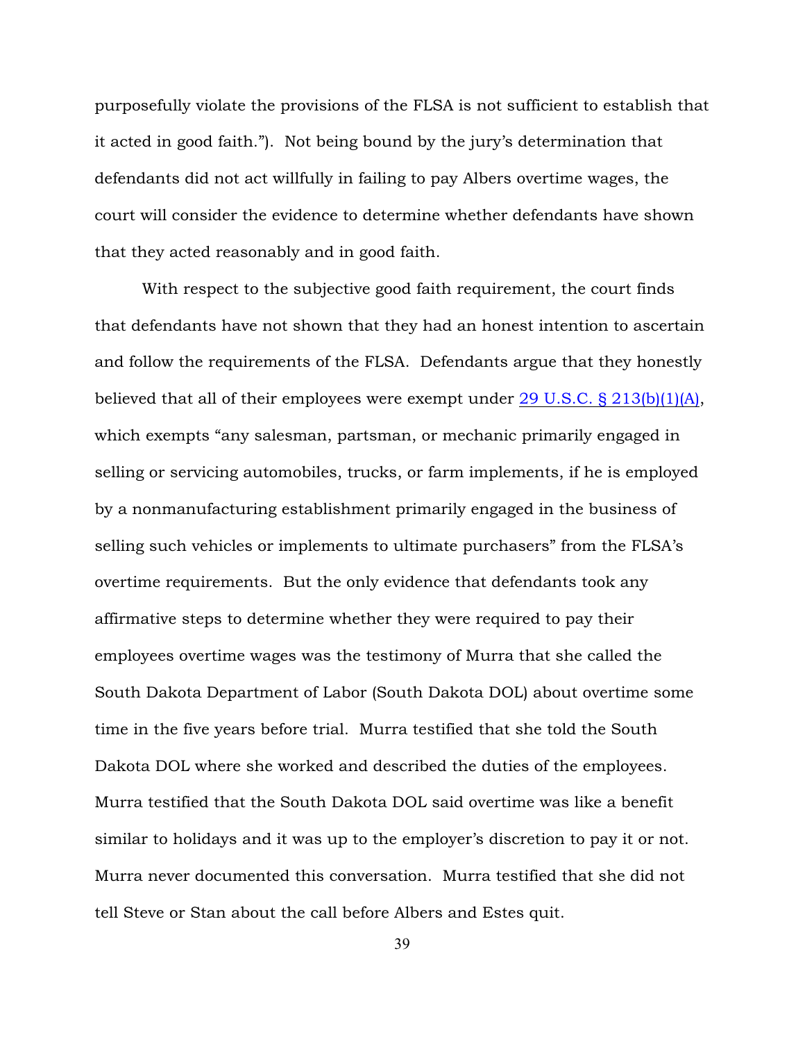purposefully violate the provisions of the FLSA is not sufficient to establish that it acted in good faith."). Not being bound by the jury's determination that defendants did not act willfully in failing to pay Albers overtime wages, the court will consider the evidence to determine whether defendants have shown that they acted reasonably and in good faith.

With respect to the subjective good faith requirement, the court finds that defendants have not shown that they had an honest intention to ascertain and follow the requirements of the FLSA. Defendants argue that they honestly believed that all of their employees were exempt under 29 U.S.C. § 213(b)(1)(A), which exempts "any salesman, partsman, or mechanic primarily engaged in selling or servicing automobiles, trucks, or farm implements, if he is employed by a nonmanufacturing establishment primarily engaged in the business of selling such vehicles or implements to ultimate purchasers" from the FLSA's overtime requirements. But the only evidence that defendants took any affirmative steps to determine whether they were required to pay their employees overtime wages was the testimony of Murra that she called the South Dakota Department of Labor (South Dakota DOL) about overtime some time in the five years before trial. Murra testified that she told the South Dakota DOL where she worked and described the duties of the employees. Murra testified that the South Dakota DOL said overtime was like a benefit similar to holidays and it was up to the employer's discretion to pay it or not. Murra never documented this conversation. Murra testified that she did not tell Steve or Stan about the call before Albers and Estes quit.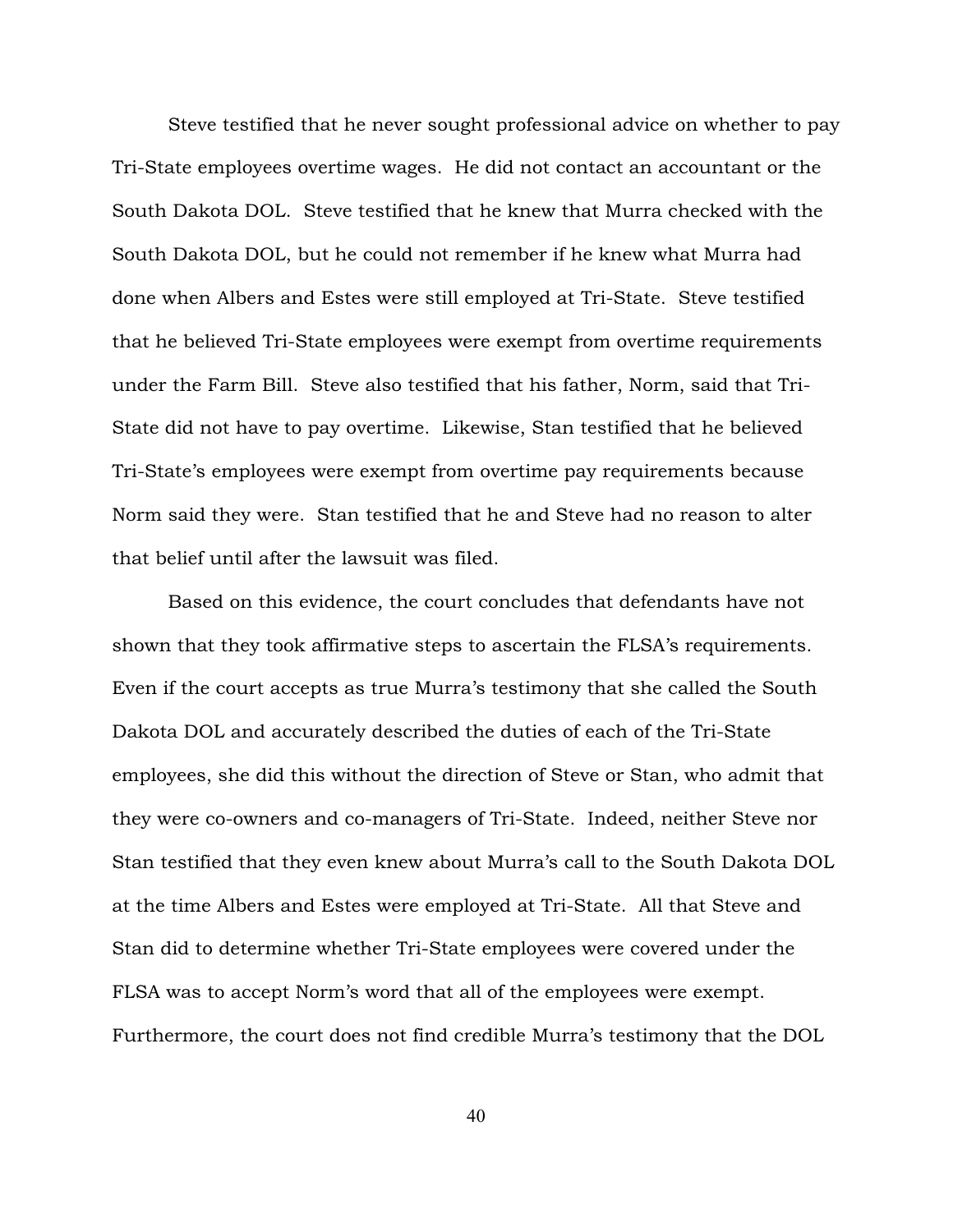Steve testified that he never sought professional advice on whether to pay Tri-State employees overtime wages. He did not contact an accountant or the South Dakota DOL. Steve testified that he knew that Murra checked with the South Dakota DOL, but he could not remember if he knew what Murra had done when Albers and Estes were still employed at Tri-State. Steve testified that he believed Tri-State employees were exempt from overtime requirements under the Farm Bill. Steve also testified that his father, Norm, said that Tri-State did not have to pay overtime. Likewise, Stan testified that he believed Tri-State's employees were exempt from overtime pay requirements because Norm said they were. Stan testified that he and Steve had no reason to alter that belief until after the lawsuit was filed.

Based on this evidence, the court concludes that defendants have not shown that they took affirmative steps to ascertain the FLSA's requirements. Even if the court accepts as true Murra's testimony that she called the South Dakota DOL and accurately described the duties of each of the Tri-State employees, she did this without the direction of Steve or Stan, who admit that they were co-owners and co-managers of Tri-State. Indeed, neither Steve nor Stan testified that they even knew about Murra's call to the South Dakota DOL at the time Albers and Estes were employed at Tri-State. All that Steve and Stan did to determine whether Tri-State employees were covered under the FLSA was to accept Norm's word that all of the employees were exempt. Furthermore, the court does not find credible Murra's testimony that the DOL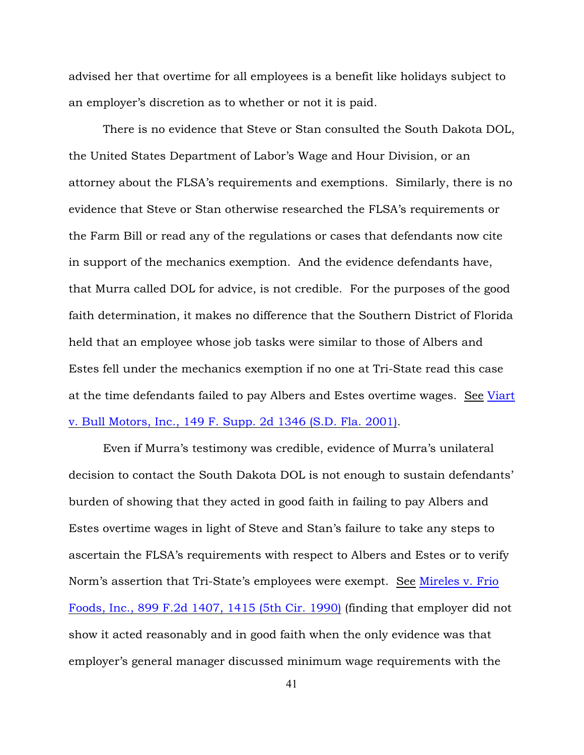advised her that overtime for all employees is a benefit like holidays subject to an employer's discretion as to whether or not it is paid.

There is no evidence that Steve or Stan consulted the South Dakota DOL, the United States Department of Labor's Wage and Hour Division, or an attorney about the FLSA's requirements and exemptions. Similarly, there is no evidence that Steve or Stan otherwise researched the FLSA's requirements or the Farm Bill or read any of the regulations or cases that defendants now cite in support of the mechanics exemption. And the evidence defendants have, that Murra called DOL for advice, is not credible. For the purposes of the good faith determination, it makes no difference that the Southern District of Florida held that an employee whose job tasks were similar to those of Albers and Estes fell under the mechanics exemption if no one at Tri-State read this case at the time defendants failed to pay Albers and Estes overtime wages. See Viart v. Bull Motors, Inc., 149 F. Supp. 2d 1346 (S.D. Fla. 2001).

Even if Murra's testimony was credible, evidence of Murra's unilateral decision to contact the South Dakota DOL is not enough to sustain defendants' burden of showing that they acted in good faith in failing to pay Albers and Estes overtime wages in light of Steve and Stan's failure to take any steps to ascertain the FLSA's requirements with respect to Albers and Estes or to verify Norm's assertion that Tri-State's employees were exempt. See Mireles v. Frio Foods, Inc., 899 F.2d 1407, 1415 (5th Cir. 1990) (finding that employer did not show it acted reasonably and in good faith when the only evidence was that employer's general manager discussed minimum wage requirements with the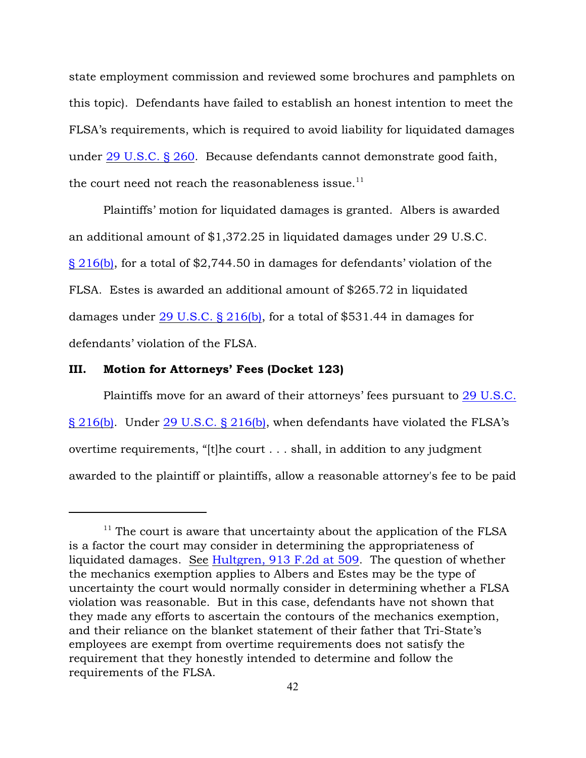state employment commission and reviewed some brochures and pamphlets on this topic). Defendants have failed to establish an honest intention to meet the FLSA's requirements, which is required to avoid liability for liquidated damages under 29 U.S.C. § 260. Because defendants cannot demonstrate good faith, the court need not reach the reasonableness issue.[11]

Plaintiffs' motion for liquidated damages is granted. Albers is awarded an additional amount of $1,372.25 in liquidated damages under 29 U.S.C. § 216(b), for a total of $2,744.50 in damages for defendants' violation of the FLSA. Estes is awarded an additional amount of $265.72 in liquidated damages under 29 U.S.C. § 216(b), for a total of $531.44 in damages for defendants' violation of the FLSA.

## III. Motion for Attorneys' Fees (Docket 123)

Plaintiffs move for an award of their attorneys' fees pursuant to 29 U.S.C. § 216(b). Under 29 U.S.C. § 216(b), when defendants have violated the FLSA's overtime requirements, "[t]he court . . . shall, in addition to any judgment awarded to the plaintiff or plaintiffs, allow a reasonable attorney's fee to be paid

---

[11] The court is aware that uncertainty about the application of the FLSA is a factor the court may consider in determining the appropriateness of liquidated damages. See Hultgren, 913 F.2d at 509. The question of whether the mechanics exemption applies to Albers and Estes may be the type of uncertainty the court would normally consider in determining whether a FLSA violation was reasonable. But in this case, defendants have not shown that they made any efforts to ascertain the contours of the mechanics exemption, and their reliance on the blanket statement of their father that Tri-State's employees are exempt from overtime requirements does not satisfy the requirement that they honestly intended to determine and follow the requirements of the FLSA.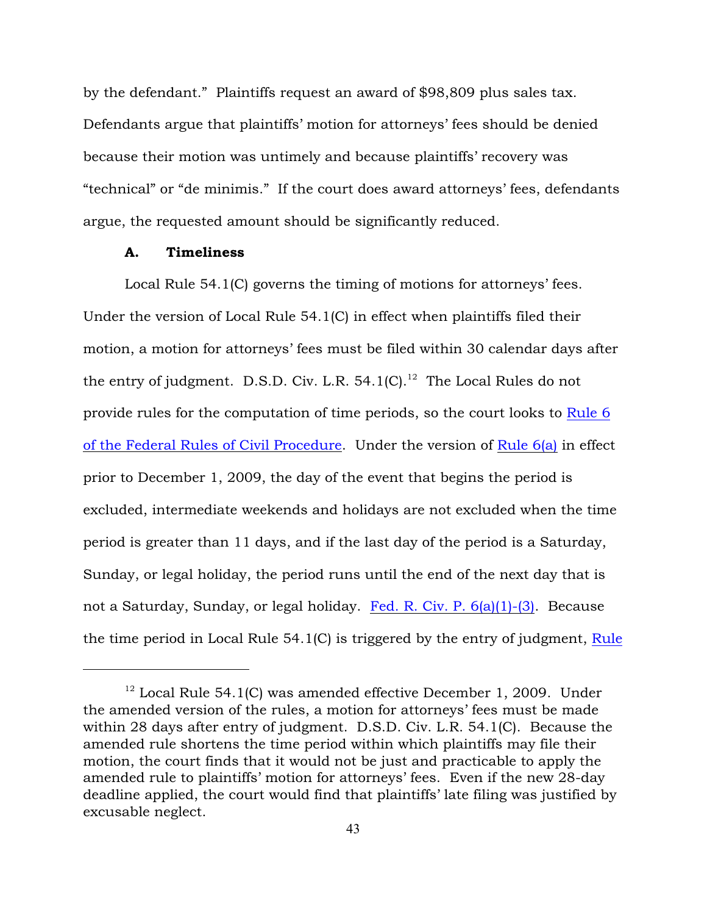by the defendant." Plaintiffs request an award of $98,809 plus sales tax. Defendants argue that plaintiffs' motion for attorneys' fees should be denied because their motion was untimely and because plaintiffs' recovery was "technical" or "de minimis." If the court does award attorneys' fees, defendants argue, the requested amount should be significantly reduced.

### A. Timeliness

Local Rule 54.1(C) governs the timing of motions for attorneys' fees. Under the version of Local Rule 54.1(C) in effect when plaintiffs filed their motion, a motion for attorneys' fees must be filed within 30 calendar days after the entry of judgment. D.S.D. Civ. L.R. 54.1(C).[12] The Local Rules do not provide rules for the computation of time periods, so the court looks to Rule 6 of the Federal Rules of Civil Procedure. Under the version of Rule 6(a) in effect prior to December 1, 2009, the day of the event that begins the period is excluded, intermediate weekends and holidays are not excluded when the time period is greater than 11 days, and if the last day of the period is a Saturday, Sunday, or legal holiday, the period runs until the end of the next day that is not a Saturday, Sunday, or legal holiday. Fed. R. Civ. P. 6(a)(1)-(3). Because the time period in Local Rule 54.1(C) is triggered by the entry of judgment, Rule

---

[12] Local Rule 54.1(C) was amended effective December 1, 2009. Under the amended version of the rules, a motion for attorneys' fees must be made within 28 days after entry of judgment. D.S.D. Civ. L.R. 54.1(C). Because the amended rule shortens the time period within which plaintiffs may file their motion, the court finds that it would not be just and practicable to apply the amended rule to plaintiffs' motion for attorneys' fees. Even if the new 28-day deadline applied, the court would find that plaintiffs' late filing was justified by excusable neglect.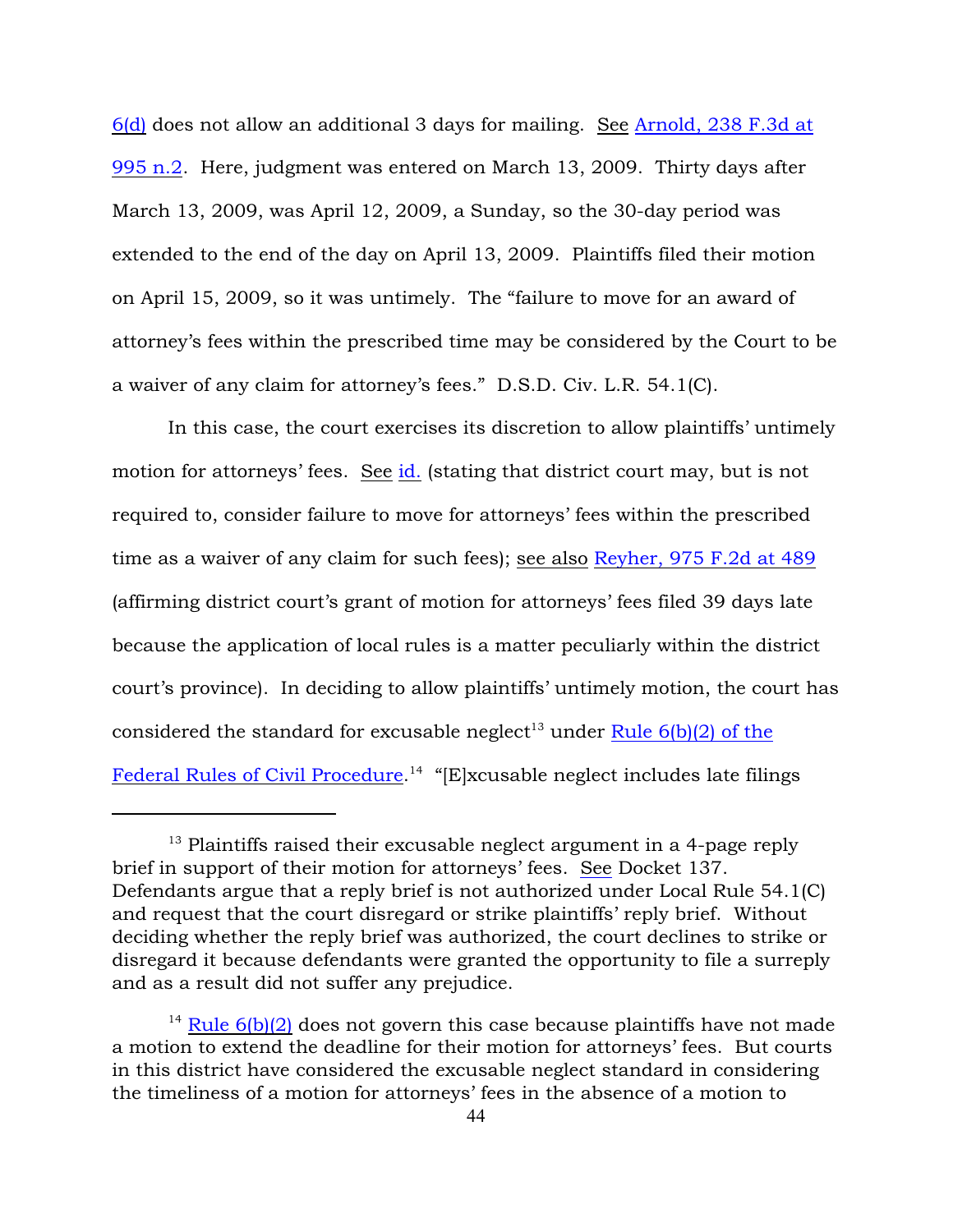6(d) does not allow an additional 3 days for mailing. See Arnold, 238 F.3d at 995 n.2. Here, judgment was entered on March 13, 2009. Thirty days after March 13, 2009, was April 12, 2009, a Sunday, so the 30-day period was extended to the end of the day on April 13, 2009. Plaintiffs filed their motion on April 15, 2009, so it was untimely. The "failure to move for an award of attorney's fees within the prescribed time may be considered by the Court to be a waiver of any claim for attorney's fees." D.S.D. Civ. L.R. 54.1(C).

In this case, the court exercises its discretion to allow plaintiffs' untimely motion for attorneys' fees. See id. (stating that district court may, but is not required to, consider failure to move for attorneys' fees within the prescribed time as a waiver of any claim for such fees); see also Reyher, 975 F.2d at 489 (affirming district court's grant of motion for attorneys' fees filed 39 days late because the application of local rules is a matter peculiarly within the district court's province). In deciding to allow plaintiffs' untimely motion, the court has considered the standard for excusable neglect[13] under Rule 6(b)(2) of the Federal Rules of Civil Procedure.[14] "[E]xcusable neglect includes late filings

---

[13] Plaintiffs raised their excusable neglect argument in a 4-page reply brief in support of their motion for attorneys' fees. See Docket 137. Defendants argue that a reply brief is not authorized under Local Rule 54.1(C) and request that the court disregard or strike plaintiffs' reply brief. Without deciding whether the reply brief was authorized, the court declines to strike or disregard it because defendants were granted the opportunity to file a surreply and as a result did not suffer any prejudice.

[14] Rule 6(b)(2) does not govern this case because plaintiffs have not made a motion to extend the deadline for their motion for attorneys' fees. But courts in this district have considered the excusable neglect standard in considering the timeliness of a motion for attorneys' fees in the absence of a motion to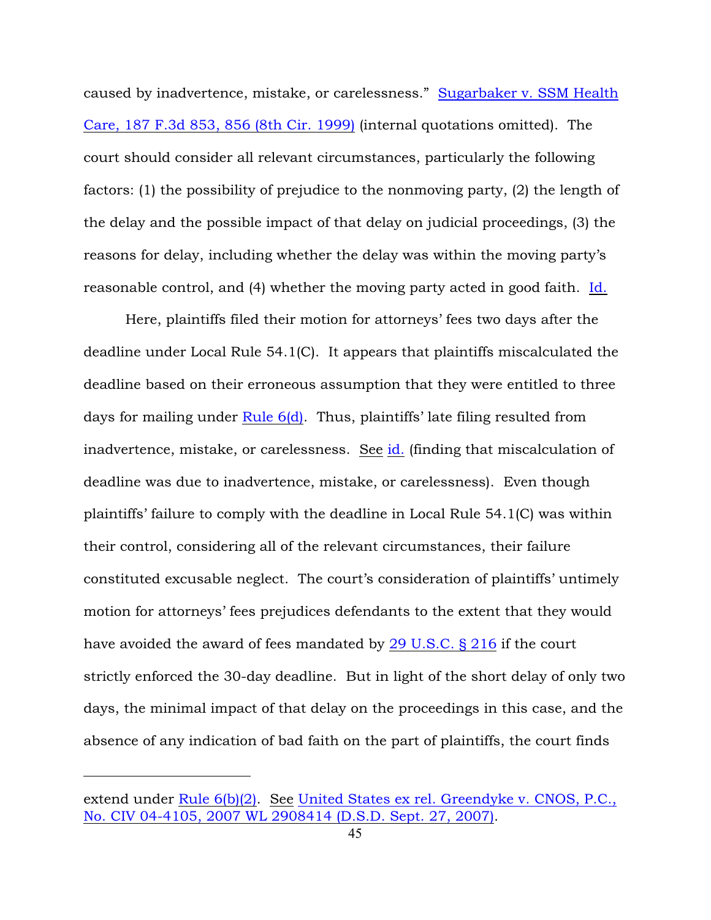caused by inadvertence, mistake, or carelessness." Sugarbaker v. SSM Health Care, 187 F.3d 853, 856 (8th Cir. 1999) (internal quotations omitted). The court should consider all relevant circumstances, particularly the following factors: (1) the possibility of prejudice to the nonmoving party, (2) the length of the delay and the possible impact of that delay on judicial proceedings, (3) the reasons for delay, including whether the delay was within the moving party's reasonable control, and (4) whether the moving party acted in good faith. Id.

Here, plaintiffs filed their motion for attorneys' fees two days after the deadline under Local Rule 54.1(C). It appears that plaintiffs miscalculated the deadline based on their erroneous assumption that they were entitled to three days for mailing under Rule 6(d). Thus, plaintiffs' late filing resulted from inadvertence, mistake, or carelessness. See id. (finding that miscalculation of deadline was due to inadvertence, mistake, or carelessness). Even though plaintiffs' failure to comply with the deadline in Local Rule 54.1(C) was within their control, considering all of the relevant circumstances, their failure constituted excusable neglect. The court's consideration of plaintiffs' untimely motion for attorneys' fees prejudices defendants to the extent that they would have avoided the award of fees mandated by 29 U.S.C. § 216 if the court strictly enforced the 30-day deadline. But in light of the short delay of only two days, the minimal impact of that delay on the proceedings in this case, and the absence of any indication of bad faith on the part of plaintiffs, the court finds

---

extend under Rule 6(b)(2). See United States ex rel. Greendyke v. CNOS, P.C., No. CIV 04-4105, 2007 WL 2908414 (D.S.D. Sept. 27, 2007).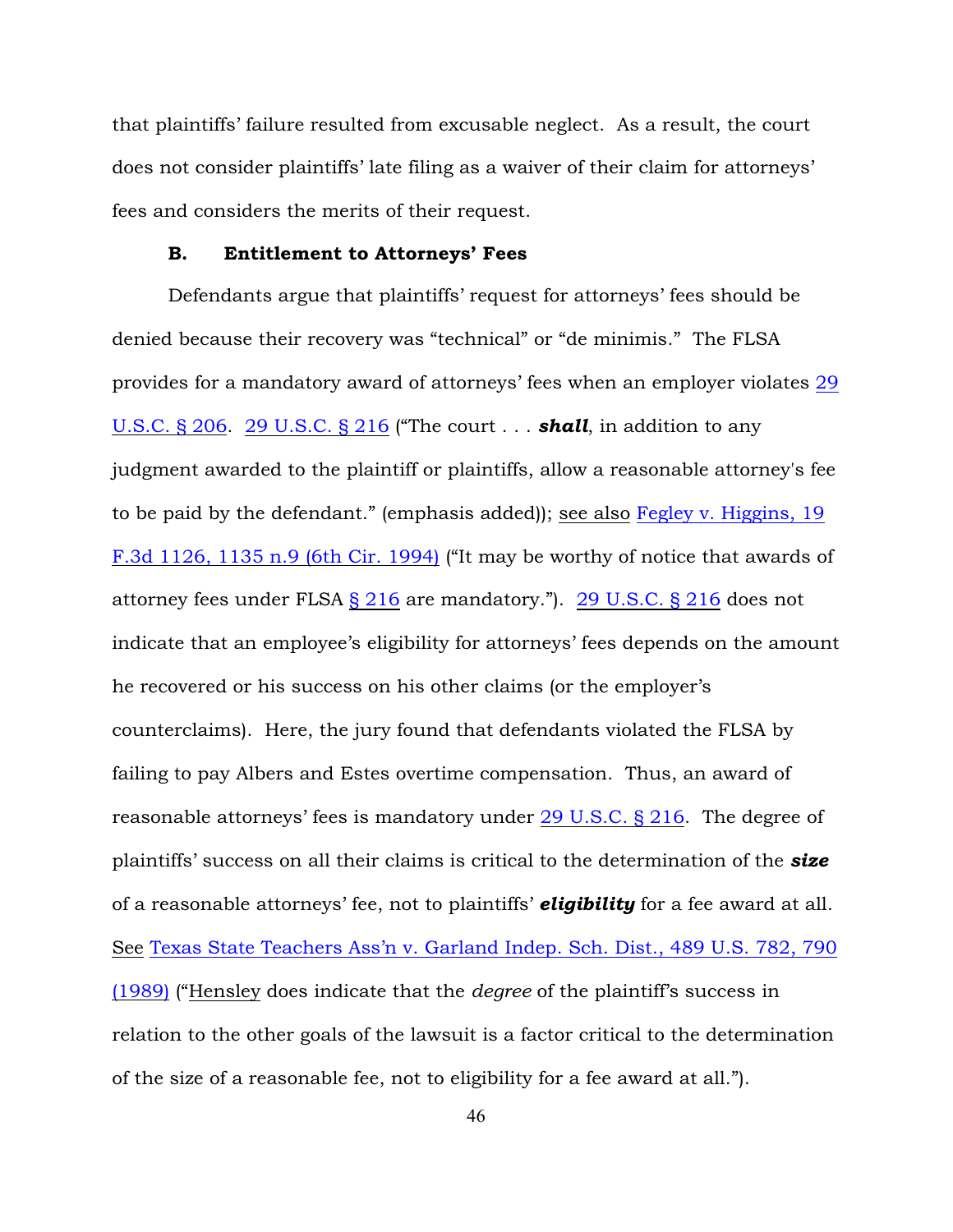that plaintiffs' failure resulted from excusable neglect. As a result, the court does not consider plaintiffs' late filing as a waiver of their claim for attorneys' fees and considers the merits of their request.

### B. Entitlement to Attorneys' Fees

Defendants argue that plaintiffs' request for attorneys' fees should be denied because their recovery was "technical" or "de minimis." The FLSA provides for a mandatory award of attorneys' fees when an employer violates 29 U.S.C. § 206. 29 U.S.C. § 216 ("The court . . . ***shall***, in addition to any judgment awarded to the plaintiff or plaintiffs, allow a reasonable attorney's fee to be paid by the defendant." (emphasis added)); see also Fegley v. Higgins, 19 F.3d 1126, 1135 n.9 (6th Cir. 1994) ("It may be worthy of notice that awards of attorney fees under FLSA § 216 are mandatory."). 29 U.S.C. § 216 does not indicate that an employee's eligibility for attorneys' fees depends on the amount he recovered or his success on his other claims (or the employer's counterclaims). Here, the jury found that defendants violated the FLSA by failing to pay Albers and Estes overtime compensation. Thus, an award of reasonable attorneys' fees is mandatory under 29 U.S.C. § 216. The degree of plaintiffs' success on all their claims is critical to the determination of the ***size*** of a reasonable attorneys' fee, not to plaintiffs' ***eligibility*** for a fee award at all. See Texas State Teachers Ass'n v. Garland Indep. Sch. Dist., 489 U.S. 782, 790 (1989) ("Hensley does indicate that the *degree* of the plaintiff's success in relation to the other goals of the lawsuit is a factor critical to the determination of the size of a reasonable fee, not to eligibility for a fee award at all.").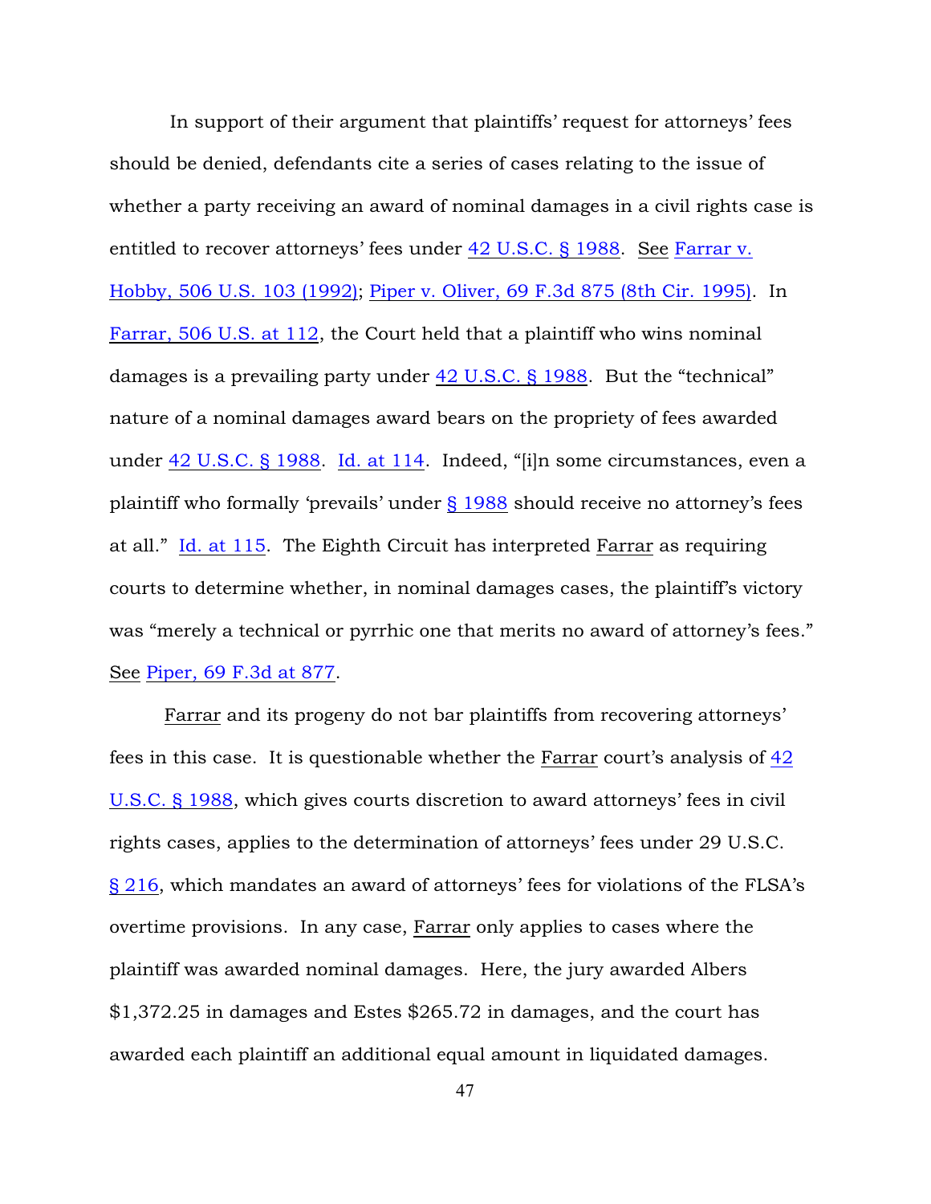In support of their argument that plaintiffs' request for attorneys' fees should be denied, defendants cite a series of cases relating to the issue of whether a party receiving an award of nominal damages in a civil rights case is entitled to recover attorneys' fees under 42 U.S.C. § 1988. See Farrar v. Hobby, 506 U.S. 103 (1992); Piper v. Oliver, 69 F.3d 875 (8th Cir. 1995). In Farrar, 506 U.S. at 112, the Court held that a plaintiff who wins nominal damages is a prevailing party under 42 U.S.C. § 1988. But the "technical" nature of a nominal damages award bears on the propriety of fees awarded under 42 U.S.C. § 1988. Id. at 114. Indeed, "[i]n some circumstances, even a plaintiff who formally 'prevails' under § 1988 should receive no attorney's fees at all." Id. at 115. The Eighth Circuit has interpreted Farrar as requiring courts to determine whether, in nominal damages cases, the plaintiff's victory was "merely a technical or pyrrhic one that merits no award of attorney's fees." See Piper, 69 F.3d at 877.

Farrar and its progeny do not bar plaintiffs from recovering attorneys' fees in this case. It is questionable whether the Farrar court's analysis of 42 U.S.C. § 1988, which gives courts discretion to award attorneys' fees in civil rights cases, applies to the determination of attorneys' fees under 29 U.S.C. § 216, which mandates an award of attorneys' fees for violations of the FLSA's overtime provisions. In any case, Farrar only applies to cases where the plaintiff was awarded nominal damages. Here, the jury awarded Albers $1,372.25 in damages and Estes $265.72 in damages, and the court has awarded each plaintiff an additional equal amount in liquidated damages.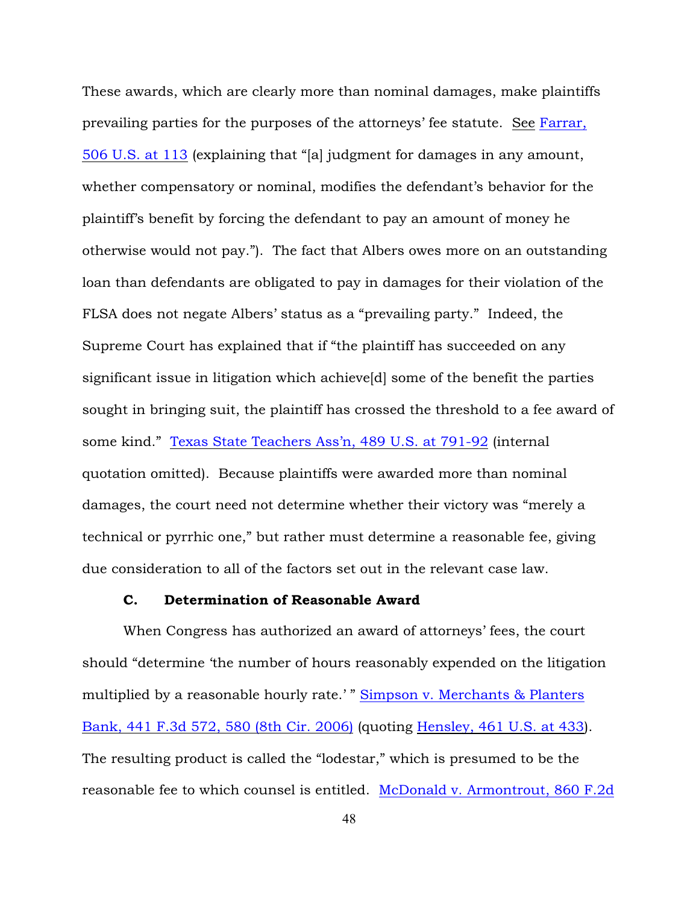These awards, which are clearly more than nominal damages, make plaintiffs prevailing parties for the purposes of the attorneys' fee statute. See Farrar, 506 U.S. at 113 (explaining that "[a] judgment for damages in any amount, whether compensatory or nominal, modifies the defendant's behavior for the plaintiff's benefit by forcing the defendant to pay an amount of money he otherwise would not pay."). The fact that Albers owes more on an outstanding loan than defendants are obligated to pay in damages for their violation of the FLSA does not negate Albers' status as a "prevailing party." Indeed, the Supreme Court has explained that if "the plaintiff has succeeded on any significant issue in litigation which achieve[d] some of the benefit the parties sought in bringing suit, the plaintiff has crossed the threshold to a fee award of some kind." Texas State Teachers Ass'n, 489 U.S. at 791-92 (internal quotation omitted). Because plaintiffs were awarded more than nominal damages, the court need not determine whether their victory was "merely a technical or pyrrhic one," but rather must determine a reasonable fee, giving due consideration to all of the factors set out in the relevant case law.

### C. Determination of Reasonable Award

When Congress has authorized an award of attorneys' fees, the court should "determine 'the number of hours reasonably expended on the litigation multiplied by a reasonable hourly rate.' " Simpson v. Merchants & Planters Bank, 441 F.3d 572, 580 (8th Cir. 2006) (quoting Hensley, 461 U.S. at 433). The resulting product is called the "lodestar," which is presumed to be the reasonable fee to which counsel is entitled. McDonald v. Armontrout, 860 F.2d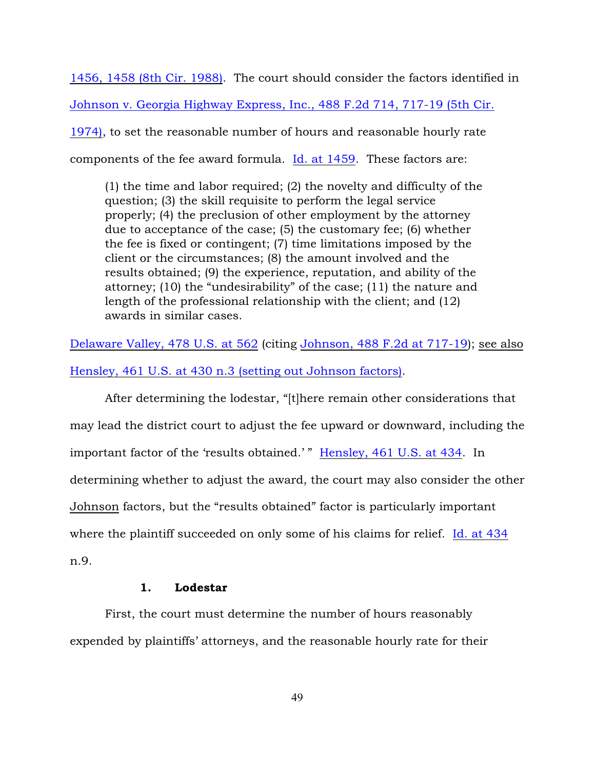1456, 1458 (8th Cir. 1988). The court should consider the factors identified in Johnson v. Georgia Highway Express, Inc., 488 F.2d 714, 717-19 (5th Cir. 1974), to set the reasonable number of hours and reasonable hourly rate components of the fee award formula. Id. at 1459. These factors are:

> (1) the time and labor required; (2) the novelty and difficulty of the question; (3) the skill requisite to perform the legal service properly; (4) the preclusion of other employment by the attorney due to acceptance of the case; (5) the customary fee; (6) whether the fee is fixed or contingent; (7) time limitations imposed by the client or the circumstances; (8) the amount involved and the results obtained; (9) the experience, reputation, and ability of the attorney; (10) the "undesirability" of the case; (11) the nature and length of the professional relationship with the client; and (12) awards in similar cases.

Delaware Valley, 478 U.S. at 562 (citing Johnson, 488 F.2d at 717-19); see also Hensley, 461 U.S. at 430 n.3 (setting out Johnson factors).

After determining the lodestar, "[t]here remain other considerations that may lead the district court to adjust the fee upward or downward, including the important factor of the 'results obtained.' " Hensley, 461 U.S. at 434. In determining whether to adjust the award, the court may also consider the other Johnson factors, but the "results obtained" factor is particularly important where the plaintiff succeeded on only some of his claims for relief. Id. at 434 n.9.

### 1. Lodestar

First, the court must determine the number of hours reasonably expended by plaintiffs' attorneys, and the reasonable hourly rate for their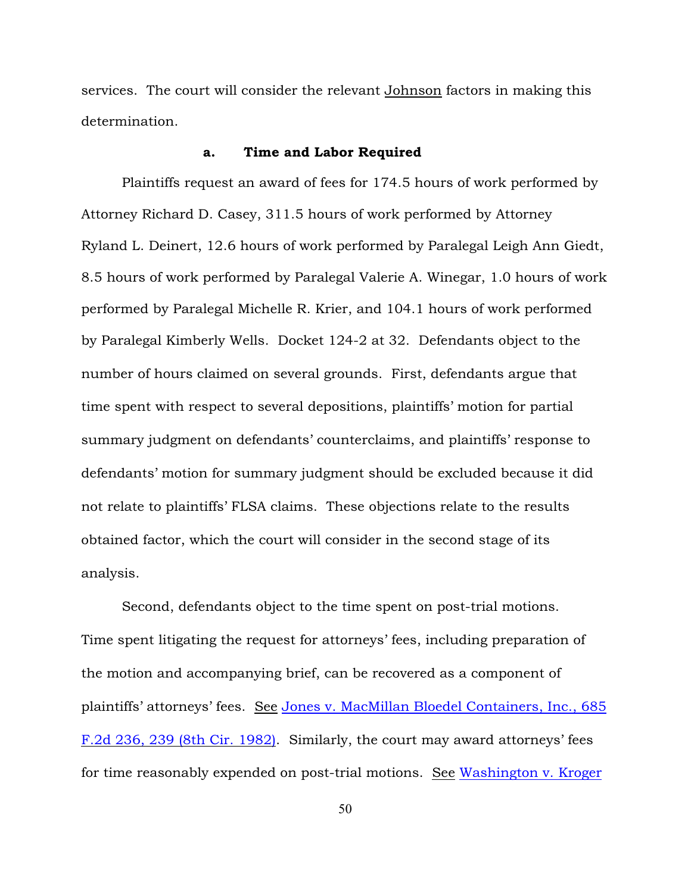services. The court will consider the relevant Johnson factors in making this determination.

#### a. Time and Labor Required

Plaintiffs request an award of fees for 174.5 hours of work performed by Attorney Richard D. Casey, 311.5 hours of work performed by Attorney Ryland L. Deinert, 12.6 hours of work performed by Paralegal Leigh Ann Giedt, 8.5 hours of work performed by Paralegal Valerie A. Winegar, 1.0 hours of work performed by Paralegal Michelle R. Krier, and 104.1 hours of work performed by Paralegal Kimberly Wells. Docket 124-2 at 32. Defendants object to the number of hours claimed on several grounds. First, defendants argue that time spent with respect to several depositions, plaintiffs' motion for partial summary judgment on defendants' counterclaims, and plaintiffs' response to defendants' motion for summary judgment should be excluded because it did not relate to plaintiffs' FLSA claims. These objections relate to the results obtained factor, which the court will consider in the second stage of its analysis.

Second, defendants object to the time spent on post-trial motions. Time spent litigating the request for attorneys' fees, including preparation of the motion and accompanying brief, can be recovered as a component of plaintiffs' attorneys' fees. See Jones v. MacMillan Bloedel Containers, Inc., 685 F.2d 236, 239 (8th Cir. 1982). Similarly, the court may award attorneys' fees for time reasonably expended on post-trial motions. See Washington v. Kroger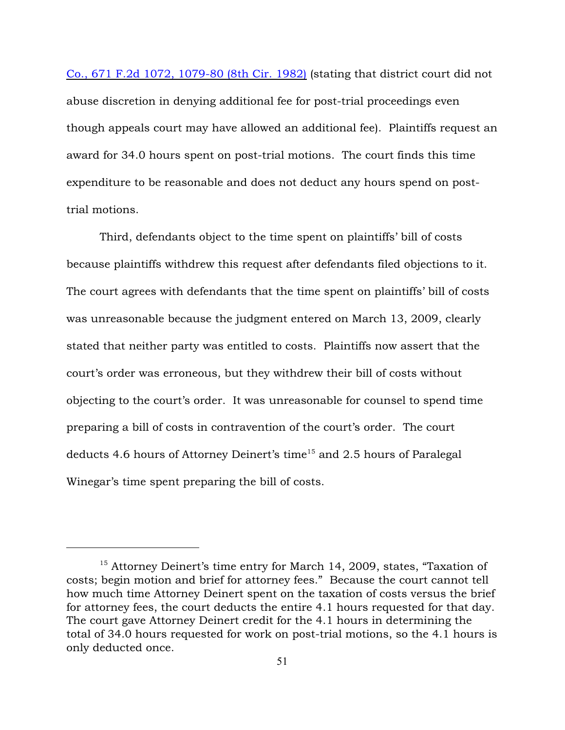Co., 671 F.2d 1072, 1079-80 (8th Cir. 1982) (stating that district court did not abuse discretion in denying additional fee for post-trial proceedings even though appeals court may have allowed an additional fee). Plaintiffs request an award for 34.0 hours spent on post-trial motions. The court finds this time expenditure to be reasonable and does not deduct any hours spend on post-trial motions.

Third, defendants object to the time spent on plaintiffs' bill of costs because plaintiffs withdrew this request after defendants filed objections to it. The court agrees with defendants that the time spent on plaintiffs' bill of costs was unreasonable because the judgment entered on March 13, 2009, clearly stated that neither party was entitled to costs. Plaintiffs now assert that the court's order was erroneous, but they withdrew their bill of costs without objecting to the court's order. It was unreasonable for counsel to spend time preparing a bill of costs in contravention of the court's order. The court deducts 4.6 hours of Attorney Deinert's time[15] and 2.5 hours of Paralegal Winegar's time spent preparing the bill of costs.

---

[15] Attorney Deinert's time entry for March 14, 2009, states, "Taxation of costs; begin motion and brief for attorney fees." Because the court cannot tell how much time Attorney Deinert spent on the taxation of costs versus the brief for attorney fees, the court deducts the entire 4.1 hours requested for that day. The court gave Attorney Deinert credit for the 4.1 hours in determining the total of 34.0 hours requested for work on post-trial motions, so the 4.1 hours is only deducted once.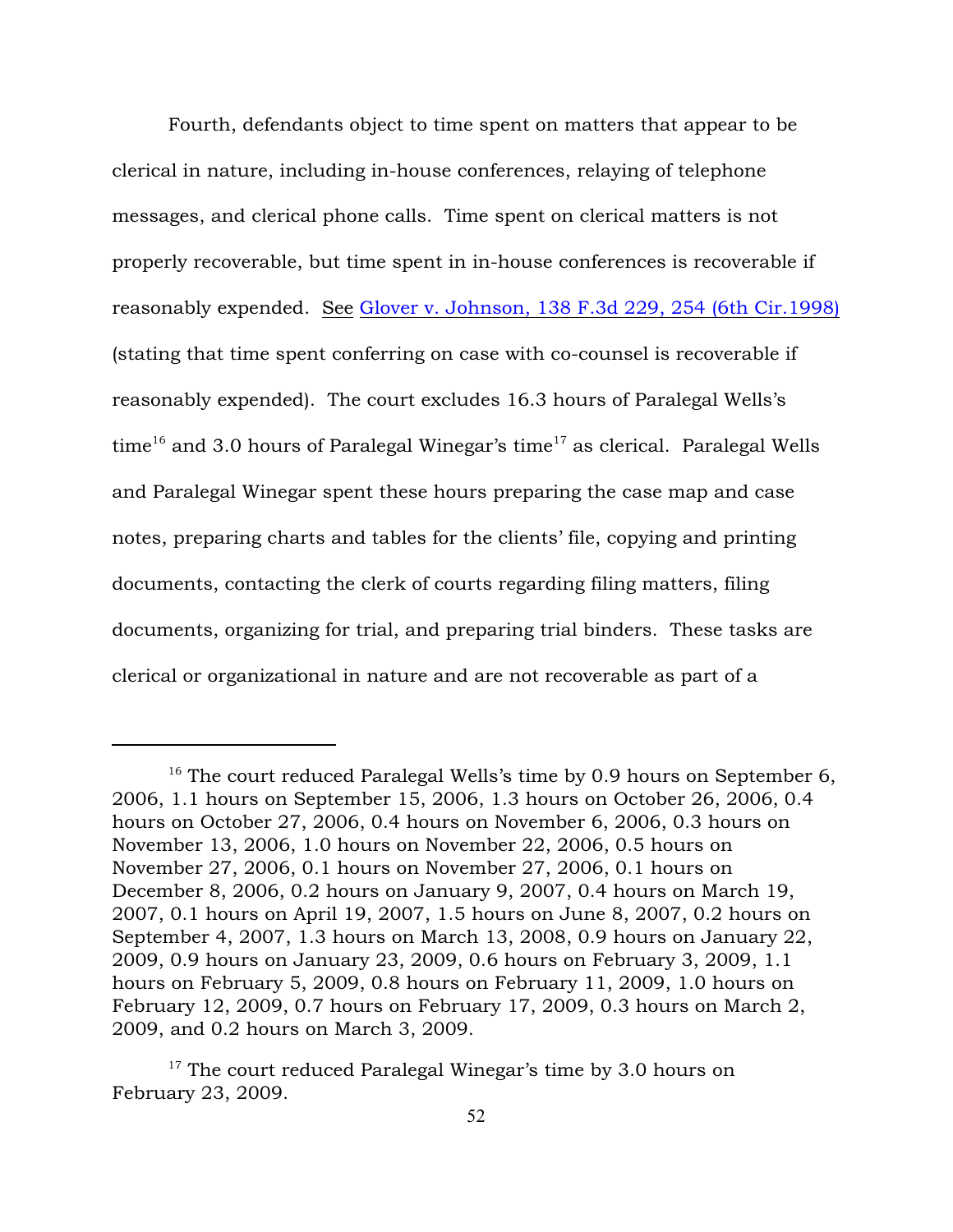Fourth, defendants object to time spent on matters that appear to be clerical in nature, including in-house conferences, relaying of telephone messages, and clerical phone calls. Time spent on clerical matters is not properly recoverable, but time spent in in-house conferences is recoverable if reasonably expended. See Glover v. Johnson, 138 F.3d 229, 254 (6th Cir.1998) (stating that time spent conferring on case with co-counsel is recoverable if reasonably expended). The court excludes 16.3 hours of Paralegal Wells's time[16] and 3.0 hours of Paralegal Winegar's time[17] as clerical. Paralegal Wells and Paralegal Winegar spent these hours preparing the case map and case notes, preparing charts and tables for the clients' file, copying and printing documents, contacting the clerk of courts regarding filing matters, filing documents, organizing for trial, and preparing trial binders. These tasks are clerical or organizational in nature and are not recoverable as part of a

---

[16] The court reduced Paralegal Wells's time by 0.9 hours on September 6, 2006, 1.1 hours on September 15, 2006, 1.3 hours on October 26, 2006, 0.4 hours on October 27, 2006, 0.4 hours on November 6, 2006, 0.3 hours on November 13, 2006, 1.0 hours on November 22, 2006, 0.5 hours on November 27, 2006, 0.1 hours on November 27, 2006, 0.1 hours on December 8, 2006, 0.2 hours on January 9, 2007, 0.4 hours on March 19, 2007, 0.1 hours on April 19, 2007, 1.5 hours on June 8, 2007, 0.2 hours on September 4, 2007, 1.3 hours on March 13, 2008, 0.9 hours on January 22, 2009, 0.9 hours on January 23, 2009, 0.6 hours on February 3, 2009, 1.1 hours on February 5, 2009, 0.8 hours on February 11, 2009, 1.0 hours on February 12, 2009, 0.7 hours on February 17, 2009, 0.3 hours on March 2, 2009, and 0.2 hours on March 3, 2009.

[17] The court reduced Paralegal Winegar's time by 3.0 hours on February 23, 2009.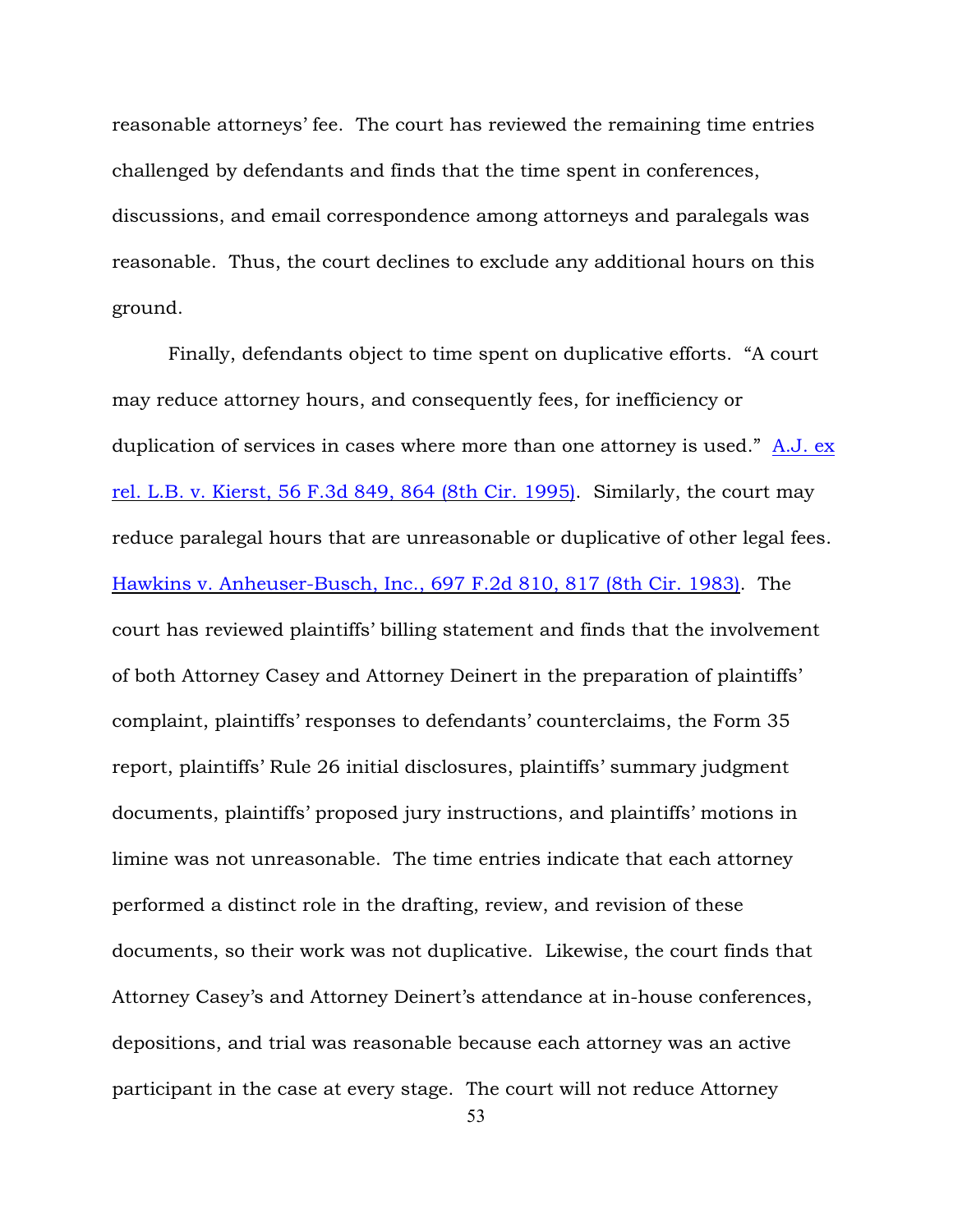reasonable attorneys' fee. The court has reviewed the remaining time entries challenged by defendants and finds that the time spent in conferences, discussions, and email correspondence among attorneys and paralegals was reasonable. Thus, the court declines to exclude any additional hours on this ground.

Finally, defendants object to time spent on duplicative efforts. "A court may reduce attorney hours, and consequently fees, for inefficiency or duplication of services in cases where more than one attorney is used." A.J. ex rel. L.B. v. Kierst, 56 F.3d 849, 864 (8th Cir. 1995). Similarly, the court may reduce paralegal hours that are unreasonable or duplicative of other legal fees. Hawkins v. Anheuser-Busch, Inc., 697 F.2d 810, 817 (8th Cir. 1983). The court has reviewed plaintiffs' billing statement and finds that the involvement of both Attorney Casey and Attorney Deinert in the preparation of plaintiffs' complaint, plaintiffs' responses to defendants' counterclaims, the Form 35 report, plaintiffs' Rule 26 initial disclosures, plaintiffs' summary judgment documents, plaintiffs' proposed jury instructions, and plaintiffs' motions in limine was not unreasonable. The time entries indicate that each attorney performed a distinct role in the drafting, review, and revision of these documents, so their work was not duplicative. Likewise, the court finds that Attorney Casey's and Attorney Deinert's attendance at in-house conferences, depositions, and trial was reasonable because each attorney was an active participant in the case at every stage. The court will not reduce Attorney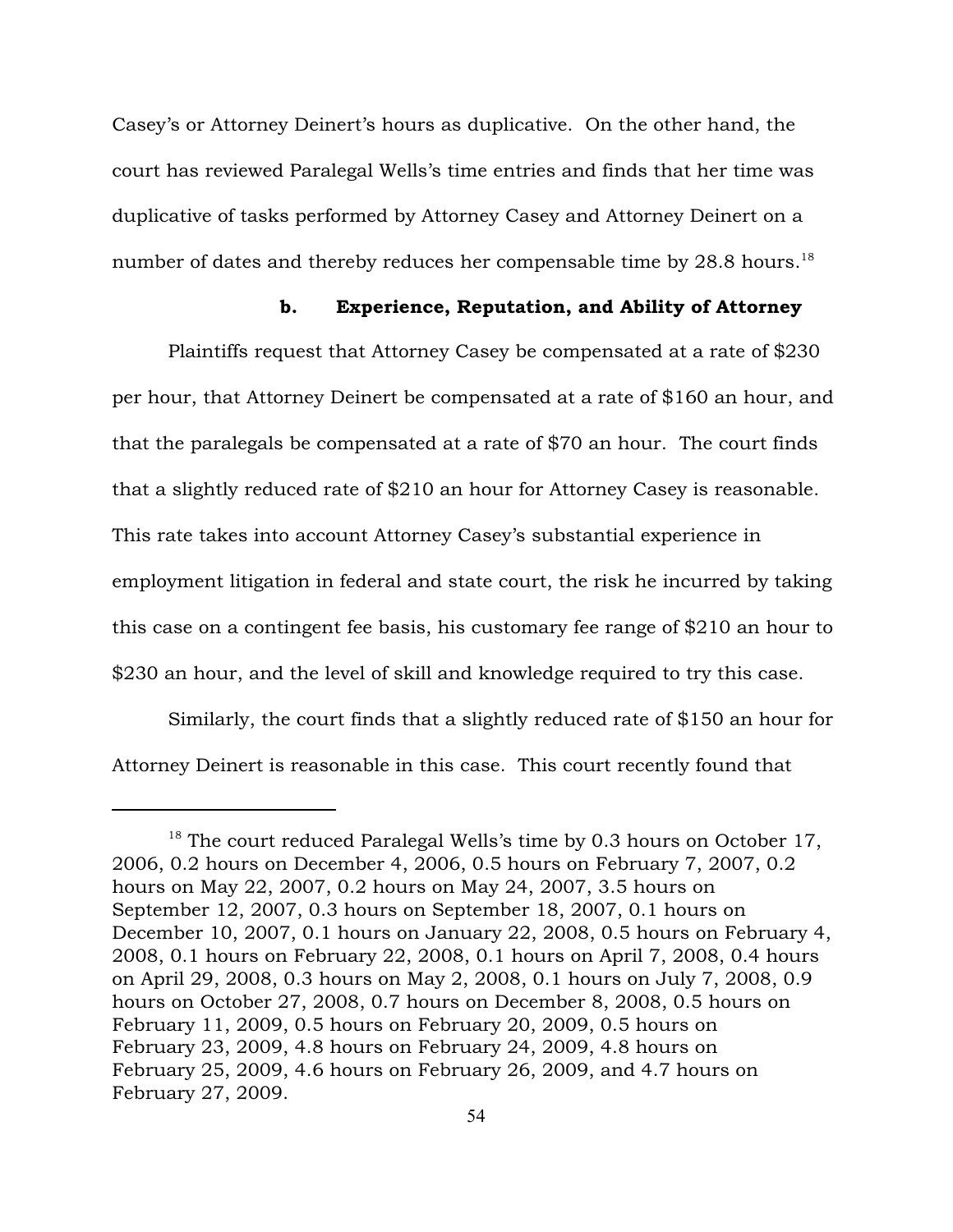Casey's or Attorney Deinert's hours as duplicative. On the other hand, the court has reviewed Paralegal Wells's time entries and finds that her time was duplicative of tasks performed by Attorney Casey and Attorney Deinert on a number of dates and thereby reduces her compensable time by 28.8 hours.[18]

**b. Experience, Reputation, and Ability of Attorney**

Plaintiffs request that Attorney Casey be compensated at a rate of $230 per hour, that Attorney Deinert be compensated at a rate of $160 an hour, and that the paralegals be compensated at a rate of $70 an hour. The court finds that a slightly reduced rate of $210 an hour for Attorney Casey is reasonable. This rate takes into account Attorney Casey's substantial experience in employment litigation in federal and state court, the risk he incurred by taking this case on a contingent fee basis, his customary fee range of $210 an hour to $230 an hour, and the level of skill and knowledge required to try this case.

Similarly, the court finds that a slightly reduced rate of $150 an hour for Attorney Deinert is reasonable in this case. This court recently found that

---

[18] The court reduced Paralegal Wells's time by 0.3 hours on October 17, 2006, 0.2 hours on December 4, 2006, 0.5 hours on February 7, 2007, 0.2 hours on May 22, 2007, 0.2 hours on May 24, 2007, 3.5 hours on September 12, 2007, 0.3 hours on September 18, 2007, 0.1 hours on December 10, 2007, 0.1 hours on January 22, 2008, 0.5 hours on February 4, 2008, 0.1 hours on February 22, 2008, 0.1 hours on April 7, 2008, 0.4 hours on April 29, 2008, 0.3 hours on May 2, 2008, 0.1 hours on July 7, 2008, 0.9 hours on October 27, 2008, 0.7 hours on December 8, 2008, 0.5 hours on February 11, 2009, 0.5 hours on February 20, 2009, 0.5 hours on February 23, 2009, 4.8 hours on February 24, 2009, 4.8 hours on February 25, 2009, 4.6 hours on February 26, 2009, and 4.7 hours on February 27, 2009.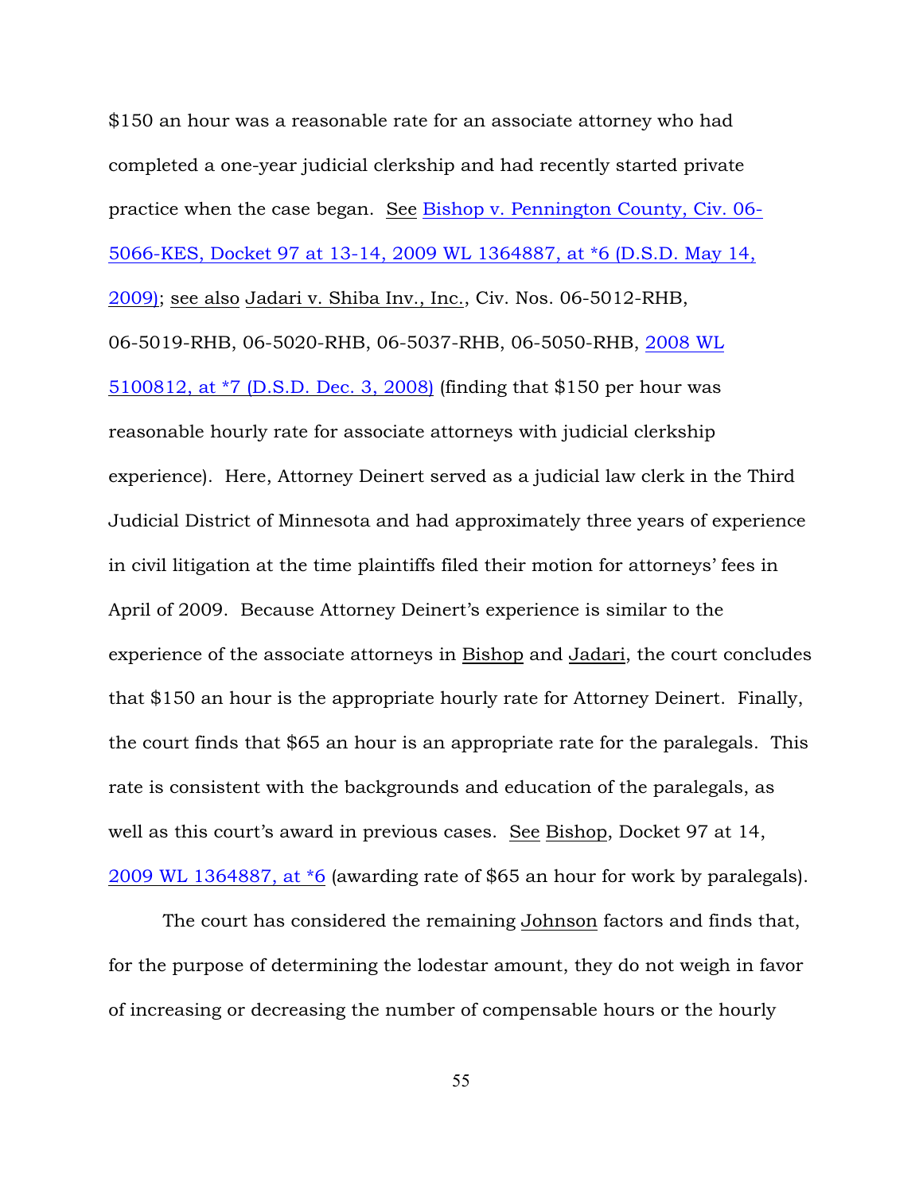$150 an hour was a reasonable rate for an associate attorney who had completed a one-year judicial clerkship and had recently started private practice when the case began. See Bishop v. Pennington County, Civ. 06-5066-KES, Docket 97 at 13-14, 2009 WL 1364887, at *6 (D.S.D. May 14, 2009); see also Jadari v. Shiba Inv., Inc., Civ. Nos. 06-5012-RHB, 06-5019-RHB, 06-5020-RHB, 06-5037-RHB, 06-5050-RHB, 2008 WL 5100812, at *7 (D.S.D. Dec. 3, 2008) (finding that $150 per hour was reasonable hourly rate for associate attorneys with judicial clerkship experience). Here, Attorney Deinert served as a judicial law clerk in the Third Judicial District of Minnesota and had approximately three years of experience in civil litigation at the time plaintiffs filed their motion for attorneys' fees in April of 2009. Because Attorney Deinert's experience is similar to the experience of the associate attorneys in Bishop and Jadari, the court concludes that $150 an hour is the appropriate hourly rate for Attorney Deinert. Finally, the court finds that $65 an hour is an appropriate rate for the paralegals. This rate is consistent with the backgrounds and education of the paralegals, as well as this court's award in previous cases. See Bishop, Docket 97 at 14, 2009 WL 1364887, at *6 (awarding rate of $65 an hour for work by paralegals).

The court has considered the remaining Johnson factors and finds that, for the purpose of determining the lodestar amount, they do not weigh in favor of increasing or decreasing the number of compensable hours or the hourly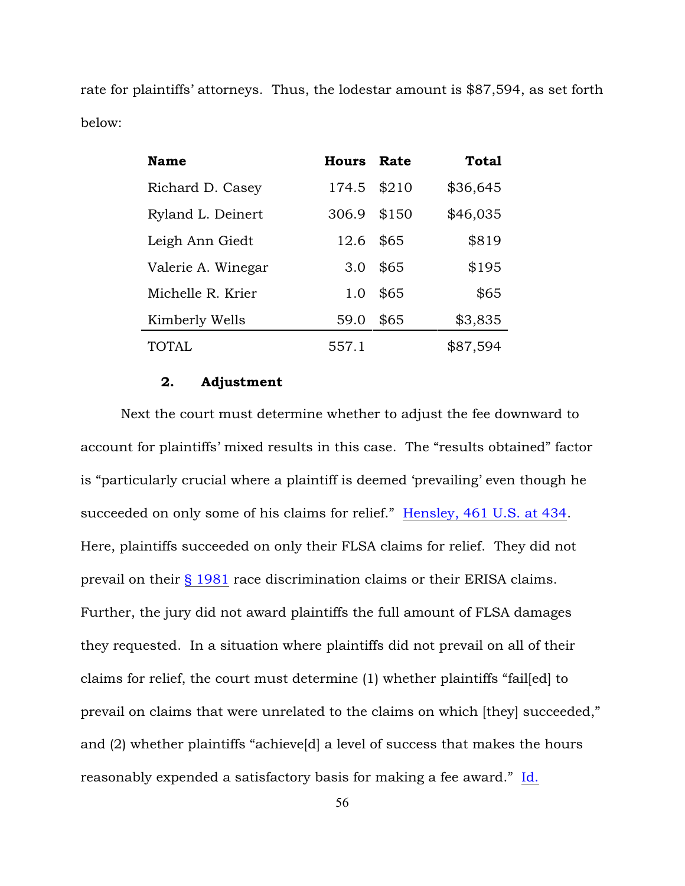rate for plaintiffs' attorneys. Thus, the lodestar amount is $87,594, as set forth below:

| Name | Hours | Rate | Total |
|---|---|---|---|
| Richard D. Casey | 174.5 | $210 | $36,645 |
| Ryland L. Deinert | 306.9 | $150 | $46,035 |
| Leigh Ann Giedt | 12.6 | $65 | $819 |
| Valerie A. Winegar | 3.0 | $65 | $195 |
| Michelle R. Krier | 1.0 | $65 | $65 |
| Kimberly Wells | 59.0 | $65 | $3,835 |
| TOTAL | 557.1 | | $87,594 |

**2. Adjustment**

Next the court must determine whether to adjust the fee downward to account for plaintiffs' mixed results in this case. The "results obtained" factor is "particularly crucial where a plaintiff is deemed 'prevailing' even though he succeeded on only some of his claims for relief." Hensley, 461 U.S. at 434. Here, plaintiffs succeeded on only their FLSA claims for relief. They did not prevail on their § 1981 race discrimination claims or their ERISA claims. Further, the jury did not award plaintiffs the full amount of FLSA damages they requested. In a situation where plaintiffs did not prevail on all of their claims for relief, the court must determine (1) whether plaintiffs "fail[ed] to prevail on claims that were unrelated to the claims on which [they] succeeded," and (2) whether plaintiffs "achieve[d] a level of success that makes the hours reasonably expended a satisfactory basis for making a fee award." Id.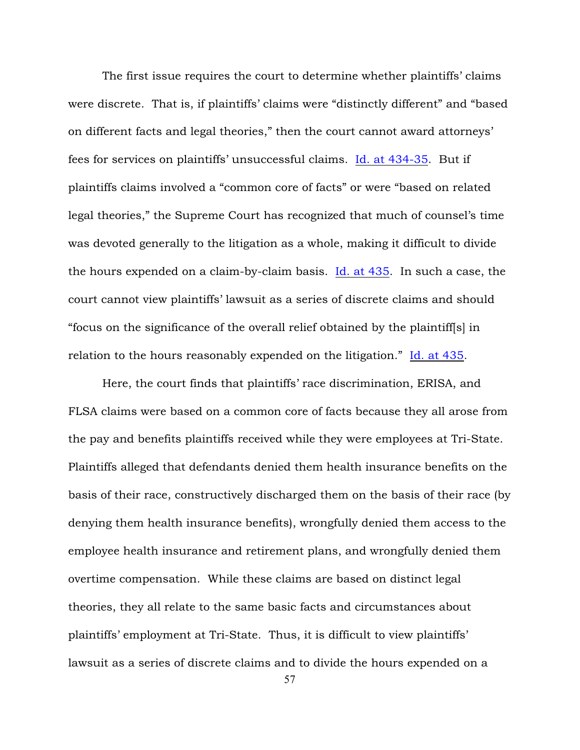The first issue requires the court to determine whether plaintiffs' claims were discrete. That is, if plaintiffs' claims were "distinctly different" and "based on different facts and legal theories," then the court cannot award attorneys' fees for services on plaintiffs' unsuccessful claims. Id. at 434-35. But if plaintiffs claims involved a "common core of facts" or were "based on related legal theories," the Supreme Court has recognized that much of counsel's time was devoted generally to the litigation as a whole, making it difficult to divide the hours expended on a claim-by-claim basis. Id. at 435. In such a case, the court cannot view plaintiffs' lawsuit as a series of discrete claims and should "focus on the significance of the overall relief obtained by the plaintiff[s] in relation to the hours reasonably expended on the litigation." Id. at 435.

Here, the court finds that plaintiffs' race discrimination, ERISA, and FLSA claims were based on a common core of facts because they all arose from the pay and benefits plaintiffs received while they were employees at Tri-State. Plaintiffs alleged that defendants denied them health insurance benefits on the basis of their race, constructively discharged them on the basis of their race (by denying them health insurance benefits), wrongfully denied them access to the employee health insurance and retirement plans, and wrongfully denied them overtime compensation. While these claims are based on distinct legal theories, they all relate to the same basic facts and circumstances about plaintiffs' employment at Tri-State. Thus, it is difficult to view plaintiffs' lawsuit as a series of discrete claims and to divide the hours expended on a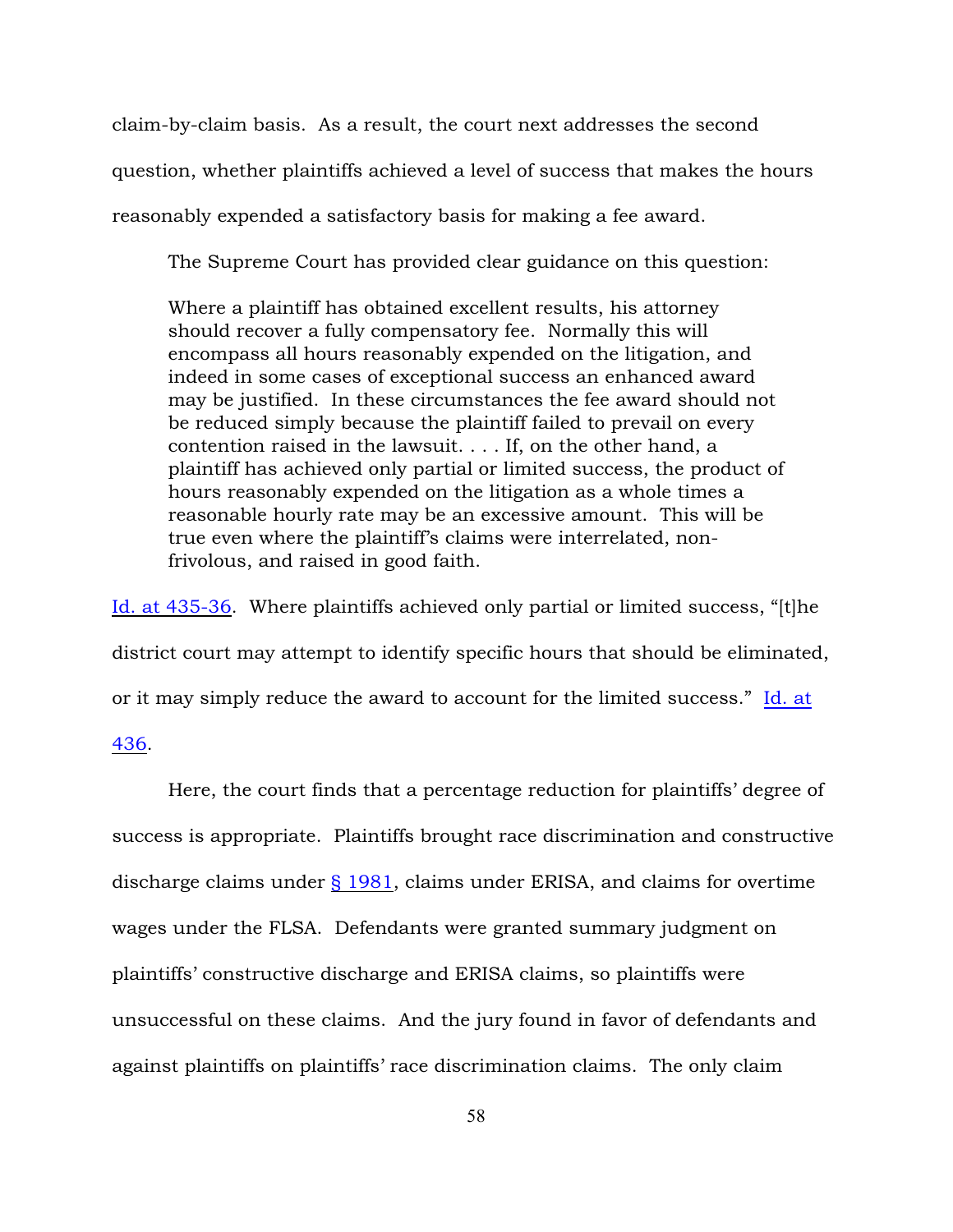claim-by-claim basis. As a result, the court next addresses the second question, whether plaintiffs achieved a level of success that makes the hours reasonably expended a satisfactory basis for making a fee award.

The Supreme Court has provided clear guidance on this question:

> Where a plaintiff has obtained excellent results, his attorney should recover a fully compensatory fee. Normally this will encompass all hours reasonably expended on the litigation, and indeed in some cases of exceptional success an enhanced award may be justified. In these circumstances the fee award should not be reduced simply because the plaintiff failed to prevail on every contention raised in the lawsuit. . . . If, on the other hand, a plaintiff has achieved only partial or limited success, the product of hours reasonably expended on the litigation as a whole times a reasonable hourly rate may be an excessive amount. This will be true even where the plaintiff's claims were interrelated, non-frivolous, and raised in good faith.

Id. at 435-36. Where plaintiffs achieved only partial or limited success, "[t]he district court may attempt to identify specific hours that should be eliminated, or it may simply reduce the award to account for the limited success." Id. at 436.

Here, the court finds that a percentage reduction for plaintiffs' degree of success is appropriate. Plaintiffs brought race discrimination and constructive discharge claims under § 1981, claims under ERISA, and claims for overtime wages under the FLSA. Defendants were granted summary judgment on plaintiffs' constructive discharge and ERISA claims, so plaintiffs were unsuccessful on these claims. And the jury found in favor of defendants and against plaintiffs on plaintiffs' race discrimination claims. The only claim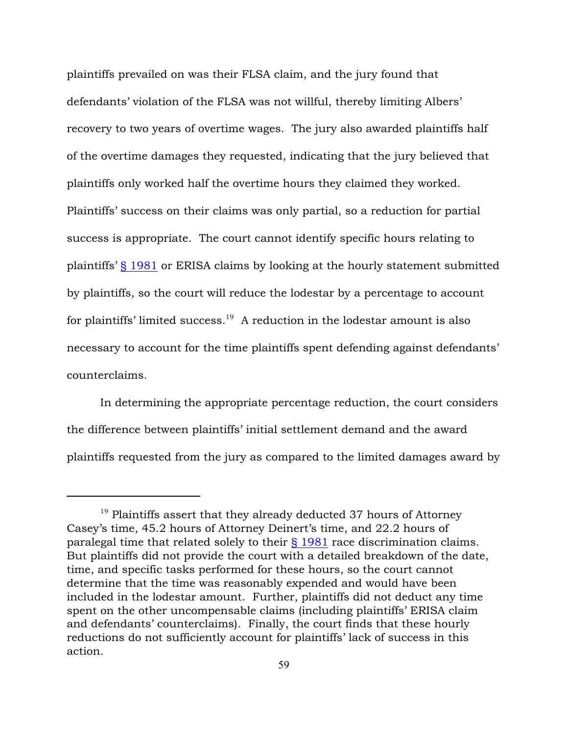plaintiffs prevailed on was their FLSA claim, and the jury found that defendants' violation of the FLSA was not willful, thereby limiting Albers' recovery to two years of overtime wages. The jury also awarded plaintiffs half of the overtime damages they requested, indicating that the jury believed that plaintiffs only worked half the overtime hours they claimed they worked. Plaintiffs' success on their claims was only partial, so a reduction for partial success is appropriate. The court cannot identify specific hours relating to plaintiffs' § 1981 or ERISA claims by looking at the hourly statement submitted by plaintiffs, so the court will reduce the lodestar by a percentage to account for plaintiffs' limited success.[19] A reduction in the lodestar amount is also necessary to account for the time plaintiffs spent defending against defendants' counterclaims.

In determining the appropriate percentage reduction, the court considers the difference between plaintiffs' initial settlement demand and the award plaintiffs requested from the jury as compared to the limited damages award by

---

[19] Plaintiffs assert that they already deducted 37 hours of Attorney Casey's time, 45.2 hours of Attorney Deinert's time, and 22.2 hours of paralegal time that related solely to their § 1981 race discrimination claims. But plaintiffs did not provide the court with a detailed breakdown of the date, time, and specific tasks performed for these hours, so the court cannot determine that the time was reasonably expended and would have been included in the lodestar amount. Further, plaintiffs did not deduct any time spent on the other uncompensable claims (including plaintiffs' ERISA claim and defendants' counterclaims). Finally, the court finds that these hourly reductions do not sufficiently account for plaintiffs' lack of success in this action.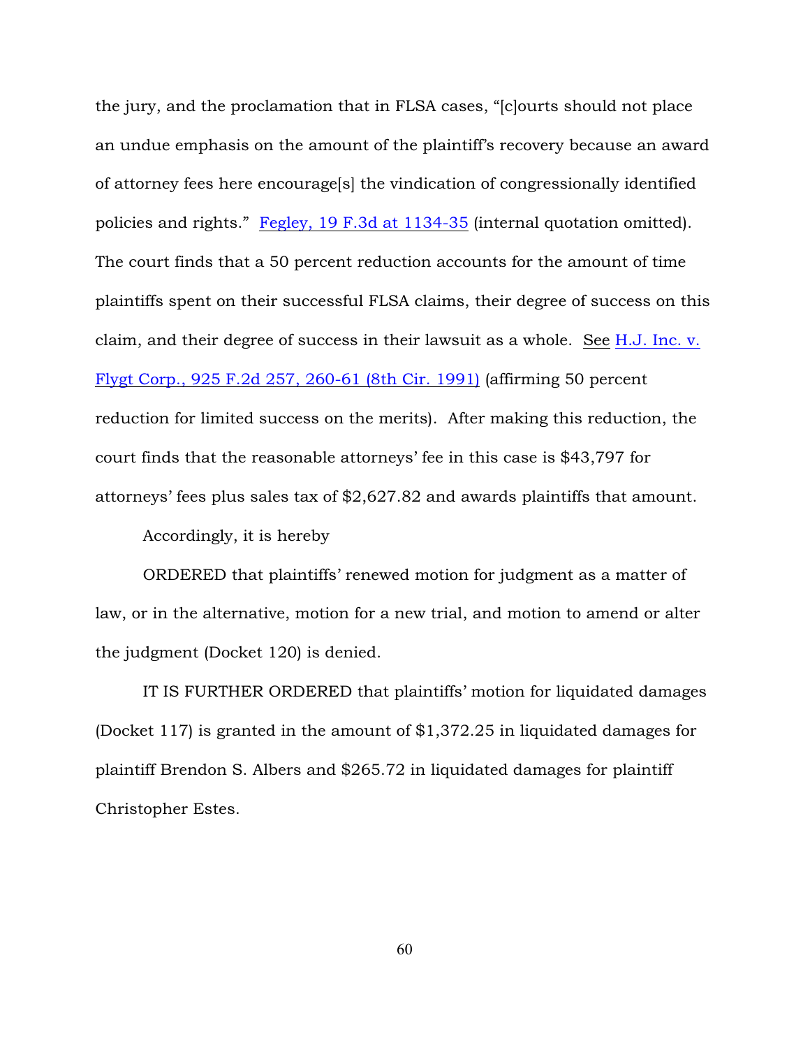the jury, and the proclamation that in FLSA cases, "[c]ourts should not place an undue emphasis on the amount of the plaintiff's recovery because an award of attorney fees here encourage[s] the vindication of congressionally identified policies and rights." Fegley, 19 F.3d at 1134-35 (internal quotation omitted). The court finds that a 50 percent reduction accounts for the amount of time plaintiffs spent on their successful FLSA claims, their degree of success on this claim, and their degree of success in their lawsuit as a whole. See H.J. Inc. v. Flygt Corp., 925 F.2d 257, 260-61 (8th Cir. 1991) (affirming 50 percent reduction for limited success on the merits). After making this reduction, the court finds that the reasonable attorneys' fee in this case is $43,797 for attorneys' fees plus sales tax of $2,627.82 and awards plaintiffs that amount.

Accordingly, it is hereby

ORDERED that plaintiffs' renewed motion for judgment as a matter of law, or in the alternative, motion for a new trial, and motion to amend or alter the judgment (Docket 120) is denied.

IT IS FURTHER ORDERED that plaintiffs' motion for liquidated damages (Docket 117) is granted in the amount of $1,372.25 in liquidated damages for plaintiff Brendon S. Albers and $265.72 in liquidated damages for plaintiff Christopher Estes.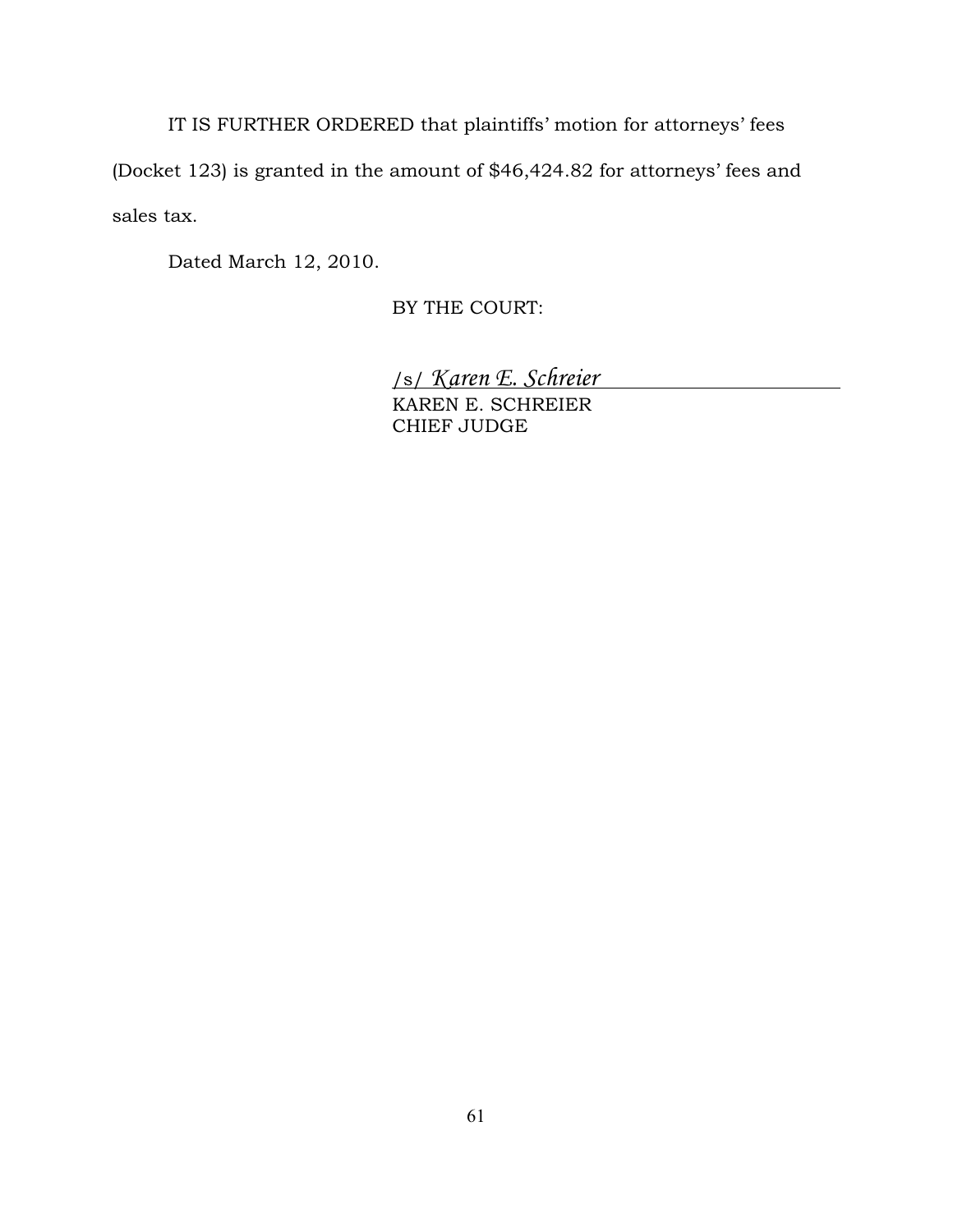IT IS FURTHER ORDERED that plaintiffs' motion for attorneys' fees (Docket 123) is granted in the amount of $46,424.82 for attorneys' fees and sales tax.

Dated March 12, 2010.

BY THE COURT:

/s/ *Karen E. Schreier*
KAREN E. SCHREIER
CHIEF JUDGE